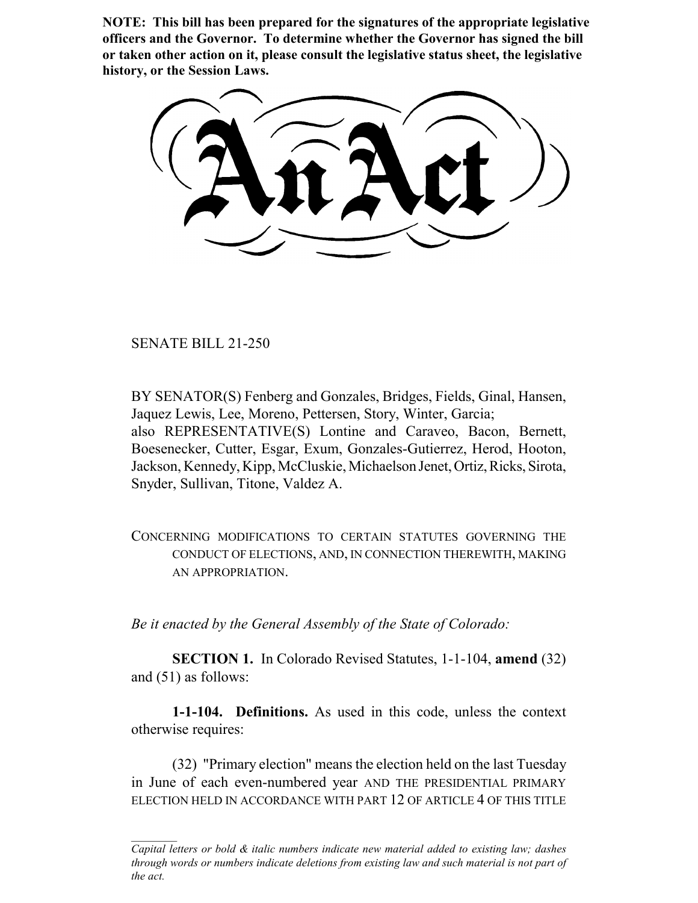**NOTE: This bill has been prepared for the signatures of the appropriate legislative officers and the Governor. To determine whether the Governor has signed the bill or taken other action on it, please consult the legislative status sheet, the legislative history, or the Session Laws.**

# An Act

SENATE BILL 21-250

BY SENATOR(S) Fenberg and Gonzales, Bridges, Fields, Ginal, Hansen, Jaquez Lewis, Lee, Moreno, Pettersen, Story, Winter, Garcia;
also REPRESENTATIVE(S) Lontine and Caraveo, Bacon, Bernett, Boesenecker, Cutter, Esgar, Exum, Gonzales-Gutierrez, Herod, Hooton, Jackson, Kennedy, Kipp, McCluskie, Michaelson Jenet, Ortiz, Ricks, Sirota, Snyder, Sullivan, Titone, Valdez A.

CONCERNING MODIFICATIONS TO CERTAIN STATUTES GOVERNING THE CONDUCT OF ELECTIONS, AND, IN CONNECTION THEREWITH, MAKING AN APPROPRIATION.

*Be it enacted by the General Assembly of the State of Colorado:*

**SECTION 1.** In Colorado Revised Statutes, 1-1-104, **amend** (32) and (51) as follows:

**1-1-104. Definitions.** As used in this code, unless the context otherwise requires:

(32) "Primary election" means the election held on the last Tuesday in June of each even-numbered year AND THE PRESIDENTIAL PRIMARY ELECTION HELD IN ACCORDANCE WITH PART 12 OF ARTICLE 4 OF THIS TITLE

*Capital letters or bold & italic numbers indicate new material added to existing law; dashes through words or numbers indicate deletions from existing law and such material is not part of the act.*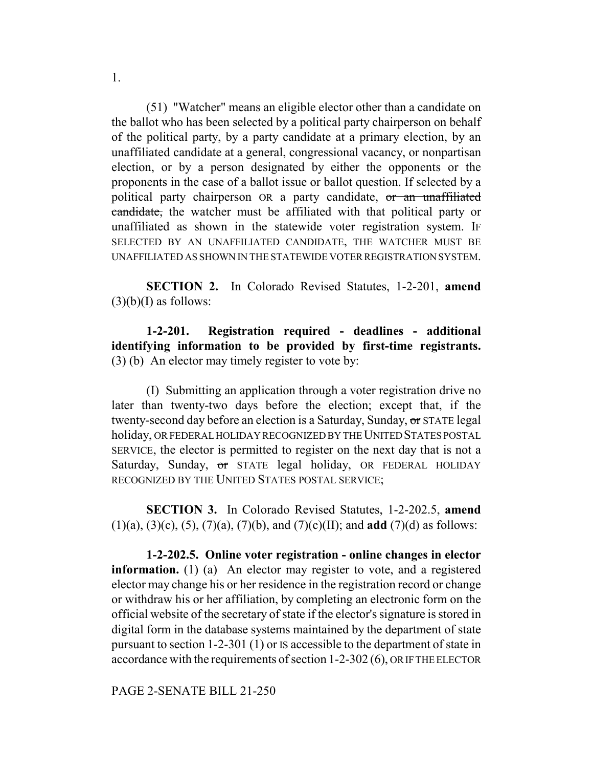1.

(51) "Watcher" means an eligible elector other than a candidate on the ballot who has been selected by a political party chairperson on behalf of the political party, by a party candidate at a primary election, by an unaffiliated candidate at a general, congressional vacancy, or nonpartisan election, or by a person designated by either the opponents or the proponents in the case of a ballot issue or ballot question. If selected by a political party chairperson OR a party candidate, ~~or an unaffiliated candidate,~~ the watcher must be affiliated with that political party or unaffiliated as shown in the statewide voter registration system. IF SELECTED BY AN UNAFFILIATED CANDIDATE, THE WATCHER MUST BE UNAFFILIATED AS SHOWN IN THE STATEWIDE VOTER REGISTRATION SYSTEM.

**SECTION 2.** In Colorado Revised Statutes, 1-2-201, **amend** (3)(b)(I) as follows:

**1-2-201. Registration required - deadlines - additional identifying information to be provided by first-time registrants.** (3) (b) An elector may timely register to vote by:

(I) Submitting an application through a voter registration drive no later than twenty-two days before the election; except that, if the twenty-second day before an election is a Saturday, Sunday, ~~or~~ STATE legal holiday, OR FEDERAL HOLIDAY RECOGNIZED BY THE UNITED STATES POSTAL SERVICE, the elector is permitted to register on the next day that is not a Saturday, Sunday, ~~or~~ STATE legal holiday, OR FEDERAL HOLIDAY RECOGNIZED BY THE UNITED STATES POSTAL SERVICE;

**SECTION 3.** In Colorado Revised Statutes, 1-2-202.5, **amend** (1)(a), (3)(c), (5), (7)(a), (7)(b), and (7)(c)(II); and **add** (7)(d) as follows:

**1-2-202.5. Online voter registration - online changes in elector information.** (1) (a) An elector may register to vote, and a registered elector may change his or her residence in the registration record or change or withdraw his or her affiliation, by completing an electronic form on the official website of the secretary of state if the elector's signature is stored in digital form in the database systems maintained by the department of state pursuant to section 1-2-301 (1) or IS accessible to the department of state in accordance with the requirements of section 1-2-302 (6), OR IF THE ELECTOR

PAGE 2-SENATE BILL 21-250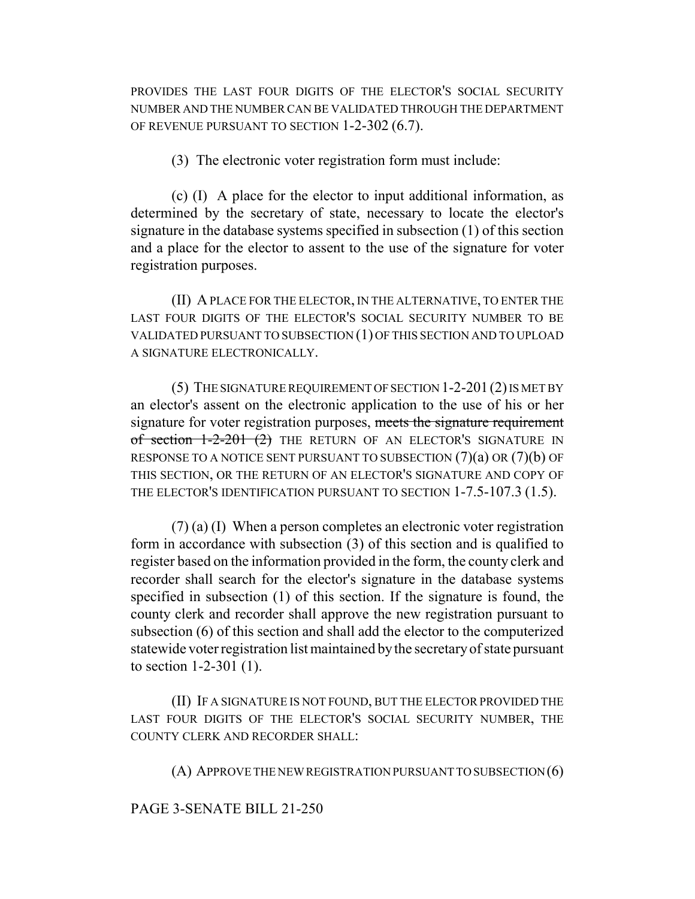PROVIDES THE LAST FOUR DIGITS OF THE ELECTOR'S SOCIAL SECURITY NUMBER AND THE NUMBER CAN BE VALIDATED THROUGH THE DEPARTMENT OF REVENUE PURSUANT TO SECTION 1-2-302 (6.7).

(3) The electronic voter registration form must include:

(c) (I) A place for the elector to input additional information, as determined by the secretary of state, necessary to locate the elector's signature in the database systems specified in subsection (1) of this section and a place for the elector to assent to the use of the signature for voter registration purposes.

(II) A PLACE FOR THE ELECTOR, IN THE ALTERNATIVE, TO ENTER THE LAST FOUR DIGITS OF THE ELECTOR'S SOCIAL SECURITY NUMBER TO BE VALIDATED PURSUANT TO SUBSECTION (1) OF THIS SECTION AND TO UPLOAD A SIGNATURE ELECTRONICALLY.

(5) THE SIGNATURE REQUIREMENT OF SECTION 1-2-201 (2) IS MET BY an elector's assent on the electronic application to the use of his or her signature for voter registration purposes, ~~meets the signature requirement of section 1-2-201 (2)~~ THE RETURN OF AN ELECTOR'S SIGNATURE IN RESPONSE TO A NOTICE SENT PURSUANT TO SUBSECTION (7)(a) OR (7)(b) OF THIS SECTION, OR THE RETURN OF AN ELECTOR'S SIGNATURE AND COPY OF THE ELECTOR'S IDENTIFICATION PURSUANT TO SECTION 1-7.5-107.3 (1.5).

(7) (a) (I) When a person completes an electronic voter registration form in accordance with subsection (3) of this section and is qualified to register based on the information provided in the form, the county clerk and recorder shall search for the elector's signature in the database systems specified in subsection (1) of this section. If the signature is found, the county clerk and recorder shall approve the new registration pursuant to subsection (6) of this section and shall add the elector to the computerized statewide voter registration list maintained by the secretary of state pursuant to section 1-2-301 (1).

(II) IF A SIGNATURE IS NOT FOUND, BUT THE ELECTOR PROVIDED THE LAST FOUR DIGITS OF THE ELECTOR'S SOCIAL SECURITY NUMBER, THE COUNTY CLERK AND RECORDER SHALL:

(A) APPROVE THE NEW REGISTRATION PURSUANT TO SUBSECTION (6)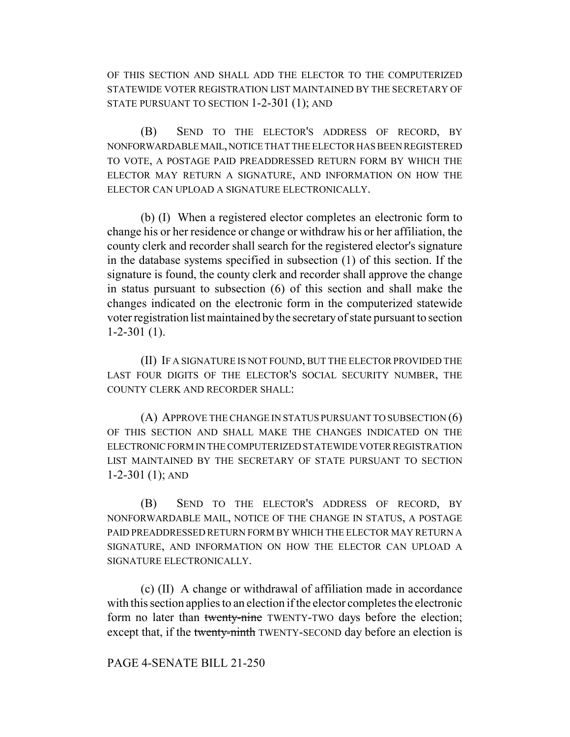OF THIS SECTION AND SHALL ADD THE ELECTOR TO THE COMPUTERIZED STATEWIDE VOTER REGISTRATION LIST MAINTAINED BY THE SECRETARY OF STATE PURSUANT TO SECTION 1-2-301 (1); AND

(B) SEND TO THE ELECTOR'S ADDRESS OF RECORD, BY NONFORWARDABLE MAIL, NOTICE THAT THE ELECTOR HAS BEEN REGISTERED TO VOTE, A POSTAGE PAID PREADDRESSED RETURN FORM BY WHICH THE ELECTOR MAY RETURN A SIGNATURE, AND INFORMATION ON HOW THE ELECTOR CAN UPLOAD A SIGNATURE ELECTRONICALLY.

(b) (I) When a registered elector completes an electronic form to change his or her residence or change or withdraw his or her affiliation, the county clerk and recorder shall search for the registered elector's signature in the database systems specified in subsection (1) of this section. If the signature is found, the county clerk and recorder shall approve the change in status pursuant to subsection (6) of this section and shall make the changes indicated on the electronic form in the computerized statewide voter registration list maintained by the secretary of state pursuant to section 1-2-301 (1).

(II) IF A SIGNATURE IS NOT FOUND, BUT THE ELECTOR PROVIDED THE LAST FOUR DIGITS OF THE ELECTOR'S SOCIAL SECURITY NUMBER, THE COUNTY CLERK AND RECORDER SHALL:

(A) APPROVE THE CHANGE IN STATUS PURSUANT TO SUBSECTION (6) OF THIS SECTION AND SHALL MAKE THE CHANGES INDICATED ON THE ELECTRONIC FORM IN THE COMPUTERIZED STATEWIDE VOTER REGISTRATION LIST MAINTAINED BY THE SECRETARY OF STATE PURSUANT TO SECTION 1-2-301 (1); AND

(B) SEND TO THE ELECTOR'S ADDRESS OF RECORD, BY NONFORWARDABLE MAIL, NOTICE OF THE CHANGE IN STATUS, A POSTAGE PAID PREADDRESSED RETURN FORM BY WHICH THE ELECTOR MAY RETURN A SIGNATURE, AND INFORMATION ON HOW THE ELECTOR CAN UPLOAD A SIGNATURE ELECTRONICALLY.

(c) (II) A change or withdrawal of affiliation made in accordance with this section applies to an election if the elector completes the electronic form no later than ~~twenty-nine~~ TWENTY-TWO days before the election; except that, if the ~~twenty-ninth~~ TWENTY-SECOND day before an election is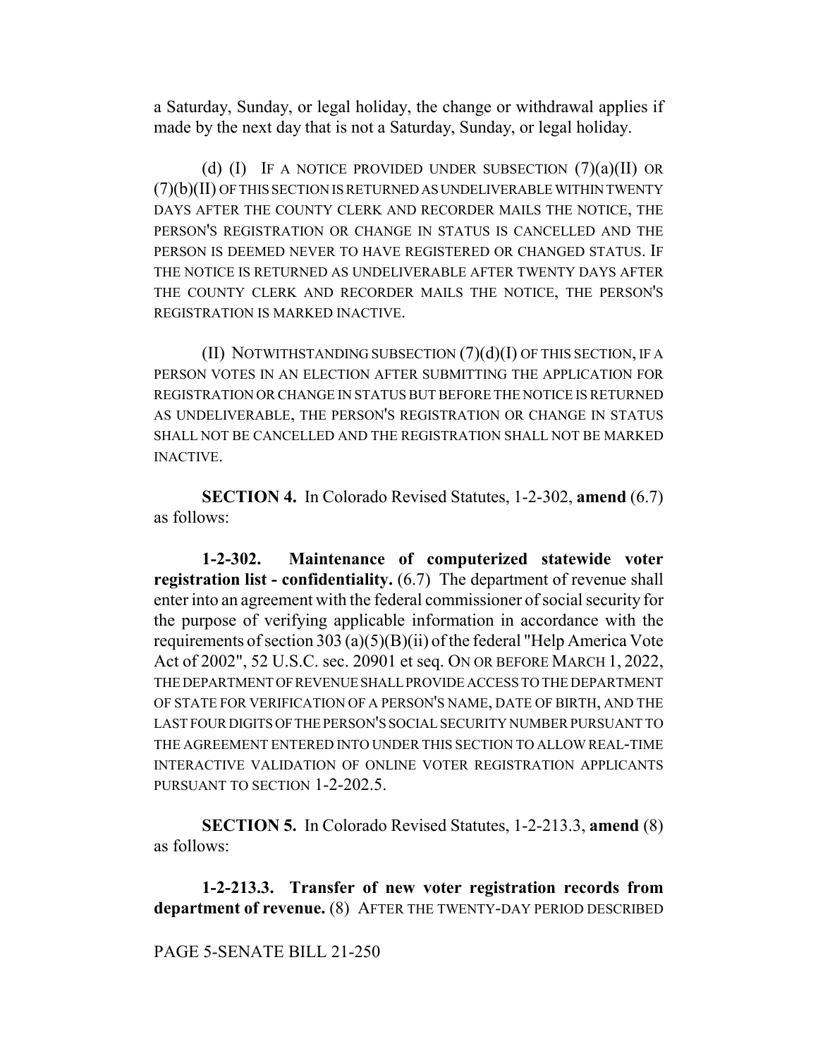a Saturday, Sunday, or legal holiday, the change or withdrawal applies if made by the next day that is not a Saturday, Sunday, or legal holiday.

(d) (I) IF A NOTICE PROVIDED UNDER SUBSECTION (7)(a)(II) OR (7)(b)(II) OF THIS SECTION IS RETURNED AS UNDELIVERABLE WITHIN TWENTY DAYS AFTER THE COUNTY CLERK AND RECORDER MAILS THE NOTICE, THE PERSON'S REGISTRATION OR CHANGE IN STATUS IS CANCELLED AND THE PERSON IS DEEMED NEVER TO HAVE REGISTERED OR CHANGED STATUS. IF THE NOTICE IS RETURNED AS UNDELIVERABLE AFTER TWENTY DAYS AFTER THE COUNTY CLERK AND RECORDER MAILS THE NOTICE, THE PERSON'S REGISTRATION IS MARKED INACTIVE.

(II) NOTWITHSTANDING SUBSECTION (7)(d)(I) OF THIS SECTION, IF A PERSON VOTES IN AN ELECTION AFTER SUBMITTING THE APPLICATION FOR REGISTRATION OR CHANGE IN STATUS BUT BEFORE THE NOTICE IS RETURNED AS UNDELIVERABLE, THE PERSON'S REGISTRATION OR CHANGE IN STATUS SHALL NOT BE CANCELLED AND THE REGISTRATION SHALL NOT BE MARKED INACTIVE.

**SECTION 4.** In Colorado Revised Statutes, 1-2-302, **amend** (6.7) as follows:

**1-2-302. Maintenance of computerized statewide voter registration list - confidentiality.** (6.7) The department of revenue shall enter into an agreement with the federal commissioner of social security for the purpose of verifying applicable information in accordance with the requirements of section 303 (a)(5)(B)(ii) of the federal "Help America Vote Act of 2002", 52 U.S.C. sec. 20901 et seq. ON OR BEFORE MARCH 1, 2022, THE DEPARTMENT OF REVENUE SHALL PROVIDE ACCESS TO THE DEPARTMENT OF STATE FOR VERIFICATION OF A PERSON'S NAME, DATE OF BIRTH, AND THE LAST FOUR DIGITS OF THE PERSON'S SOCIAL SECURITY NUMBER PURSUANT TO THE AGREEMENT ENTERED INTO UNDER THIS SECTION TO ALLOW REAL-TIME INTERACTIVE VALIDATION OF ONLINE VOTER REGISTRATION APPLICANTS PURSUANT TO SECTION 1-2-202.5.

**SECTION 5.** In Colorado Revised Statutes, 1-2-213.3, **amend** (8) as follows:

**1-2-213.3. Transfer of new voter registration records from department of revenue.** (8) AFTER THE TWENTY-DAY PERIOD DESCRIBED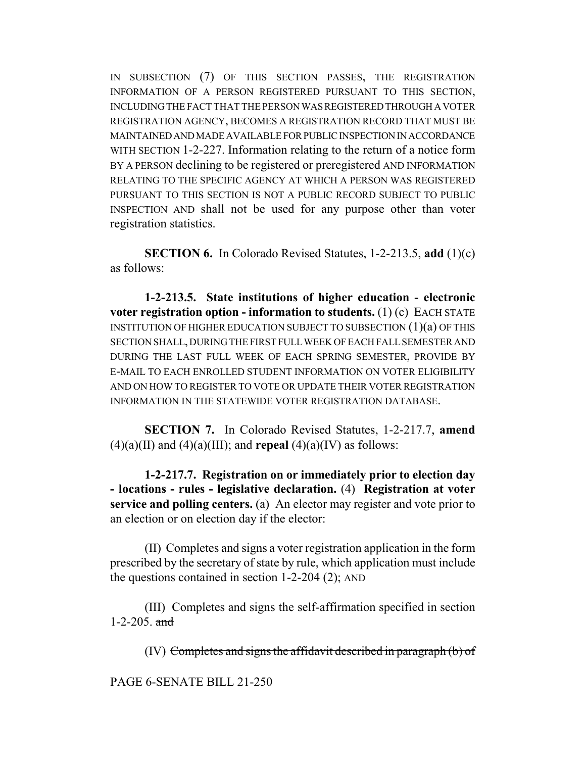IN SUBSECTION (7) OF THIS SECTION PASSES, THE REGISTRATION INFORMATION OF A PERSON REGISTERED PURSUANT TO THIS SECTION, INCLUDING THE FACT THAT THE PERSON WAS REGISTERED THROUGH A VOTER REGISTRATION AGENCY, BECOMES A REGISTRATION RECORD THAT MUST BE MAINTAINED AND MADE AVAILABLE FOR PUBLIC INSPECTION IN ACCORDANCE WITH SECTION 1-2-227. Information relating to the return of a notice form BY A PERSON declining to be registered or preregistered AND INFORMATION RELATING TO THE SPECIFIC AGENCY AT WHICH A PERSON WAS REGISTERED PURSUANT TO THIS SECTION IS NOT A PUBLIC RECORD SUBJECT TO PUBLIC INSPECTION AND shall not be used for any purpose other than voter registration statistics.

**SECTION 6.** In Colorado Revised Statutes, 1-2-213.5, **add** (1)(c) as follows:

**1-2-213.5. State institutions of higher education - electronic voter registration option - information to students.** (1) (c) EACH STATE INSTITUTION OF HIGHER EDUCATION SUBJECT TO SUBSECTION (1)(a) OF THIS SECTION SHALL, DURING THE FIRST FULL WEEK OF EACH FALL SEMESTER AND DURING THE LAST FULL WEEK OF EACH SPRING SEMESTER, PROVIDE BY E-MAIL TO EACH ENROLLED STUDENT INFORMATION ON VOTER ELIGIBILITY AND ON HOW TO REGISTER TO VOTE OR UPDATE THEIR VOTER REGISTRATION INFORMATION IN THE STATEWIDE VOTER REGISTRATION DATABASE.

**SECTION 7.** In Colorado Revised Statutes, 1-2-217.7, **amend** (4)(a)(II) and (4)(a)(III); and **repeal** (4)(a)(IV) as follows:

**1-2-217.7. Registration on or immediately prior to election day - locations - rules - legislative declaration.** (4) **Registration at voter service and polling centers.** (a) An elector may register and vote prior to an election or on election day if the elector:

(II) Completes and signs a voter registration application in the form prescribed by the secretary of state by rule, which application must include the questions contained in section 1-2-204 (2); AND

(III) Completes and signs the self-affirmation specified in section 1-2-205. ~~and~~

(IV) ~~Completes and signs the affidavit described in paragraph (b) of~~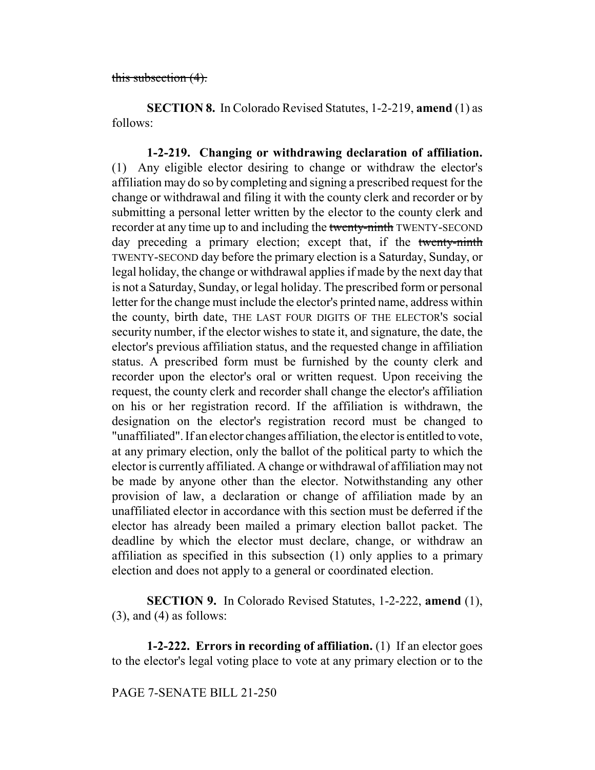~~this subsection (4).~~

**SECTION 8.** In Colorado Revised Statutes, 1-2-219, **amend** (1) as follows:

**1-2-219. Changing or withdrawing declaration of affiliation.** (1) Any eligible elector desiring to change or withdraw the elector's affiliation may do so by completing and signing a prescribed request for the change or withdrawal and filing it with the county clerk and recorder or by submitting a personal letter written by the elector to the county clerk and recorder at any time up to and including the ~~twenty-ninth~~ TWENTY-SECOND day preceding a primary election; except that, if the ~~twenty-ninth~~ TWENTY-SECOND day before the primary election is a Saturday, Sunday, or legal holiday, the change or withdrawal applies if made by the next day that is not a Saturday, Sunday, or legal holiday. The prescribed form or personal letter for the change must include the elector's printed name, address within the county, birth date, THE LAST FOUR DIGITS OF THE ELECTOR'S social security number, if the elector wishes to state it, and signature, the date, the elector's previous affiliation status, and the requested change in affiliation status. A prescribed form must be furnished by the county clerk and recorder upon the elector's oral or written request. Upon receiving the request, the county clerk and recorder shall change the elector's affiliation on his or her registration record. If the affiliation is withdrawn, the designation on the elector's registration record must be changed to "unaffiliated". If an elector changes affiliation, the elector is entitled to vote, at any primary election, only the ballot of the political party to which the elector is currently affiliated. A change or withdrawal of affiliation may not be made by anyone other than the elector. Notwithstanding any other provision of law, a declaration or change of affiliation made by an unaffiliated elector in accordance with this section must be deferred if the elector has already been mailed a primary election ballot packet. The deadline by which the elector must declare, change, or withdraw an affiliation as specified in this subsection (1) only applies to a primary election and does not apply to a general or coordinated election.

**SECTION 9.** In Colorado Revised Statutes, 1-2-222, **amend** (1), (3), and (4) as follows:

**1-2-222. Errors in recording of affiliation.** (1) If an elector goes to the elector's legal voting place to vote at any primary election or to the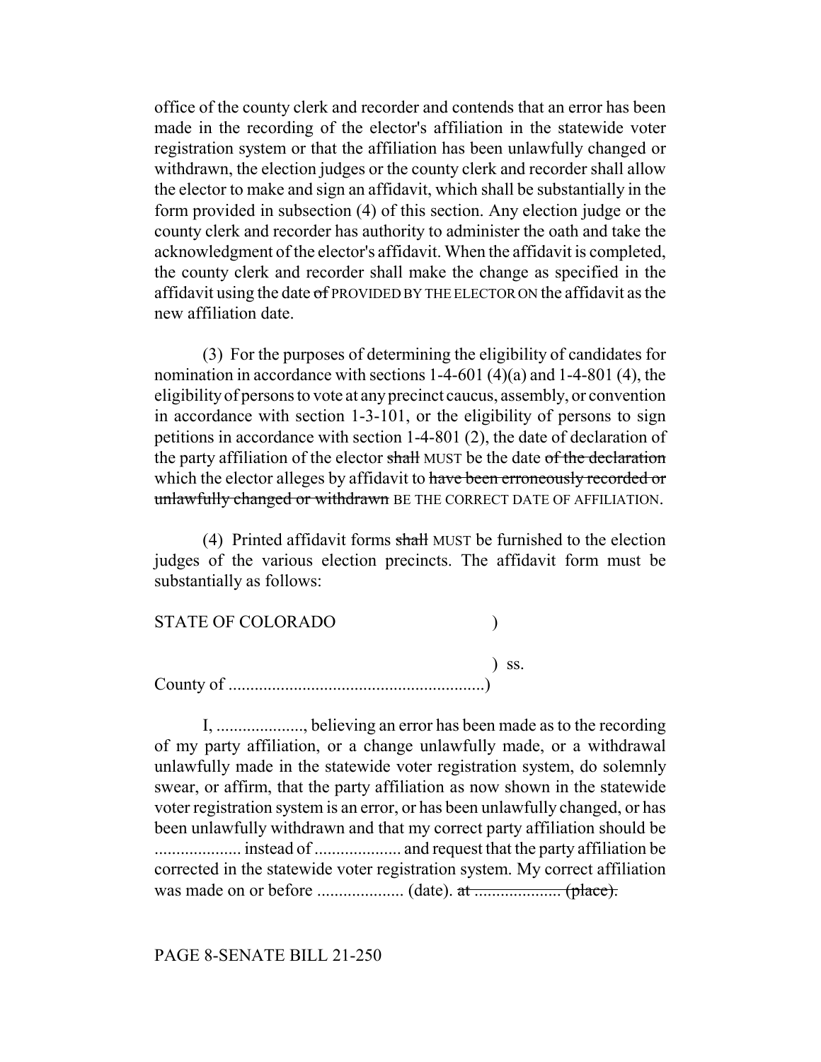office of the county clerk and recorder and contends that an error has been made in the recording of the elector's affiliation in the statewide voter registration system or that the affiliation has been unlawfully changed or withdrawn, the election judges or the county clerk and recorder shall allow the elector to make and sign an affidavit, which shall be substantially in the form provided in subsection (4) of this section. Any election judge or the county clerk and recorder has authority to administer the oath and take the acknowledgment of the elector's affidavit. When the affidavit is completed, the county clerk and recorder shall make the change as specified in the affidavit using the date ~~of~~ PROVIDED BY THE ELECTOR ON the affidavit as the new affiliation date.

(3) For the purposes of determining the eligibility of candidates for nomination in accordance with sections 1-4-601 (4)(a) and 1-4-801 (4), the eligibility of persons to vote at any precinct caucus, assembly, or convention in accordance with section 1-3-101, or the eligibility of persons to sign petitions in accordance with section 1-4-801 (2), the date of declaration of the party affiliation of the elector ~~shall~~ MUST be the date ~~of the declaration~~ which the elector alleges by affidavit to ~~have been erroneously recorded or unlawfully changed or withdrawn~~ BE THE CORRECT DATE OF AFFILIATION.

(4) Printed affidavit forms ~~shall~~ MUST be furnished to the election judges of the various election precincts. The affidavit form must be substantially as follows:

STATE OF COLORADO )

) ss.

County of ..........................................................)

I, ...................., believing an error has been made as to the recording of my party affiliation, or a change unlawfully made, or a withdrawal unlawfully made in the statewide voter registration system, do solemnly swear, or affirm, that the party affiliation as now shown in the statewide voter registration system is an error, or has been unlawfully changed, or has been unlawfully withdrawn and that my correct party affiliation should be .................... instead of .................... and request that the party affiliation be corrected in the statewide voter registration system. My correct affiliation was made on or before .................... (date). ~~at .................... (place).~~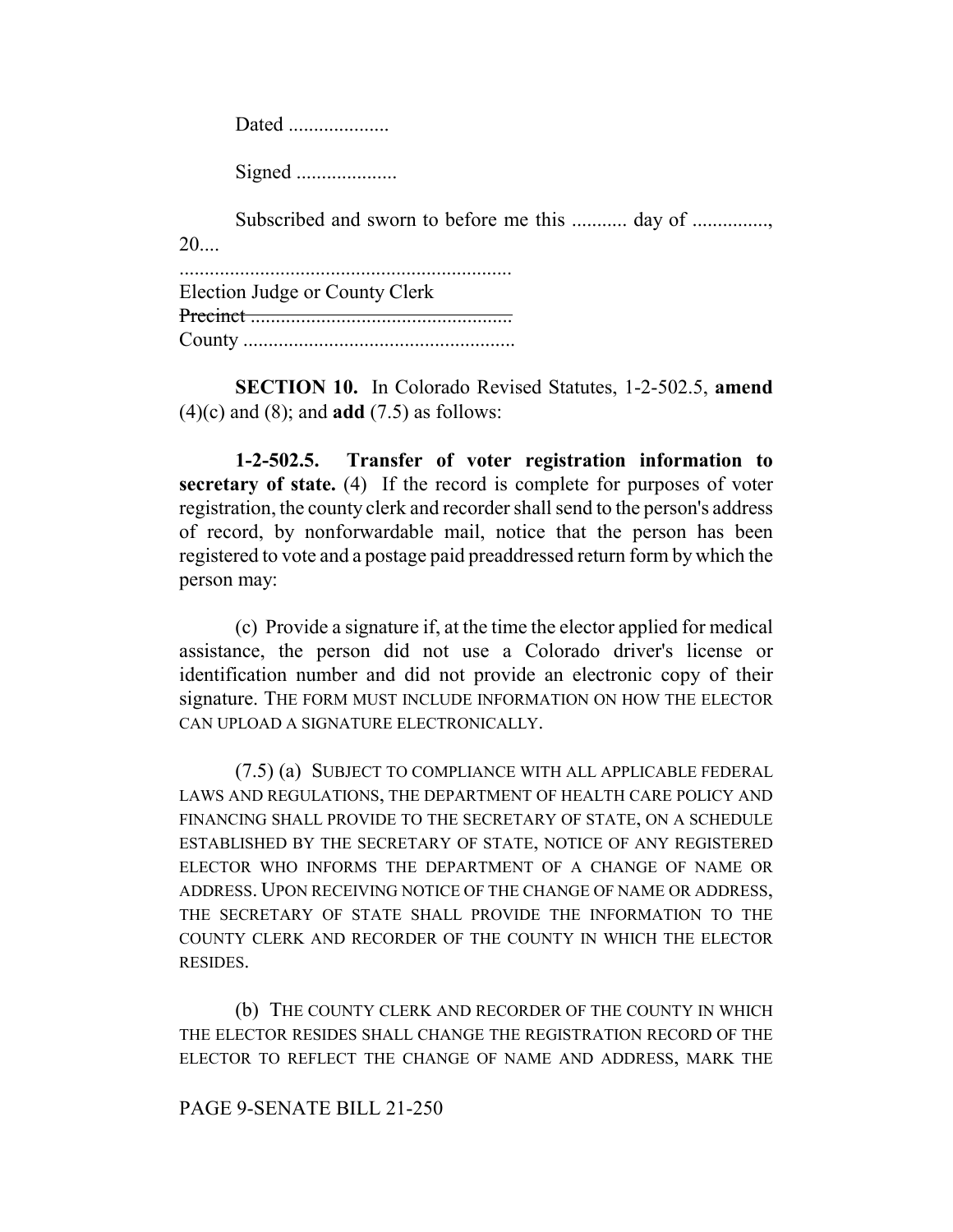Dated ...................

Signed ...................

Subscribed and sworn to before me this ........... day of ..............., 20....

.................................................................
Election Judge or County Clerk
~~Precinct ...................................................~~
County .....................................................

**SECTION 10.** In Colorado Revised Statutes, 1-2-502.5, **amend** (4)(c) and (8); and **add** (7.5) as follows:

**1-2-502.5. Transfer of voter registration information to secretary of state.** (4) If the record is complete for purposes of voter registration, the county clerk and recorder shall send to the person's address of record, by nonforwardable mail, notice that the person has been registered to vote and a postage paid preaddressed return form by which the person may:

(c) Provide a signature if, at the time the elector applied for medical assistance, the person did not use a Colorado driver's license or identification number and did not provide an electronic copy of their signature. THE FORM MUST INCLUDE INFORMATION ON HOW THE ELECTOR CAN UPLOAD A SIGNATURE ELECTRONICALLY.

(7.5) (a) SUBJECT TO COMPLIANCE WITH ALL APPLICABLE FEDERAL LAWS AND REGULATIONS, THE DEPARTMENT OF HEALTH CARE POLICY AND FINANCING SHALL PROVIDE TO THE SECRETARY OF STATE, ON A SCHEDULE ESTABLISHED BY THE SECRETARY OF STATE, NOTICE OF ANY REGISTERED ELECTOR WHO INFORMS THE DEPARTMENT OF A CHANGE OF NAME OR ADDRESS. UPON RECEIVING NOTICE OF THE CHANGE OF NAME OR ADDRESS, THE SECRETARY OF STATE SHALL PROVIDE THE INFORMATION TO THE COUNTY CLERK AND RECORDER OF THE COUNTY IN WHICH THE ELECTOR RESIDES.

(b) THE COUNTY CLERK AND RECORDER OF THE COUNTY IN WHICH THE ELECTOR RESIDES SHALL CHANGE THE REGISTRATION RECORD OF THE ELECTOR TO REFLECT THE CHANGE OF NAME AND ADDRESS, MARK THE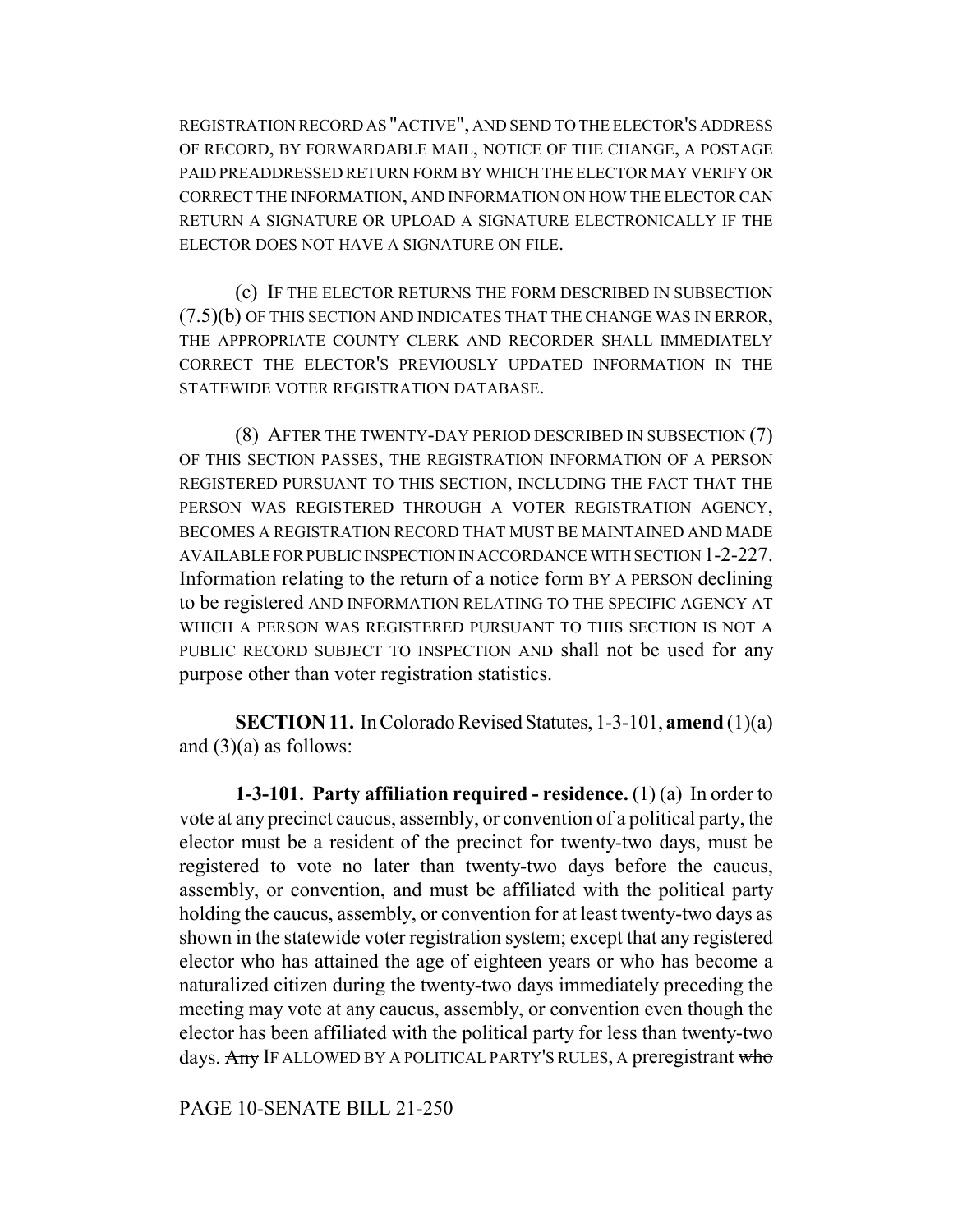REGISTRATION RECORD AS "ACTIVE", AND SEND TO THE ELECTOR'S ADDRESS OF RECORD, BY FORWARDABLE MAIL, NOTICE OF THE CHANGE, A POSTAGE PAID PREADDRESSED RETURN FORM BY WHICH THE ELECTOR MAY VERIFY OR CORRECT THE INFORMATION, AND INFORMATION ON HOW THE ELECTOR CAN RETURN A SIGNATURE OR UPLOAD A SIGNATURE ELECTRONICALLY IF THE ELECTOR DOES NOT HAVE A SIGNATURE ON FILE.

(c) IF THE ELECTOR RETURNS THE FORM DESCRIBED IN SUBSECTION (7.5)(b) OF THIS SECTION AND INDICATES THAT THE CHANGE WAS IN ERROR, THE APPROPRIATE COUNTY CLERK AND RECORDER SHALL IMMEDIATELY CORRECT THE ELECTOR'S PREVIOUSLY UPDATED INFORMATION IN THE STATEWIDE VOTER REGISTRATION DATABASE.

(8) AFTER THE TWENTY-DAY PERIOD DESCRIBED IN SUBSECTION (7) OF THIS SECTION PASSES, THE REGISTRATION INFORMATION OF A PERSON REGISTERED PURSUANT TO THIS SECTION, INCLUDING THE FACT THAT THE PERSON WAS REGISTERED THROUGH A VOTER REGISTRATION AGENCY, BECOMES A REGISTRATION RECORD THAT MUST BE MAINTAINED AND MADE AVAILABLE FOR PUBLIC INSPECTION IN ACCORDANCE WITH SECTION 1-2-227. Information relating to the return of a notice form BY A PERSON declining to be registered AND INFORMATION RELATING TO THE SPECIFIC AGENCY AT WHICH A PERSON WAS REGISTERED PURSUANT TO THIS SECTION IS NOT A PUBLIC RECORD SUBJECT TO INSPECTION AND shall not be used for any purpose other than voter registration statistics.

**SECTION 11.** In Colorado Revised Statutes, 1-3-101, **amend** (1)(a) and (3)(a) as follows:

**1-3-101. Party affiliation required - residence.** (1) (a) In order to vote at any precinct caucus, assembly, or convention of a political party, the elector must be a resident of the precinct for twenty-two days, must be registered to vote no later than twenty-two days before the caucus, assembly, or convention, and must be affiliated with the political party holding the caucus, assembly, or convention for at least twenty-two days as shown in the statewide voter registration system; except that any registered elector who has attained the age of eighteen years or who has become a naturalized citizen during the twenty-two days immediately preceding the meeting may vote at any caucus, assembly, or convention even though the elector has been affiliated with the political party for less than twenty-two days. ~~Any~~ IF ALLOWED BY A POLITICAL PARTY'S RULES, A preregistrant ~~who~~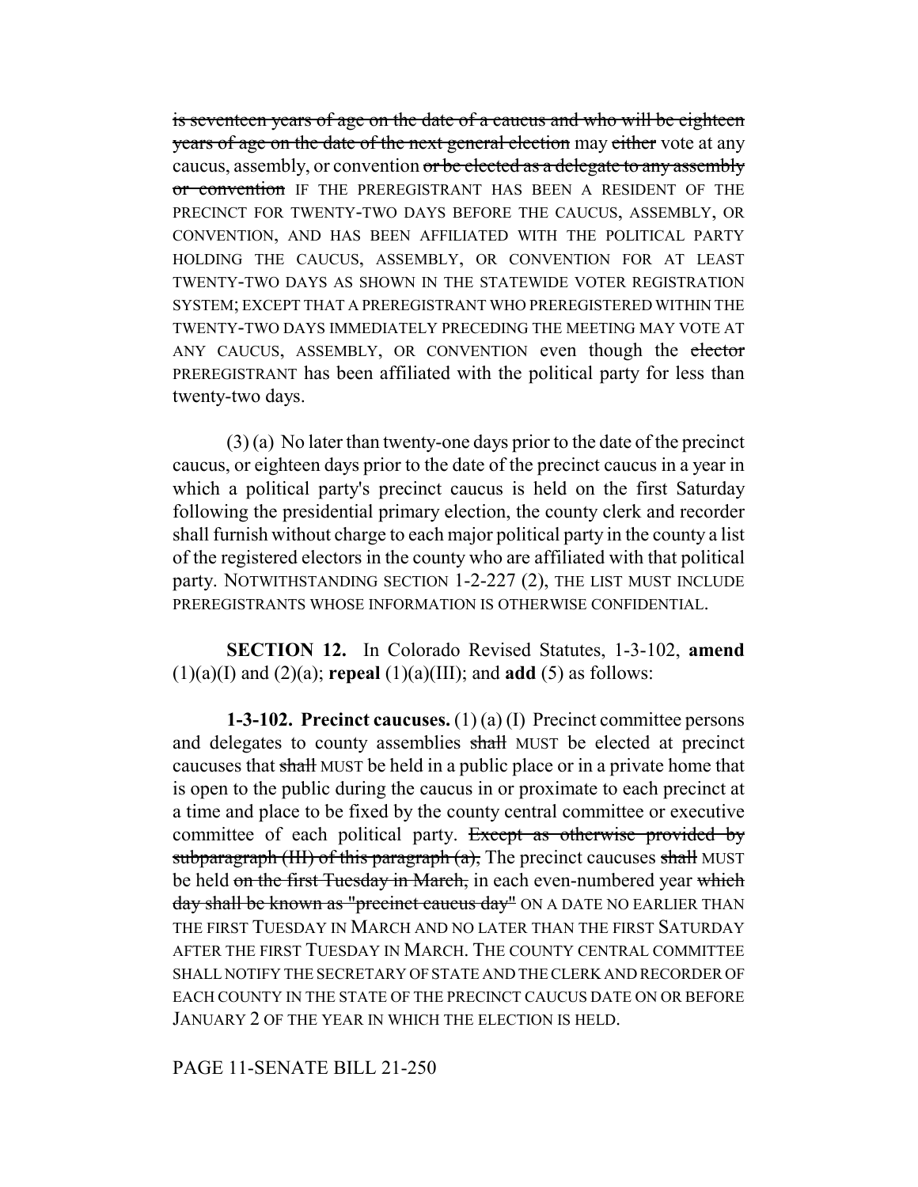~~is seventeen years of age on the date of a caucus and who will be eighteen years of age on the date of the next general election~~ may ~~either~~ vote at any caucus, assembly, or convention ~~or be elected as a delegate to any assembly or convention~~ IF THE PREREGISTRANT HAS BEEN A RESIDENT OF THE PRECINCT FOR TWENTY-TWO DAYS BEFORE THE CAUCUS, ASSEMBLY, OR CONVENTION, AND HAS BEEN AFFILIATED WITH THE POLITICAL PARTY HOLDING THE CAUCUS, ASSEMBLY, OR CONVENTION FOR AT LEAST TWENTY-TWO DAYS AS SHOWN IN THE STATEWIDE VOTER REGISTRATION SYSTEM; EXCEPT THAT A PREREGISTRANT WHO PREREGISTERED WITHIN THE TWENTY-TWO DAYS IMMEDIATELY PRECEDING THE MEETING MAY VOTE AT ANY CAUCUS, ASSEMBLY, OR CONVENTION even though the ~~elector~~ PREREGISTRANT has been affiliated with the political party for less than twenty-two days.

(3) (a) No later than twenty-one days prior to the date of the precinct caucus, or eighteen days prior to the date of the precinct caucus in a year in which a political party's precinct caucus is held on the first Saturday following the presidential primary election, the county clerk and recorder shall furnish without charge to each major political party in the county a list of the registered electors in the county who are affiliated with that political party. NOTWITHSTANDING SECTION 1-2-227 (2), THE LIST MUST INCLUDE PREREGISTRANTS WHOSE INFORMATION IS OTHERWISE CONFIDENTIAL.

**SECTION 12.** In Colorado Revised Statutes, 1-3-102, **amend** (1)(a)(I) and (2)(a); **repeal** (1)(a)(III); and **add** (5) as follows:

**1-3-102. Precinct caucuses.** (1) (a) (I) Precinct committee persons and delegates to county assemblies ~~shall~~ MUST be elected at precinct caucuses that ~~shall~~ MUST be held in a public place or in a private home that is open to the public during the caucus in or proximate to each precinct at a time and place to be fixed by the county central committee or executive committee of each political party. ~~Except as otherwise provided by subparagraph (III) of this paragraph (a),~~ The precinct caucuses ~~shall~~ MUST be held ~~on the first Tuesday in March,~~ in each even-numbered year ~~which day shall be known as "precinct caucus day"~~ ON A DATE NO EARLIER THAN THE FIRST TUESDAY IN MARCH AND NO LATER THAN THE FIRST SATURDAY AFTER THE FIRST TUESDAY IN MARCH. THE COUNTY CENTRAL COMMITTEE SHALL NOTIFY THE SECRETARY OF STATE AND THE CLERK AND RECORDER OF EACH COUNTY IN THE STATE OF THE PRECINCT CAUCUS DATE ON OR BEFORE JANUARY 2 OF THE YEAR IN WHICH THE ELECTION IS HELD.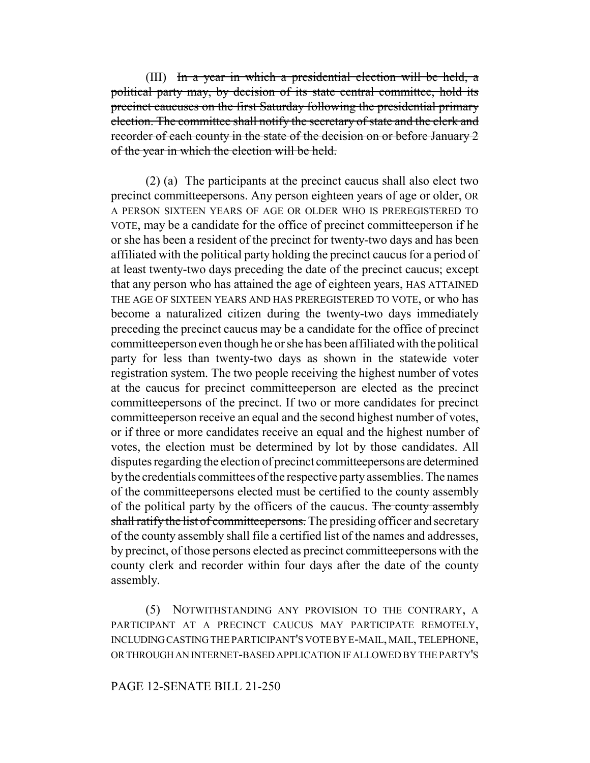(III) ~~In a year in which a presidential election will be held, a political party may, by decision of its state central committee, hold its precinct caucuses on the first Saturday following the presidential primary election. The committee shall notify the secretary of state and the clerk and recorder of each county in the state of the decision on or before January 2 of the year in which the election will be held.~~

(2) (a) The participants at the precinct caucus shall also elect two precinct committeepersons. Any person eighteen years of age or older, OR A PERSON SIXTEEN YEARS OF AGE OR OLDER WHO IS PREREGISTERED TO VOTE, may be a candidate for the office of precinct committeeperson if he or she has been a resident of the precinct for twenty-two days and has been affiliated with the political party holding the precinct caucus for a period of at least twenty-two days preceding the date of the precinct caucus; except that any person who has attained the age of eighteen years, HAS ATTAINED THE AGE OF SIXTEEN YEARS AND HAS PREREGISTERED TO VOTE, or who has become a naturalized citizen during the twenty-two days immediately preceding the precinct caucus may be a candidate for the office of precinct committeeperson even though he or she has been affiliated with the political party for less than twenty-two days as shown in the statewide voter registration system. The two people receiving the highest number of votes at the caucus for precinct committeeperson are elected as the precinct committeepersons of the precinct. If two or more candidates for precinct committeeperson receive an equal and the second highest number of votes, or if three or more candidates receive an equal and the highest number of votes, the election must be determined by lot by those candidates. All disputes regarding the election of precinct committeepersons are determined by the credentials committees of the respective party assemblies. The names of the committeepersons elected must be certified to the county assembly of the political party by the officers of the caucus. ~~The county assembly shall ratify the list of committeepersons.~~ The presiding officer and secretary of the county assembly shall file a certified list of the names and addresses, by precinct, of those persons elected as precinct committeepersons with the county clerk and recorder within four days after the date of the county assembly.

(5) NOTWITHSTANDING ANY PROVISION TO THE CONTRARY, A PARTICIPANT AT A PRECINCT CAUCUS MAY PARTICIPATE REMOTELY, INCLUDING CASTING THE PARTICIPANT'S VOTE BY E-MAIL, MAIL, TELEPHONE, OR THROUGH AN INTERNET-BASED APPLICATION IF ALLOWED BY THE PARTY'S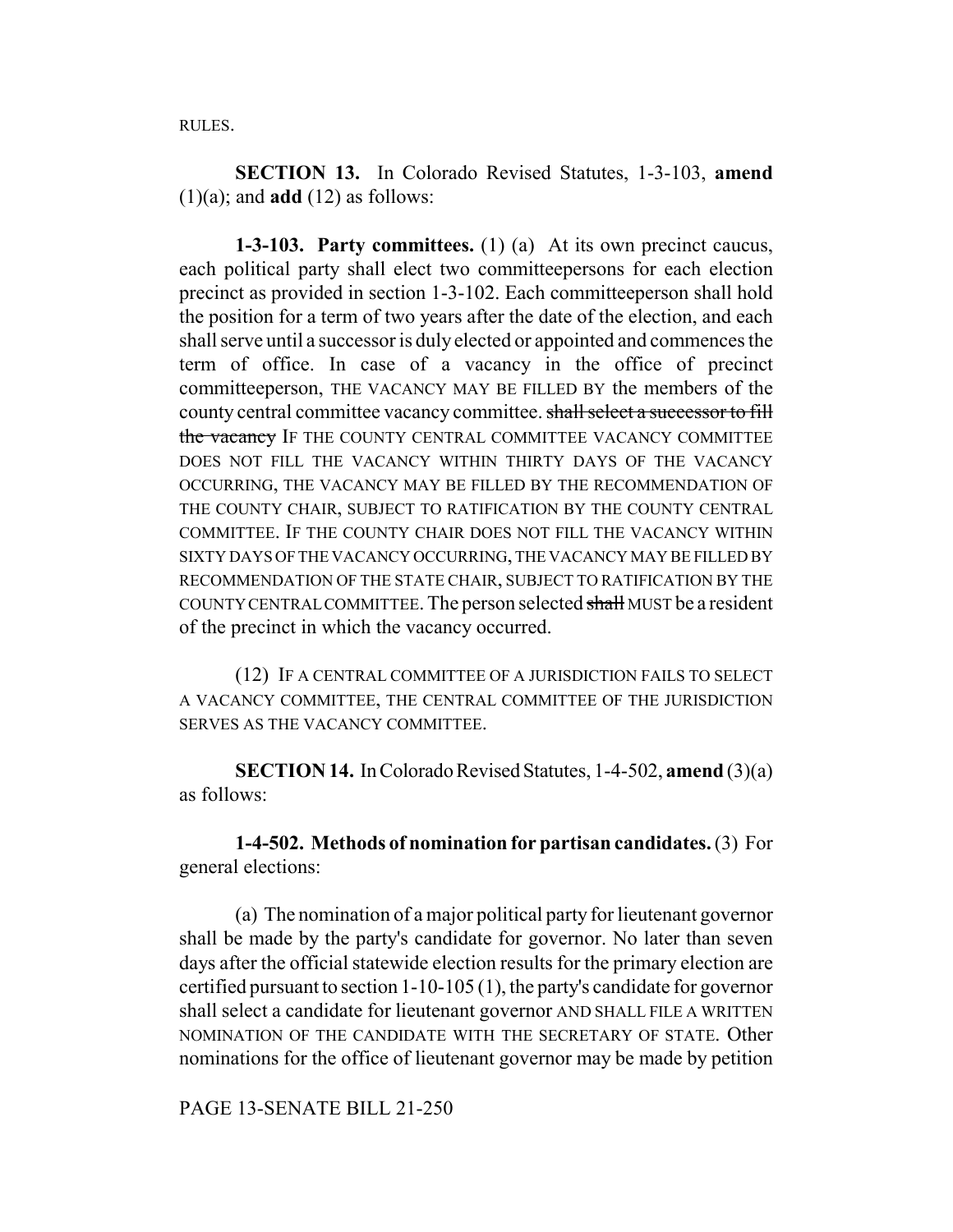RULES.

**SECTION 13.** In Colorado Revised Statutes, 1-3-103, **amend** (1)(a); and **add** (12) as follows:

**1-3-103. Party committees.** (1) (a) At its own precinct caucus, each political party shall elect two committeepersons for each election precinct as provided in section 1-3-102. Each committeeperson shall hold the position for a term of two years after the date of the election, and each shall serve until a successor is duly elected or appointed and commences the term of office. In case of a vacancy in the office of precinct committeeperson, THE VACANCY MAY BE FILLED BY the members of the county central committee vacancy committee. ~~shall select a successor to fill the vacancy~~ IF THE COUNTY CENTRAL COMMITTEE VACANCY COMMITTEE DOES NOT FILL THE VACANCY WITHIN THIRTY DAYS OF THE VACANCY OCCURRING, THE VACANCY MAY BE FILLED BY THE RECOMMENDATION OF THE COUNTY CHAIR, SUBJECT TO RATIFICATION BY THE COUNTY CENTRAL COMMITTEE. IF THE COUNTY CHAIR DOES NOT FILL THE VACANCY WITHIN SIXTY DAYS OF THE VACANCY OCCURRING, THE VACANCY MAY BE FILLED BY RECOMMENDATION OF THE STATE CHAIR, SUBJECT TO RATIFICATION BY THE COUNTY CENTRAL COMMITTEE. The person selected ~~shall~~ MUST be a resident of the precinct in which the vacancy occurred.

(12) IF A CENTRAL COMMITTEE OF A JURISDICTION FAILS TO SELECT A VACANCY COMMITTEE, THE CENTRAL COMMITTEE OF THE JURISDICTION SERVES AS THE VACANCY COMMITTEE.

**SECTION 14.** In Colorado Revised Statutes, 1-4-502, **amend** (3)(a) as follows:

**1-4-502. Methods of nomination for partisan candidates.** (3) For general elections:

(a) The nomination of a major political party for lieutenant governor shall be made by the party's candidate for governor. No later than seven days after the official statewide election results for the primary election are certified pursuant to section 1-10-105 (1), the party's candidate for governor shall select a candidate for lieutenant governor AND SHALL FILE A WRITTEN NOMINATION OF THE CANDIDATE WITH THE SECRETARY OF STATE. Other nominations for the office of lieutenant governor may be made by petition

PAGE 13-SENATE BILL 21-250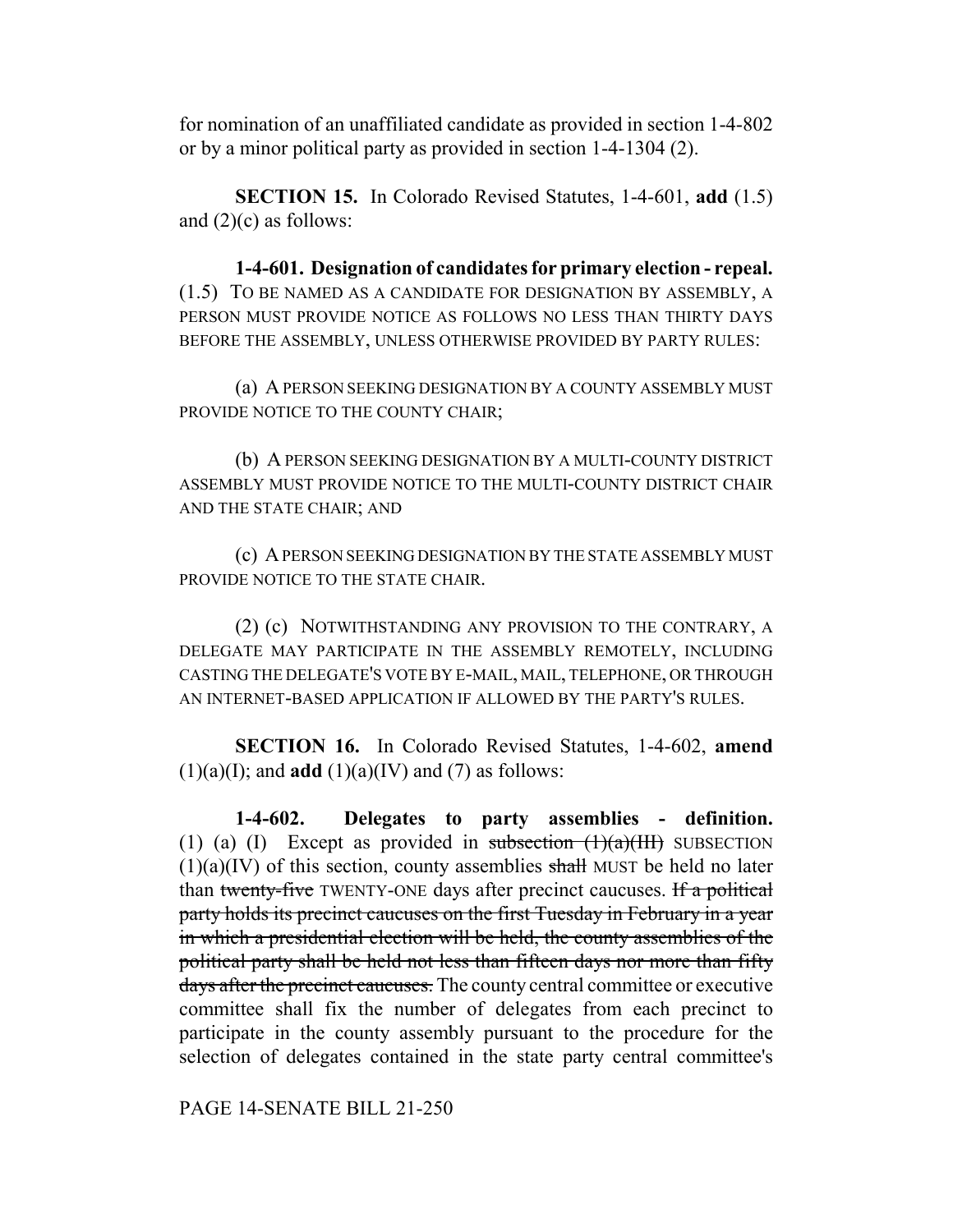for nomination of an unaffiliated candidate as provided in section 1-4-802 or by a minor political party as provided in section 1-4-1304 (2).

**SECTION 15.** In Colorado Revised Statutes, 1-4-601, **add** (1.5) and (2)(c) as follows:

**1-4-601. Designation of candidates for primary election - repeal.** (1.5) TO BE NAMED AS A CANDIDATE FOR DESIGNATION BY ASSEMBLY, A PERSON MUST PROVIDE NOTICE AS FOLLOWS NO LESS THAN THIRTY DAYS BEFORE THE ASSEMBLY, UNLESS OTHERWISE PROVIDED BY PARTY RULES:

(a) A PERSON SEEKING DESIGNATION BY A COUNTY ASSEMBLY MUST PROVIDE NOTICE TO THE COUNTY CHAIR;

(b) A PERSON SEEKING DESIGNATION BY A MULTI-COUNTY DISTRICT ASSEMBLY MUST PROVIDE NOTICE TO THE MULTI-COUNTY DISTRICT CHAIR AND THE STATE CHAIR; AND

(c) A PERSON SEEKING DESIGNATION BY THE STATE ASSEMBLY MUST PROVIDE NOTICE TO THE STATE CHAIR.

(2) (c) NOTWITHSTANDING ANY PROVISION TO THE CONTRARY, A DELEGATE MAY PARTICIPATE IN THE ASSEMBLY REMOTELY, INCLUDING CASTING THE DELEGATE'S VOTE BY E-MAIL, MAIL, TELEPHONE, OR THROUGH AN INTERNET-BASED APPLICATION IF ALLOWED BY THE PARTY'S RULES.

**SECTION 16.** In Colorado Revised Statutes, 1-4-602, **amend** (1)(a)(I); and **add** (1)(a)(IV) and (7) as follows:

**1-4-602. Delegates to party assemblies - definition.** (1) (a) (I) Except as provided in ~~subsection (1)(a)(III)~~ SUBSECTION (1)(a)(IV) of this section, county assemblies ~~shall~~ MUST be held no later than ~~twenty-five~~ TWENTY-ONE days after precinct caucuses. ~~If a political party holds its precinct caucuses on the first Tuesday in February in a year in which a presidential election will be held, the county assemblies of the political party shall be held not less than fifteen days nor more than fifty days after the precinct caucuses.~~ The county central committee or executive committee shall fix the number of delegates from each precinct to participate in the county assembly pursuant to the procedure for the selection of delegates contained in the state party central committee's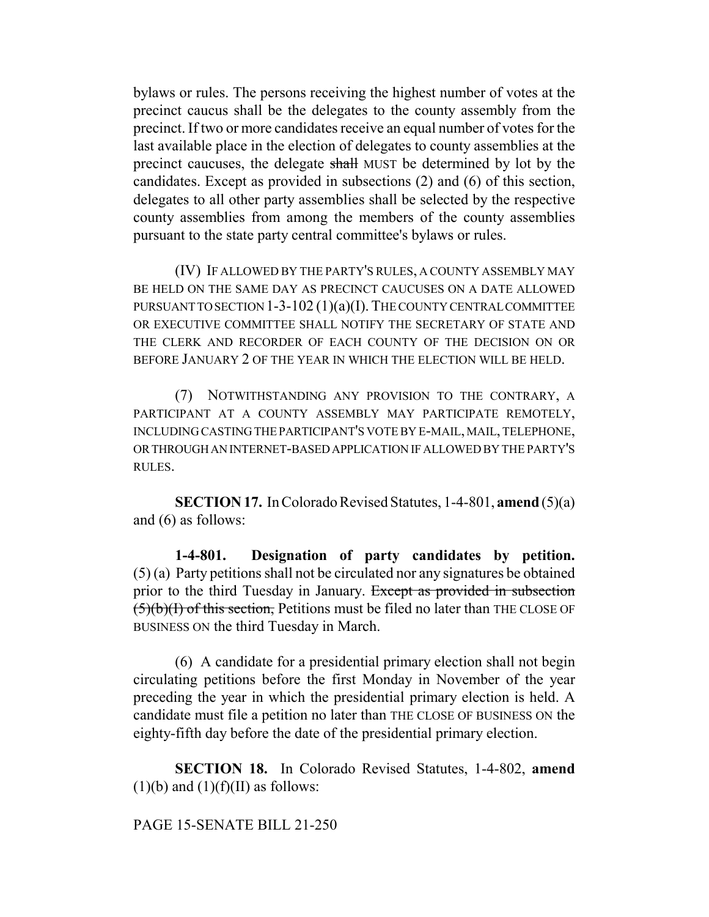bylaws or rules. The persons receiving the highest number of votes at the precinct caucus shall be the delegates to the county assembly from the precinct. If two or more candidates receive an equal number of votes for the last available place in the election of delegates to county assemblies at the precinct caucuses, the delegate ~~shall~~ MUST be determined by lot by the candidates. Except as provided in subsections (2) and (6) of this section, delegates to all other party assemblies shall be selected by the respective county assemblies from among the members of the county assemblies pursuant to the state party central committee's bylaws or rules.

(IV) IF ALLOWED BY THE PARTY'S RULES, A COUNTY ASSEMBLY MAY BE HELD ON THE SAME DAY AS PRECINCT CAUCUSES ON A DATE ALLOWED PURSUANT TO SECTION 1-3-102 (1)(a)(I). THE COUNTY CENTRAL COMMITTEE OR EXECUTIVE COMMITTEE SHALL NOTIFY THE SECRETARY OF STATE AND THE CLERK AND RECORDER OF EACH COUNTY OF THE DECISION ON OR BEFORE JANUARY 2 OF THE YEAR IN WHICH THE ELECTION WILL BE HELD.

(7) NOTWITHSTANDING ANY PROVISION TO THE CONTRARY, A PARTICIPANT AT A COUNTY ASSEMBLY MAY PARTICIPATE REMOTELY, INCLUDING CASTING THE PARTICIPANT'S VOTE BY E-MAIL, MAIL, TELEPHONE, OR THROUGH AN INTERNET-BASED APPLICATION IF ALLOWED BY THE PARTY'S RULES.

**SECTION 17.** In Colorado Revised Statutes, 1-4-801, **amend** (5)(a) and (6) as follows:

**1-4-801. Designation of party candidates by petition.** (5) (a) Party petitions shall not be circulated nor any signatures be obtained prior to the third Tuesday in January. ~~Except as provided in subsection (5)(b)(I) of this section,~~ Petitions must be filed no later than THE CLOSE OF BUSINESS ON the third Tuesday in March.

(6) A candidate for a presidential primary election shall not begin circulating petitions before the first Monday in November of the year preceding the year in which the presidential primary election is held. A candidate must file a petition no later than THE CLOSE OF BUSINESS ON the eighty-fifth day before the date of the presidential primary election.

**SECTION 18.** In Colorado Revised Statutes, 1-4-802, **amend** (1)(b) and (1)(f)(II) as follows: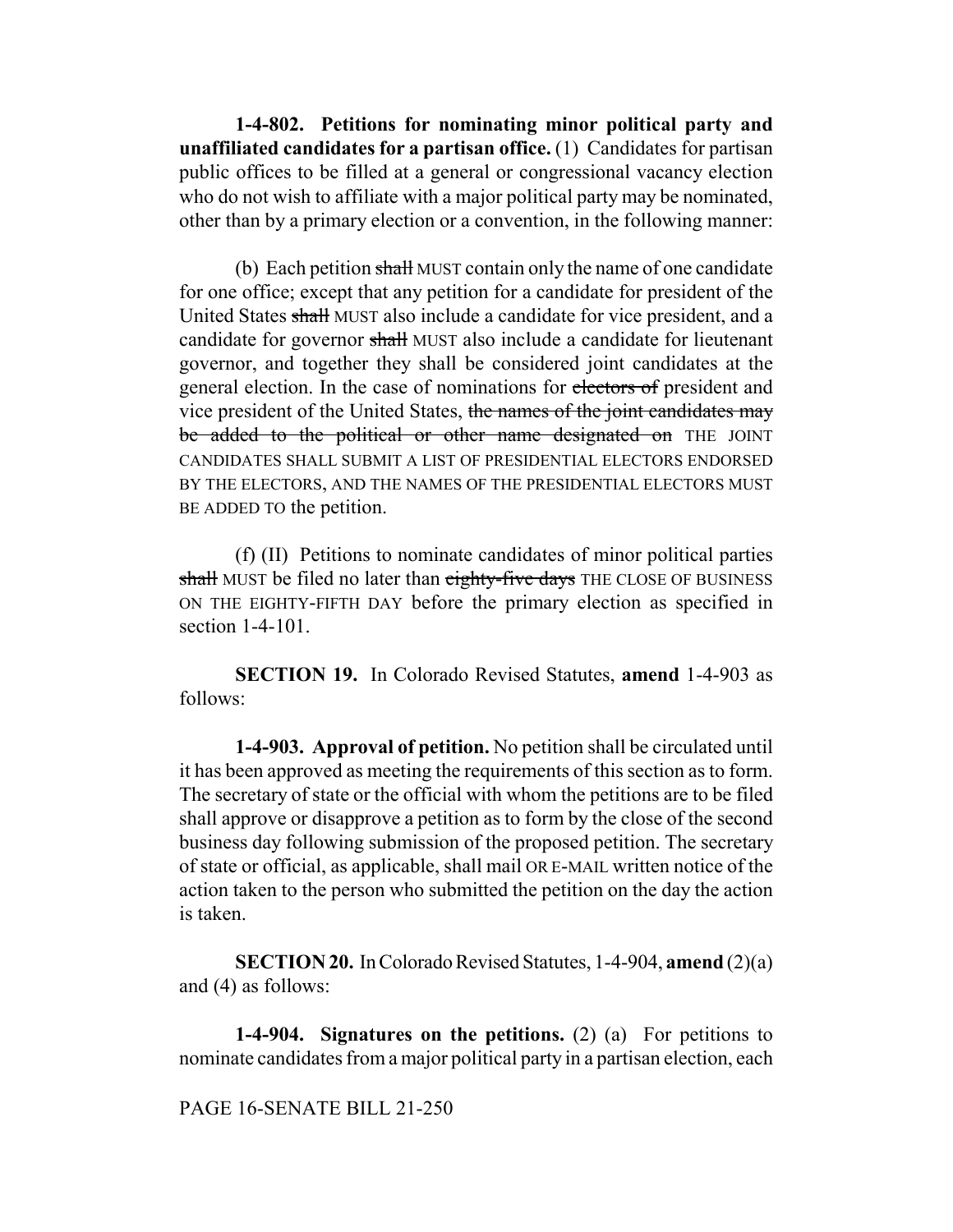**1-4-802. Petitions for nominating minor political party and unaffiliated candidates for a partisan office.** (1) Candidates for partisan public offices to be filled at a general or congressional vacancy election who do not wish to affiliate with a major political party may be nominated, other than by a primary election or a convention, in the following manner:

(b) Each petition ~~shall~~ MUST contain only the name of one candidate for one office; except that any petition for a candidate for president of the United States ~~shall~~ MUST also include a candidate for vice president, and a candidate for governor ~~shall~~ MUST also include a candidate for lieutenant governor, and together they shall be considered joint candidates at the general election. In the case of nominations for ~~electors of~~ president and vice president of the United States, ~~the names of the joint candidates may be added to the political or other name designated on~~ THE JOINT CANDIDATES SHALL SUBMIT A LIST OF PRESIDENTIAL ELECTORS ENDORSED BY THE ELECTORS, AND THE NAMES OF THE PRESIDENTIAL ELECTORS MUST BE ADDED TO the petition.

(f) (II) Petitions to nominate candidates of minor political parties ~~shall~~ MUST be filed no later than ~~eighty-five days~~ THE CLOSE OF BUSINESS ON THE EIGHTY-FIFTH DAY before the primary election as specified in section 1-4-101.

**SECTION 19.** In Colorado Revised Statutes, **amend** 1-4-903 as follows:

**1-4-903. Approval of petition.** No petition shall be circulated until it has been approved as meeting the requirements of this section as to form. The secretary of state or the official with whom the petitions are to be filed shall approve or disapprove a petition as to form by the close of the second business day following submission of the proposed petition. The secretary of state or official, as applicable, shall mail OR E-MAIL written notice of the action taken to the person who submitted the petition on the day the action is taken.

**SECTION 20.** In Colorado Revised Statutes, 1-4-904, **amend** (2)(a) and (4) as follows:

**1-4-904. Signatures on the petitions.** (2) (a) For petitions to nominate candidates from a major political party in a partisan election, each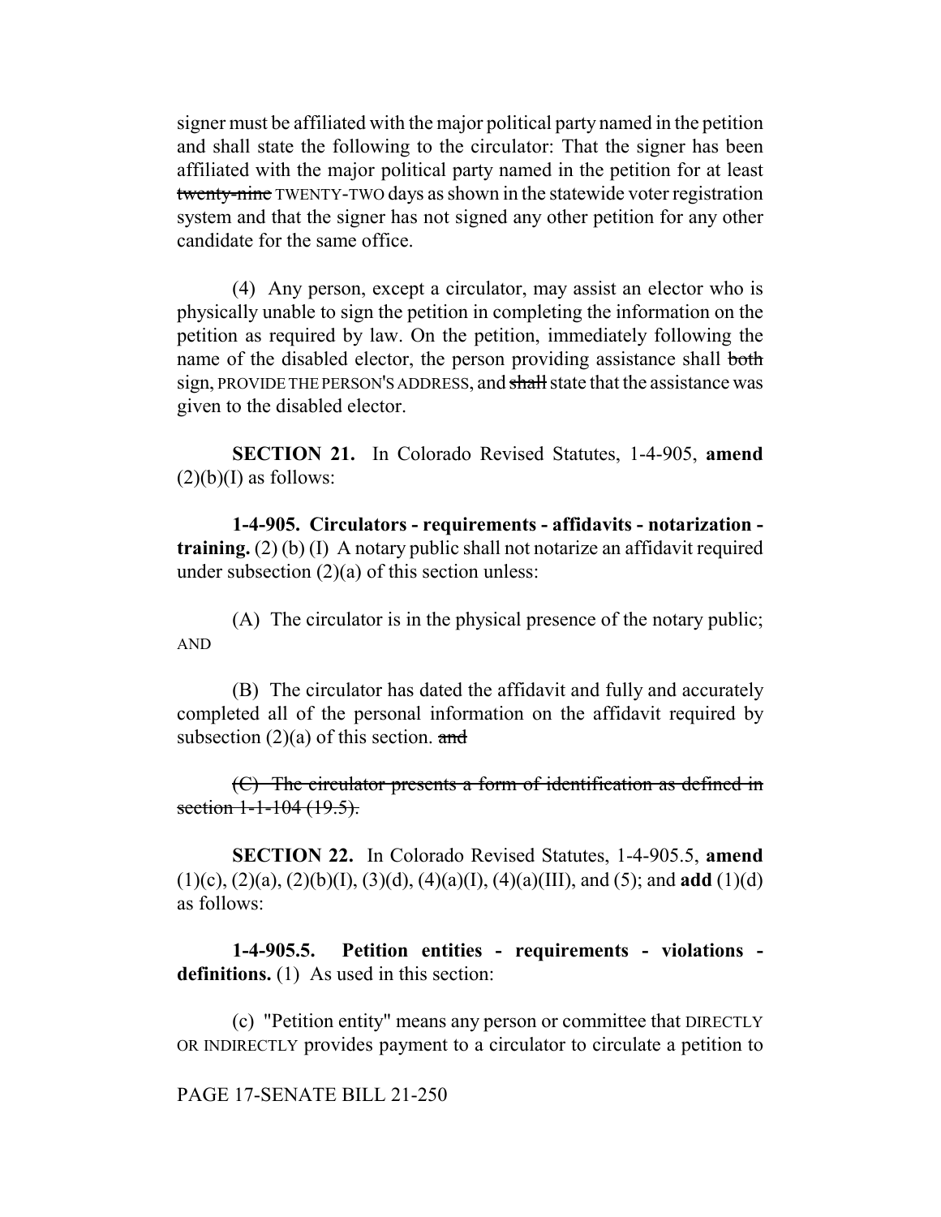signer must be affiliated with the major political party named in the petition and shall state the following to the circulator: That the signer has been affiliated with the major political party named in the petition for at least ~~twenty-nine~~ TWENTY-TWO days as shown in the statewide voter registration system and that the signer has not signed any other petition for any other candidate for the same office.

(4) Any person, except a circulator, may assist an elector who is physically unable to sign the petition in completing the information on the petition as required by law. On the petition, immediately following the name of the disabled elector, the person providing assistance shall ~~both~~ sign, PROVIDE THE PERSON'S ADDRESS, and ~~shall~~ state that the assistance was given to the disabled elector.

**SECTION 21.** In Colorado Revised Statutes, 1-4-905, **amend** (2)(b)(I) as follows:

**1-4-905. Circulators - requirements - affidavits - notarization - training.** (2) (b) (I) A notary public shall not notarize an affidavit required under subsection (2)(a) of this section unless:

(A) The circulator is in the physical presence of the notary public; AND

(B) The circulator has dated the affidavit and fully and accurately completed all of the personal information on the affidavit required by subsection (2)(a) of this section. ~~and~~

~~(C) The circulator presents a form of identification as defined in section 1-1-104 (19.5).~~

**SECTION 22.** In Colorado Revised Statutes, 1-4-905.5, **amend** (1)(c), (2)(a), (2)(b)(I), (3)(d), (4)(a)(I), (4)(a)(III), and (5); and **add** (1)(d) as follows:

**1-4-905.5. Petition entities - requirements - violations - definitions.** (1) As used in this section:

(c) "Petition entity" means any person or committee that DIRECTLY OR INDIRECTLY provides payment to a circulator to circulate a petition to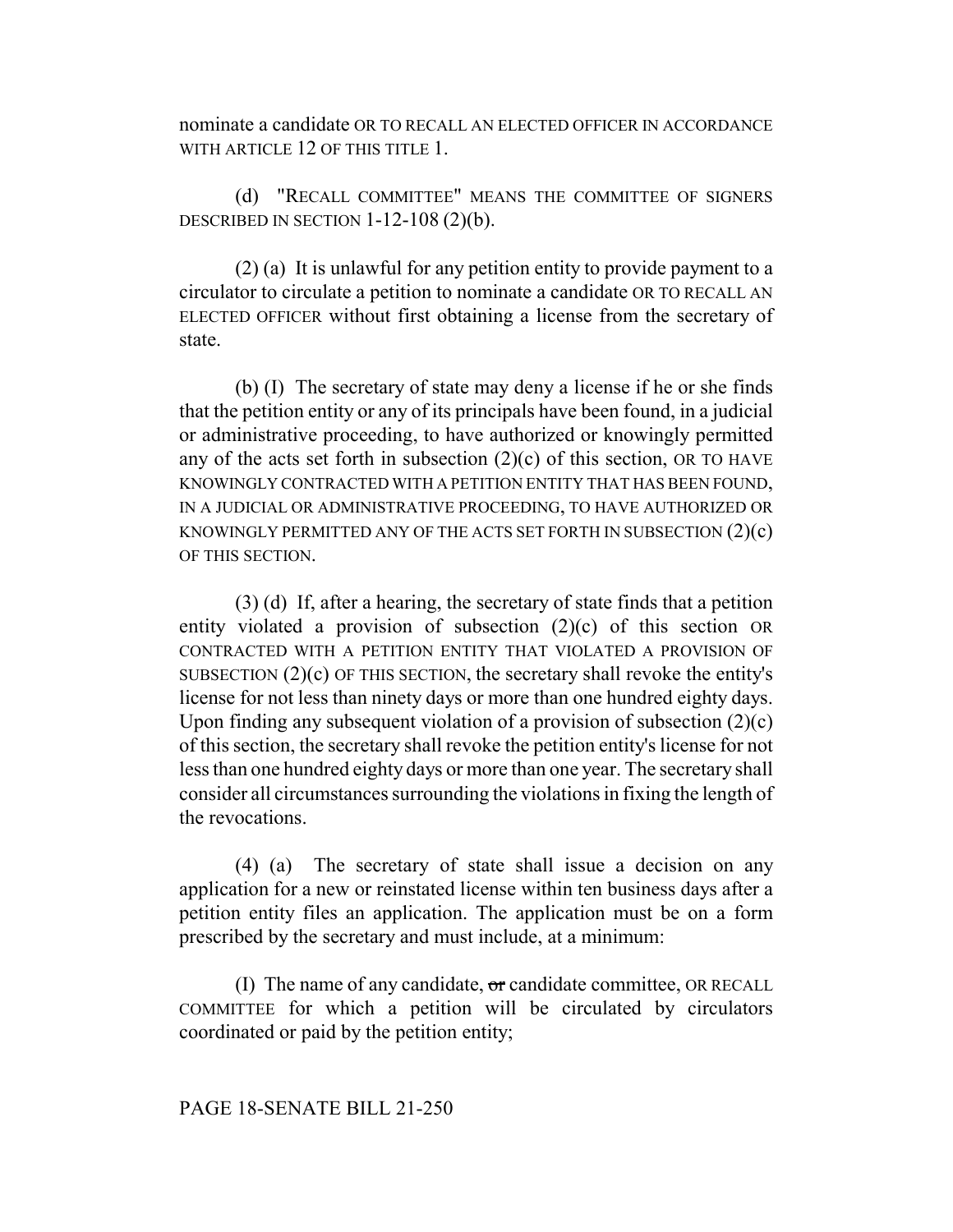nominate a candidate OR TO RECALL AN ELECTED OFFICER IN ACCORDANCE WITH ARTICLE 12 OF THIS TITLE 1.

(d) "RECALL COMMITTEE" MEANS THE COMMITTEE OF SIGNERS DESCRIBED IN SECTION 1-12-108 (2)(b).

(2) (a) It is unlawful for any petition entity to provide payment to a circulator to circulate a petition to nominate a candidate OR TO RECALL AN ELECTED OFFICER without first obtaining a license from the secretary of state.

(b) (I) The secretary of state may deny a license if he or she finds that the petition entity or any of its principals have been found, in a judicial or administrative proceeding, to have authorized or knowingly permitted any of the acts set forth in subsection (2)(c) of this section, OR TO HAVE KNOWINGLY CONTRACTED WITH A PETITION ENTITY THAT HAS BEEN FOUND, IN A JUDICIAL OR ADMINISTRATIVE PROCEEDING, TO HAVE AUTHORIZED OR KNOWINGLY PERMITTED ANY OF THE ACTS SET FORTH IN SUBSECTION (2)(c) OF THIS SECTION.

(3) (d) If, after a hearing, the secretary of state finds that a petition entity violated a provision of subsection (2)(c) of this section OR CONTRACTED WITH A PETITION ENTITY THAT VIOLATED A PROVISION OF SUBSECTION (2)(c) OF THIS SECTION, the secretary shall revoke the entity's license for not less than ninety days or more than one hundred eighty days. Upon finding any subsequent violation of a provision of subsection (2)(c) of this section, the secretary shall revoke the petition entity's license for not less than one hundred eighty days or more than one year. The secretary shall consider all circumstances surrounding the violations in fixing the length of the revocations.

(4) (a) The secretary of state shall issue a decision on any application for a new or reinstated license within ten business days after a petition entity files an application. The application must be on a form prescribed by the secretary and must include, at a minimum:

(I) The name of any candidate, ~~or~~ candidate committee, OR RECALL COMMITTEE for which a petition will be circulated by circulators coordinated or paid by the petition entity;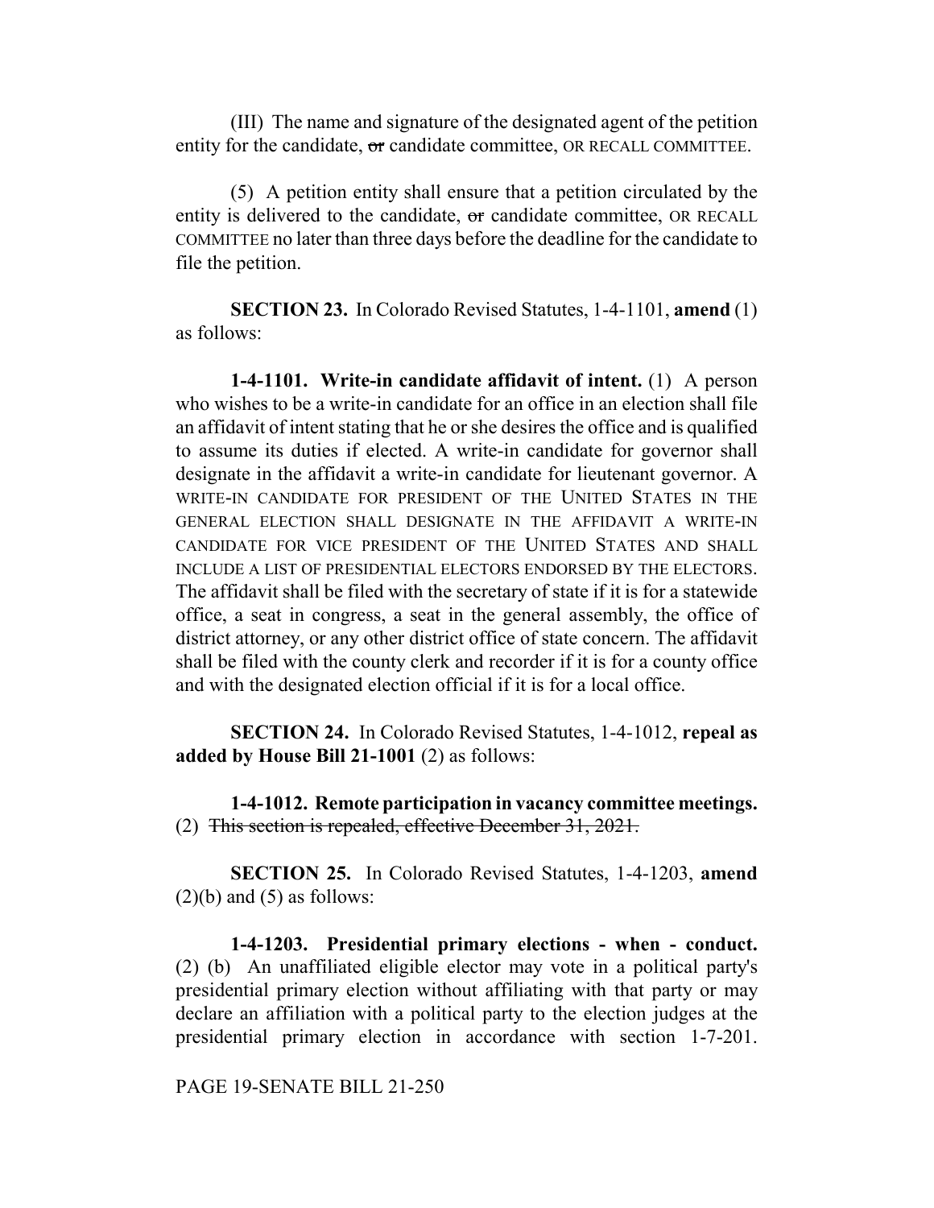(III) The name and signature of the designated agent of the petition entity for the candidate, ~~or~~ candidate committee, OR RECALL COMMITTEE.

(5) A petition entity shall ensure that a petition circulated by the entity is delivered to the candidate, ~~or~~ candidate committee, OR RECALL COMMITTEE no later than three days before the deadline for the candidate to file the petition.

**SECTION 23.** In Colorado Revised Statutes, 1-4-1101, **amend** (1) as follows:

**1-4-1101. Write-in candidate affidavit of intent.** (1) A person who wishes to be a write-in candidate for an office in an election shall file an affidavit of intent stating that he or she desires the office and is qualified to assume its duties if elected. A write-in candidate for governor shall designate in the affidavit a write-in candidate for lieutenant governor. A WRITE-IN CANDIDATE FOR PRESIDENT OF THE UNITED STATES IN THE GENERAL ELECTION SHALL DESIGNATE IN THE AFFIDAVIT A WRITE-IN CANDIDATE FOR VICE PRESIDENT OF THE UNITED STATES AND SHALL INCLUDE A LIST OF PRESIDENTIAL ELECTORS ENDORSED BY THE ELECTORS. The affidavit shall be filed with the secretary of state if it is for a statewide office, a seat in congress, a seat in the general assembly, the office of district attorney, or any other district office of state concern. The affidavit shall be filed with the county clerk and recorder if it is for a county office and with the designated election official if it is for a local office.

**SECTION 24.** In Colorado Revised Statutes, 1-4-1012, **repeal as added by House Bill 21-1001** (2) as follows:

**1-4-1012. Remote participation in vacancy committee meetings.** (2) ~~This section is repealed, effective December 31, 2021.~~

**SECTION 25.** In Colorado Revised Statutes, 1-4-1203, **amend** (2)(b) and (5) as follows:

**1-4-1203. Presidential primary elections - when - conduct.** (2) (b) An unaffiliated eligible elector may vote in a political party's presidential primary election without affiliating with that party or may declare an affiliation with a political party to the election judges at the presidential primary election in accordance with section 1-7-201.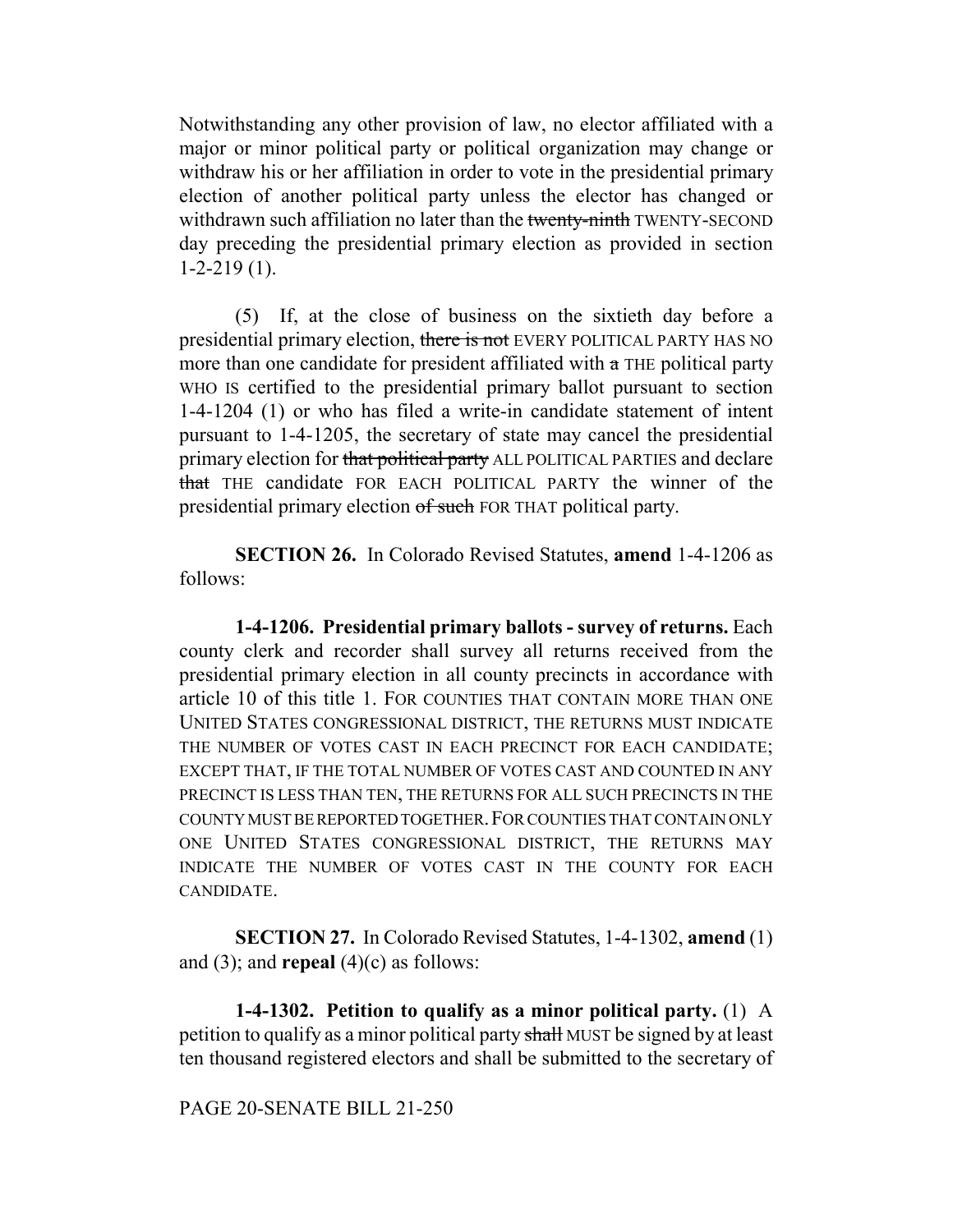Notwithstanding any other provision of law, no elector affiliated with a major or minor political party or political organization may change or withdraw his or her affiliation in order to vote in the presidential primary election of another political party unless the elector has changed or withdrawn such affiliation no later than the ~~twenty-ninth~~ TWENTY-SECOND day preceding the presidential primary election as provided in section 1-2-219 (1).

(5) If, at the close of business on the sixtieth day before a presidential primary election, ~~there is not~~ EVERY POLITICAL PARTY HAS NO more than one candidate for president affiliated with ~~a~~ THE political party WHO IS certified to the presidential primary ballot pursuant to section 1-4-1204 (1) or who has filed a write-in candidate statement of intent pursuant to 1-4-1205, the secretary of state may cancel the presidential primary election for ~~that political party~~ ALL POLITICAL PARTIES and declare ~~that~~ THE candidate FOR EACH POLITICAL PARTY the winner of the presidential primary election ~~of such~~ FOR THAT political party.

**SECTION 26.** In Colorado Revised Statutes, **amend** 1-4-1206 as follows:

**1-4-1206. Presidential primary ballots - survey of returns.** Each county clerk and recorder shall survey all returns received from the presidential primary election in all county precincts in accordance with article 10 of this title 1. FOR COUNTIES THAT CONTAIN MORE THAN ONE UNITED STATES CONGRESSIONAL DISTRICT, THE RETURNS MUST INDICATE THE NUMBER OF VOTES CAST IN EACH PRECINCT FOR EACH CANDIDATE; EXCEPT THAT, IF THE TOTAL NUMBER OF VOTES CAST AND COUNTED IN ANY PRECINCT IS LESS THAN TEN, THE RETURNS FOR ALL SUCH PRECINCTS IN THE COUNTY MUST BE REPORTED TOGETHER. FOR COUNTIES THAT CONTAIN ONLY ONE UNITED STATES CONGRESSIONAL DISTRICT, THE RETURNS MAY INDICATE THE NUMBER OF VOTES CAST IN THE COUNTY FOR EACH CANDIDATE.

**SECTION 27.** In Colorado Revised Statutes, 1-4-1302, **amend** (1) and (3); and **repeal** (4)(c) as follows:

**1-4-1302. Petition to qualify as a minor political party.** (1) A petition to qualify as a minor political party ~~shall~~ MUST be signed by at least ten thousand registered electors and shall be submitted to the secretary of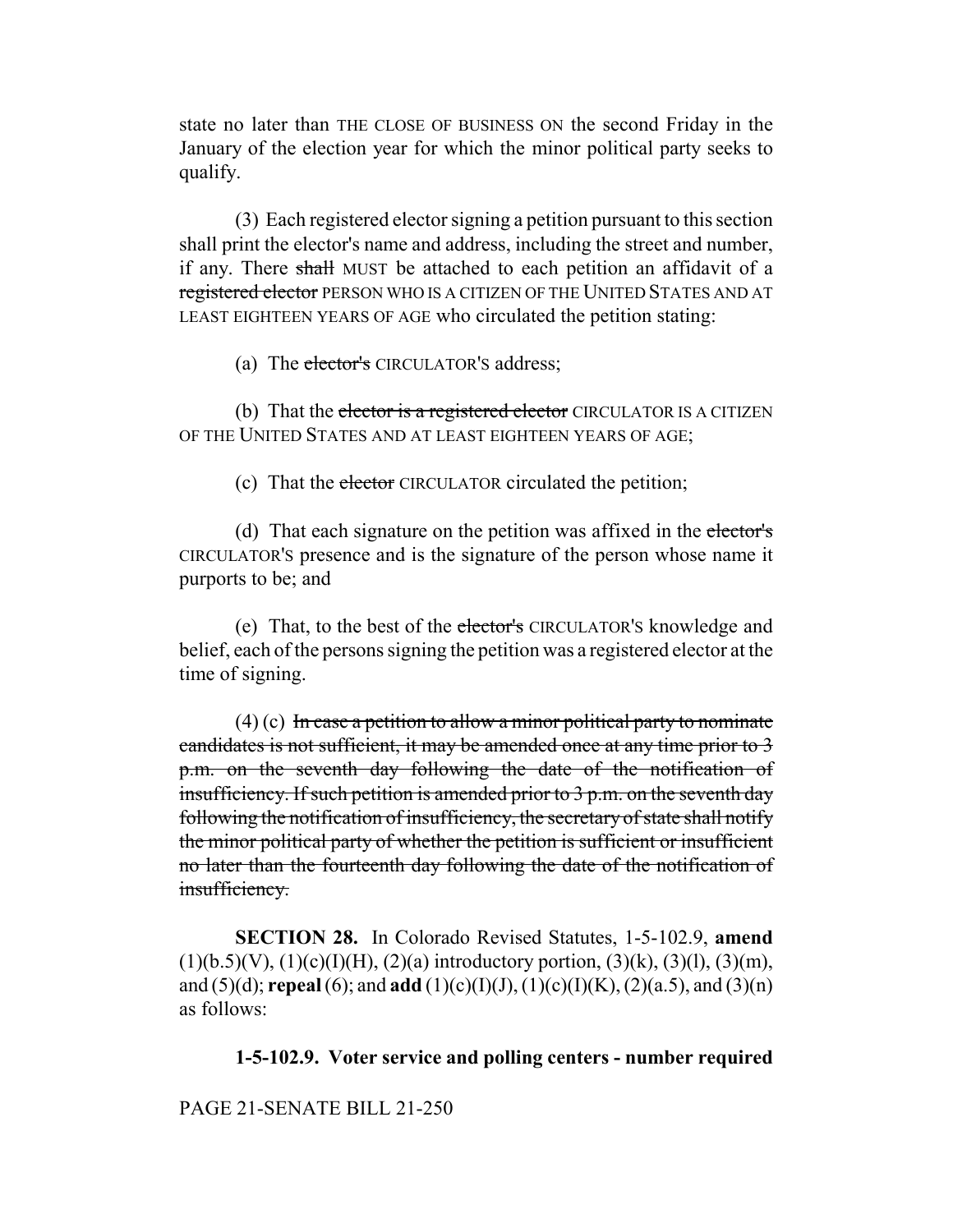state no later than THE CLOSE OF BUSINESS ON the second Friday in the January of the election year for which the minor political party seeks to qualify.

(3) Each registered elector signing a petition pursuant to this section shall print the elector's name and address, including the street and number, if any. There ~~shall~~ MUST be attached to each petition an affidavit of a ~~registered elector~~ PERSON WHO IS A CITIZEN OF THE UNITED STATES AND AT LEAST EIGHTEEN YEARS OF AGE who circulated the petition stating:

(a) The ~~elector's~~ CIRCULATOR'S address;

(b) That the ~~elector is a registered elector~~ CIRCULATOR IS A CITIZEN OF THE UNITED STATES AND AT LEAST EIGHTEEN YEARS OF AGE;

(c) That the ~~elector~~ CIRCULATOR circulated the petition;

(d) That each signature on the petition was affixed in the ~~elector's~~ CIRCULATOR'S presence and is the signature of the person whose name it purports to be; and

(e) That, to the best of the ~~elector's~~ CIRCULATOR'S knowledge and belief, each of the persons signing the petition was a registered elector at the time of signing.

(4) (c) ~~In case a petition to allow a minor political party to nominate candidates is not sufficient, it may be amended once at any time prior to 3 p.m. on the seventh day following the date of the notification of insufficiency. If such petition is amended prior to 3 p.m. on the seventh day following the notification of insufficiency, the secretary of state shall notify the minor political party of whether the petition is sufficient or insufficient no later than the fourteenth day following the date of the notification of insufficiency.~~

**SECTION 28.** In Colorado Revised Statutes, 1-5-102.9, **amend** (1)(b.5)(V), (1)(c)(I)(H), (2)(a) introductory portion, (3)(k), (3)(l), (3)(m), and (5)(d); **repeal** (6); and **add** (1)(c)(I)(J), (1)(c)(I)(K), (2)(a.5), and (3)(n) as follows:

**1-5-102.9. Voter service and polling centers - number required**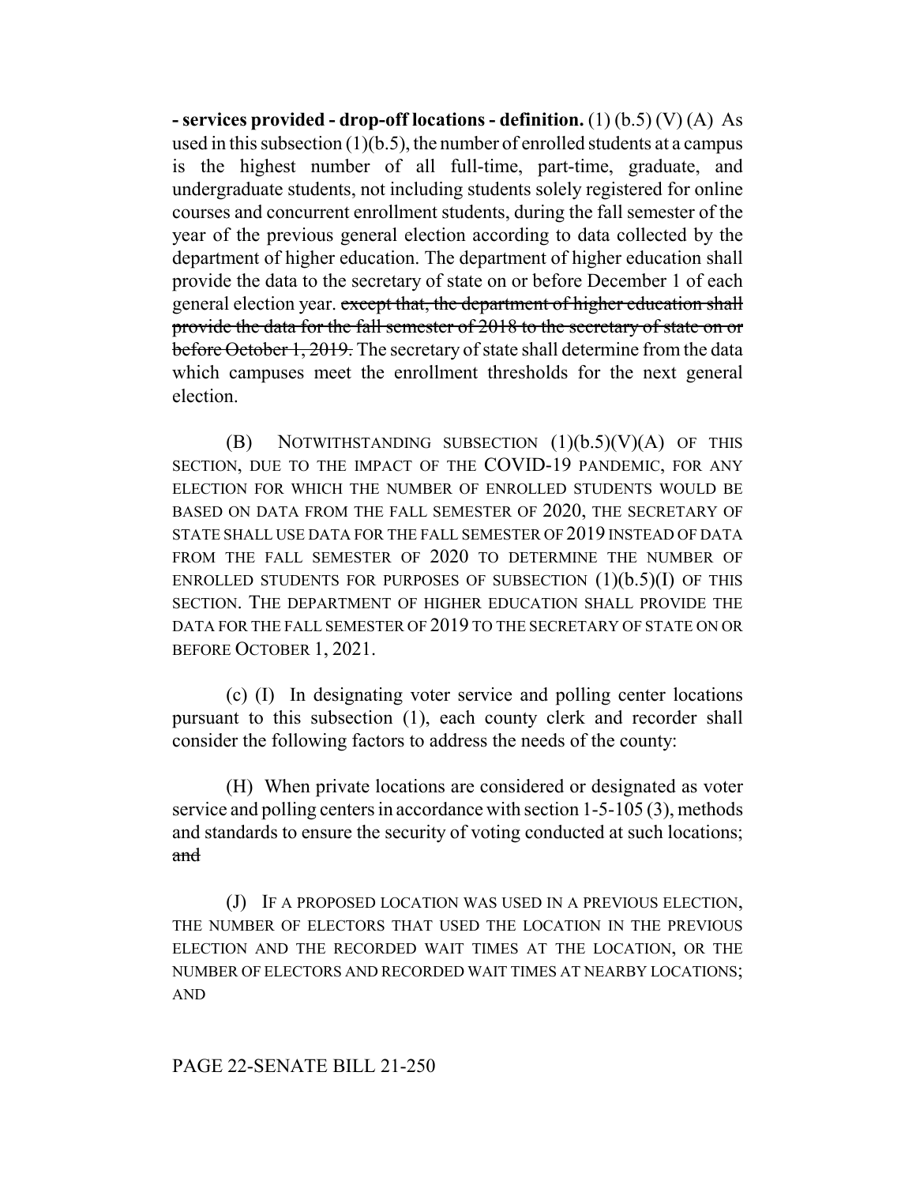**- services provided - drop-off locations - definition.** (1) (b.5) (V) (A) As used in this subsection (1)(b.5), the number of enrolled students at a campus is the highest number of all full-time, part-time, graduate, and undergraduate students, not including students solely registered for online courses and concurrent enrollment students, during the fall semester of the year of the previous general election according to data collected by the department of higher education. The department of higher education shall provide the data to the secretary of state on or before December 1 of each general election year. ~~except that, the department of higher education shall provide the data for the fall semester of 2018 to the secretary of state on or before October 1, 2019.~~ The secretary of state shall determine from the data which campuses meet the enrollment thresholds for the next general election.

(B) NOTWITHSTANDING SUBSECTION (1)(b.5)(V)(A) OF THIS SECTION, DUE TO THE IMPACT OF THE COVID-19 PANDEMIC, FOR ANY ELECTION FOR WHICH THE NUMBER OF ENROLLED STUDENTS WOULD BE BASED ON DATA FROM THE FALL SEMESTER OF 2020, THE SECRETARY OF STATE SHALL USE DATA FOR THE FALL SEMESTER OF 2019 INSTEAD OF DATA FROM THE FALL SEMESTER OF 2020 TO DETERMINE THE NUMBER OF ENROLLED STUDENTS FOR PURPOSES OF SUBSECTION (1)(b.5)(I) OF THIS SECTION. THE DEPARTMENT OF HIGHER EDUCATION SHALL PROVIDE THE DATA FOR THE FALL SEMESTER OF 2019 TO THE SECRETARY OF STATE ON OR BEFORE OCTOBER 1, 2021.

(c) (I) In designating voter service and polling center locations pursuant to this subsection (1), each county clerk and recorder shall consider the following factors to address the needs of the county:

(H) When private locations are considered or designated as voter service and polling centers in accordance with section 1-5-105 (3), methods and standards to ensure the security of voting conducted at such locations; ~~and~~

(J) IF A PROPOSED LOCATION WAS USED IN A PREVIOUS ELECTION, THE NUMBER OF ELECTORS THAT USED THE LOCATION IN THE PREVIOUS ELECTION AND THE RECORDED WAIT TIMES AT THE LOCATION, OR THE NUMBER OF ELECTORS AND RECORDED WAIT TIMES AT NEARBY LOCATIONS; AND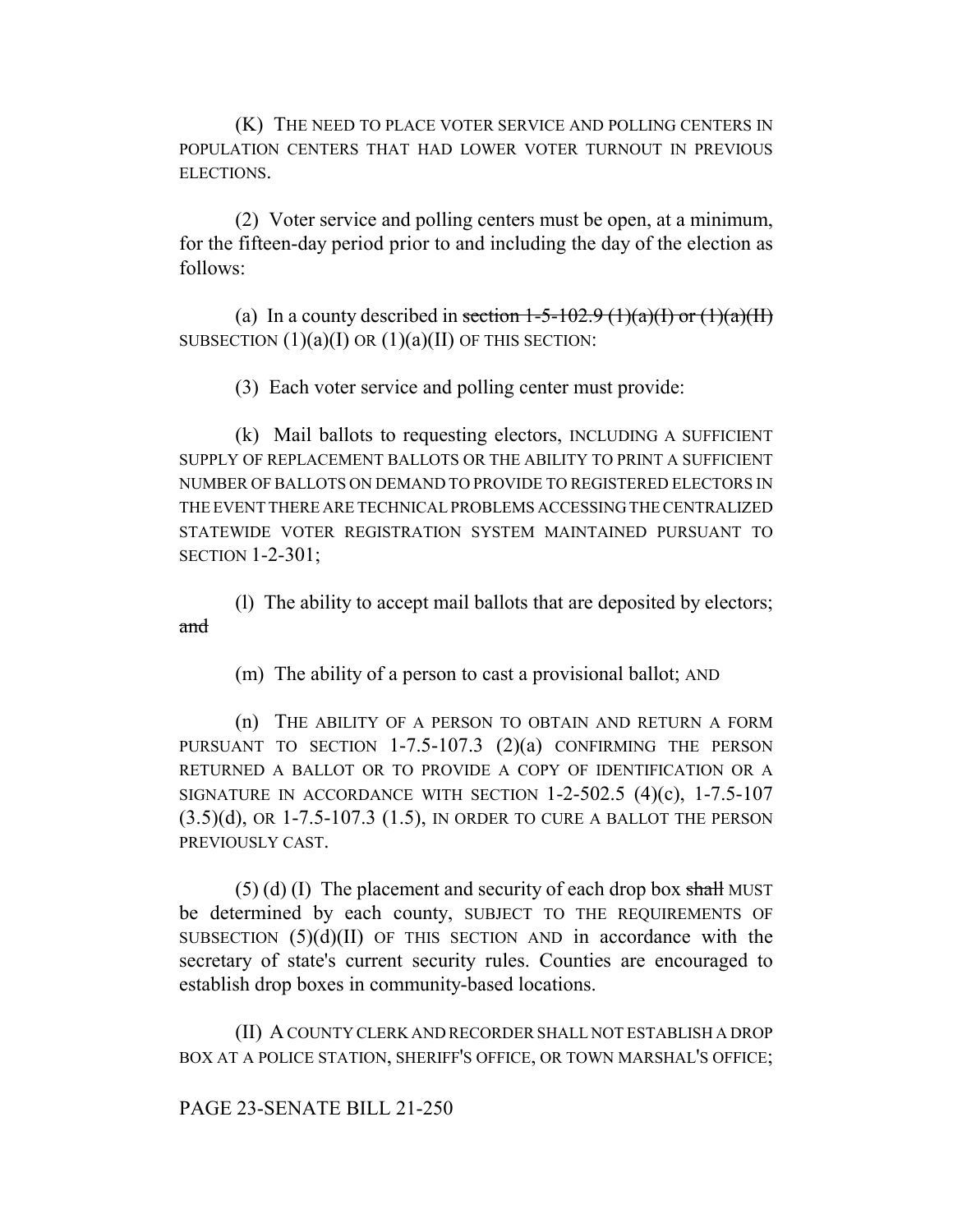(K) THE NEED TO PLACE VOTER SERVICE AND POLLING CENTERS IN POPULATION CENTERS THAT HAD LOWER VOTER TURNOUT IN PREVIOUS ELECTIONS.

(2) Voter service and polling centers must be open, at a minimum, for the fifteen-day period prior to and including the day of the election as follows:

(a) In a county described in ~~section 1-5-102.9 (1)(a)(I) or (1)(a)(II)~~ SUBSECTION (1)(a)(I) OR (1)(a)(II) OF THIS SECTION:

(3) Each voter service and polling center must provide:

(k) Mail ballots to requesting electors, INCLUDING A SUFFICIENT SUPPLY OF REPLACEMENT BALLOTS OR THE ABILITY TO PRINT A SUFFICIENT NUMBER OF BALLOTS ON DEMAND TO PROVIDE TO REGISTERED ELECTORS IN THE EVENT THERE ARE TECHNICAL PROBLEMS ACCESSING THE CENTRALIZED STATEWIDE VOTER REGISTRATION SYSTEM MAINTAINED PURSUANT TO SECTION 1-2-301;

(l) The ability to accept mail ballots that are deposited by electors; ~~and~~

(m) The ability of a person to cast a provisional ballot; AND

(n) THE ABILITY OF A PERSON TO OBTAIN AND RETURN A FORM PURSUANT TO SECTION 1-7.5-107.3 (2)(a) CONFIRMING THE PERSON RETURNED A BALLOT OR TO PROVIDE A COPY OF IDENTIFICATION OR A SIGNATURE IN ACCORDANCE WITH SECTION 1-2-502.5 (4)(c), 1-7.5-107 (3.5)(d), OR 1-7.5-107.3 (1.5), IN ORDER TO CURE A BALLOT THE PERSON PREVIOUSLY CAST.

(5) (d) (I) The placement and security of each drop box ~~shall~~ MUST be determined by each county, SUBJECT TO THE REQUIREMENTS OF SUBSECTION (5)(d)(II) OF THIS SECTION AND in accordance with the secretary of state's current security rules. Counties are encouraged to establish drop boxes in community-based locations.

(II) A COUNTY CLERK AND RECORDER SHALL NOT ESTABLISH A DROP BOX AT A POLICE STATION, SHERIFF'S OFFICE, OR TOWN MARSHAL'S OFFICE;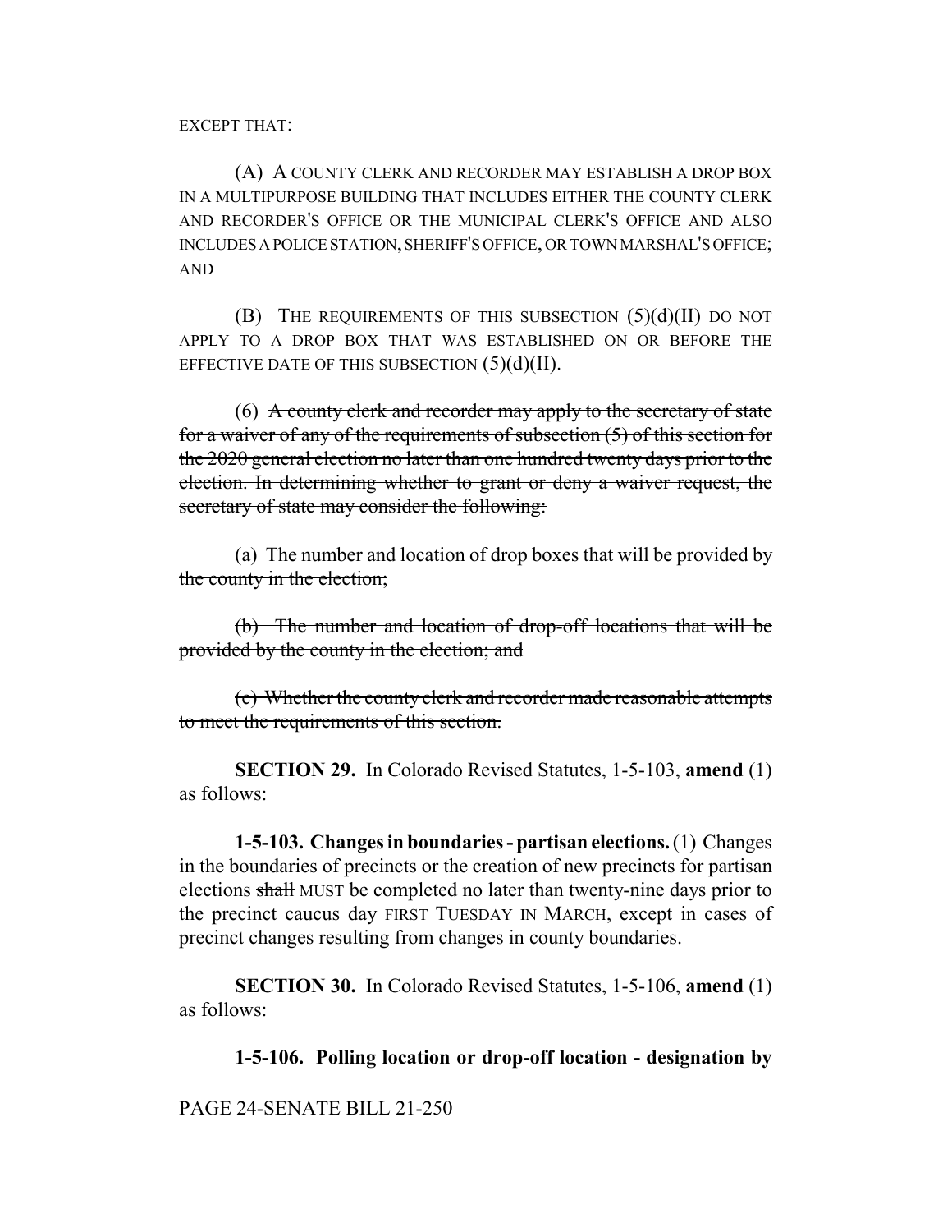EXCEPT THAT:

(A) A COUNTY CLERK AND RECORDER MAY ESTABLISH A DROP BOX IN A MULTIPURPOSE BUILDING THAT INCLUDES EITHER THE COUNTY CLERK AND RECORDER'S OFFICE OR THE MUNICIPAL CLERK'S OFFICE AND ALSO INCLUDES A POLICE STATION, SHERIFF'S OFFICE, OR TOWN MARSHAL'S OFFICE; AND

(B) THE REQUIREMENTS OF THIS SUBSECTION (5)(d)(II) DO NOT APPLY TO A DROP BOX THAT WAS ESTABLISHED ON OR BEFORE THE EFFECTIVE DATE OF THIS SUBSECTION (5)(d)(II).

(6) ~~A county clerk and recorder may apply to the secretary of state for a waiver of any of the requirements of subsection (5) of this section for the 2020 general election no later than one hundred twenty days prior to the election. In determining whether to grant or deny a waiver request, the secretary of state may consider the following:~~

~~(a) The number and location of drop boxes that will be provided by the county in the election;~~

~~(b) The number and location of drop-off locations that will be provided by the county in the election; and~~

~~(c) Whether the county clerk and recorder made reasonable attempts to meet the requirements of this section.~~

**SECTION 29.** In Colorado Revised Statutes, 1-5-103, **amend** (1) as follows:

**1-5-103. Changes in boundaries - partisan elections.** (1) Changes in the boundaries of precincts or the creation of new precincts for partisan elections ~~shall~~ MUST be completed no later than twenty-nine days prior to the ~~precinct caucus day~~ FIRST TUESDAY IN MARCH, except in cases of precinct changes resulting from changes in county boundaries.

**SECTION 30.** In Colorado Revised Statutes, 1-5-106, **amend** (1) as follows:

**1-5-106. Polling location or drop-off location - designation by**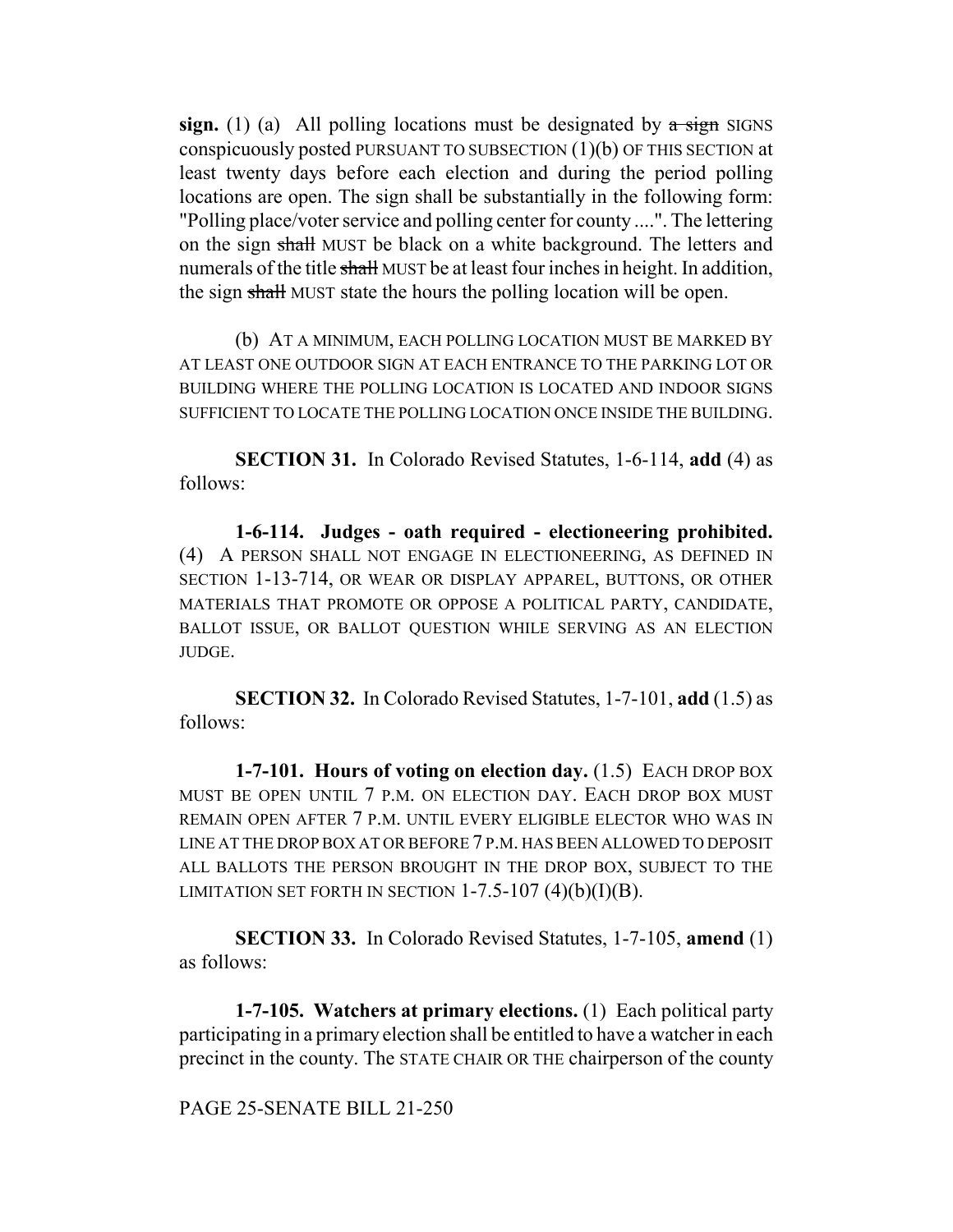**sign.** (1) (a) All polling locations must be designated by ~~a sign~~ SIGNS conspicuously posted PURSUANT TO SUBSECTION (1)(b) OF THIS SECTION at least twenty days before each election and during the period polling locations are open. The sign shall be substantially in the following form: "Polling place/voter service and polling center for county ....". The lettering on the sign ~~shall~~ MUST be black on a white background. The letters and numerals of the title ~~shall~~ MUST be at least four inches in height. In addition, the sign ~~shall~~ MUST state the hours the polling location will be open.

(b) AT A MINIMUM, EACH POLLING LOCATION MUST BE MARKED BY AT LEAST ONE OUTDOOR SIGN AT EACH ENTRANCE TO THE PARKING LOT OR BUILDING WHERE THE POLLING LOCATION IS LOCATED AND INDOOR SIGNS SUFFICIENT TO LOCATE THE POLLING LOCATION ONCE INSIDE THE BUILDING.

**SECTION 31.** In Colorado Revised Statutes, 1-6-114, **add** (4) as follows:

**1-6-114. Judges - oath required - electioneering prohibited.** (4) A PERSON SHALL NOT ENGAGE IN ELECTIONEERING, AS DEFINED IN SECTION 1-13-714, OR WEAR OR DISPLAY APPAREL, BUTTONS, OR OTHER MATERIALS THAT PROMOTE OR OPPOSE A POLITICAL PARTY, CANDIDATE, BALLOT ISSUE, OR BALLOT QUESTION WHILE SERVING AS AN ELECTION JUDGE.

**SECTION 32.** In Colorado Revised Statutes, 1-7-101, **add** (1.5) as follows:

**1-7-101. Hours of voting on election day.** (1.5) EACH DROP BOX MUST BE OPEN UNTIL 7 P.M. ON ELECTION DAY. EACH DROP BOX MUST REMAIN OPEN AFTER 7 P.M. UNTIL EVERY ELIGIBLE ELECTOR WHO WAS IN LINE AT THE DROP BOX AT OR BEFORE 7 P.M. HAS BEEN ALLOWED TO DEPOSIT ALL BALLOTS THE PERSON BROUGHT IN THE DROP BOX, SUBJECT TO THE LIMITATION SET FORTH IN SECTION 1-7.5-107 (4)(b)(I)(B).

**SECTION 33.** In Colorado Revised Statutes, 1-7-105, **amend** (1) as follows:

**1-7-105. Watchers at primary elections.** (1) Each political party participating in a primary election shall be entitled to have a watcher in each precinct in the county. The STATE CHAIR OR THE chairperson of the county

PAGE 25-SENATE BILL 21-250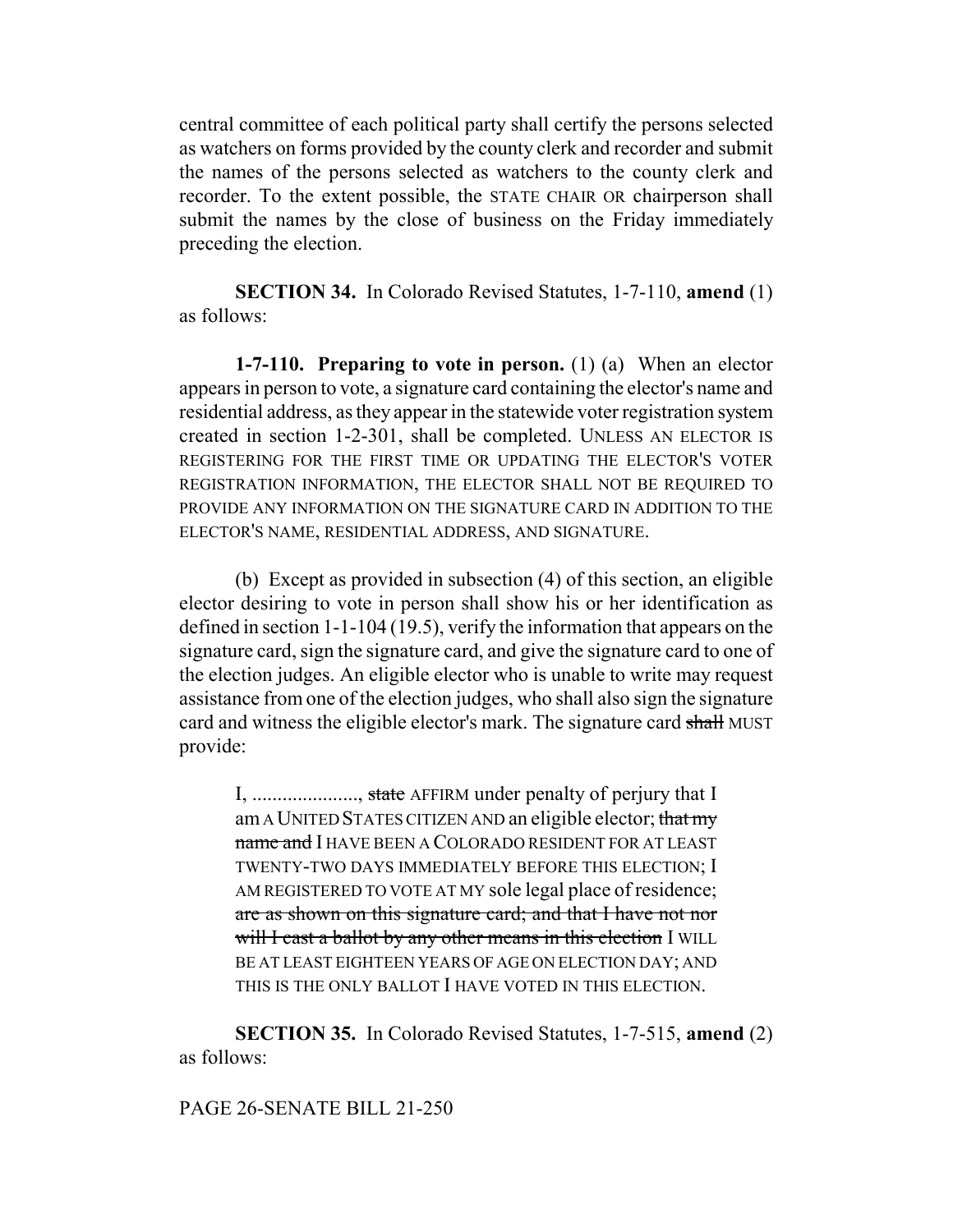central committee of each political party shall certify the persons selected as watchers on forms provided by the county clerk and recorder and submit the names of the persons selected as watchers to the county clerk and recorder. To the extent possible, the STATE CHAIR OR chairperson shall submit the names by the close of business on the Friday immediately preceding the election.

**SECTION 34.** In Colorado Revised Statutes, 1-7-110, **amend** (1) as follows:

**1-7-110. Preparing to vote in person.** (1) (a) When an elector appears in person to vote, a signature card containing the elector's name and residential address, as they appear in the statewide voter registration system created in section 1-2-301, shall be completed. UNLESS AN ELECTOR IS REGISTERING FOR THE FIRST TIME OR UPDATING THE ELECTOR'S VOTER REGISTRATION INFORMATION, THE ELECTOR SHALL NOT BE REQUIRED TO PROVIDE ANY INFORMATION ON THE SIGNATURE CARD IN ADDITION TO THE ELECTOR'S NAME, RESIDENTIAL ADDRESS, AND SIGNATURE.

(b) Except as provided in subsection (4) of this section, an eligible elector desiring to vote in person shall show his or her identification as defined in section 1-1-104 (19.5), verify the information that appears on the signature card, sign the signature card, and give the signature card to one of the election judges. An eligible elector who is unable to write may request assistance from one of the election judges, who shall also sign the signature card and witness the eligible elector's mark. The signature card ~~shall~~ MUST provide:

> I, ...................., ~~state~~ AFFIRM under penalty of perjury that I am A UNITED STATES CITIZEN AND an eligible elector; ~~that my name and~~ I HAVE BEEN A COLORADO RESIDENT FOR AT LEAST TWENTY-TWO DAYS IMMEDIATELY BEFORE THIS ELECTION; I AM REGISTERED TO VOTE AT MY sole legal place of residence; ~~are as shown on this signature card; and that I have not nor will I cast a ballot by any other means in this election~~ I WILL BE AT LEAST EIGHTEEN YEARS OF AGE ON ELECTION DAY; AND THIS IS THE ONLY BALLOT I HAVE VOTED IN THIS ELECTION.

**SECTION 35.** In Colorado Revised Statutes, 1-7-515, **amend** (2) as follows:

PAGE 26-SENATE BILL 21-250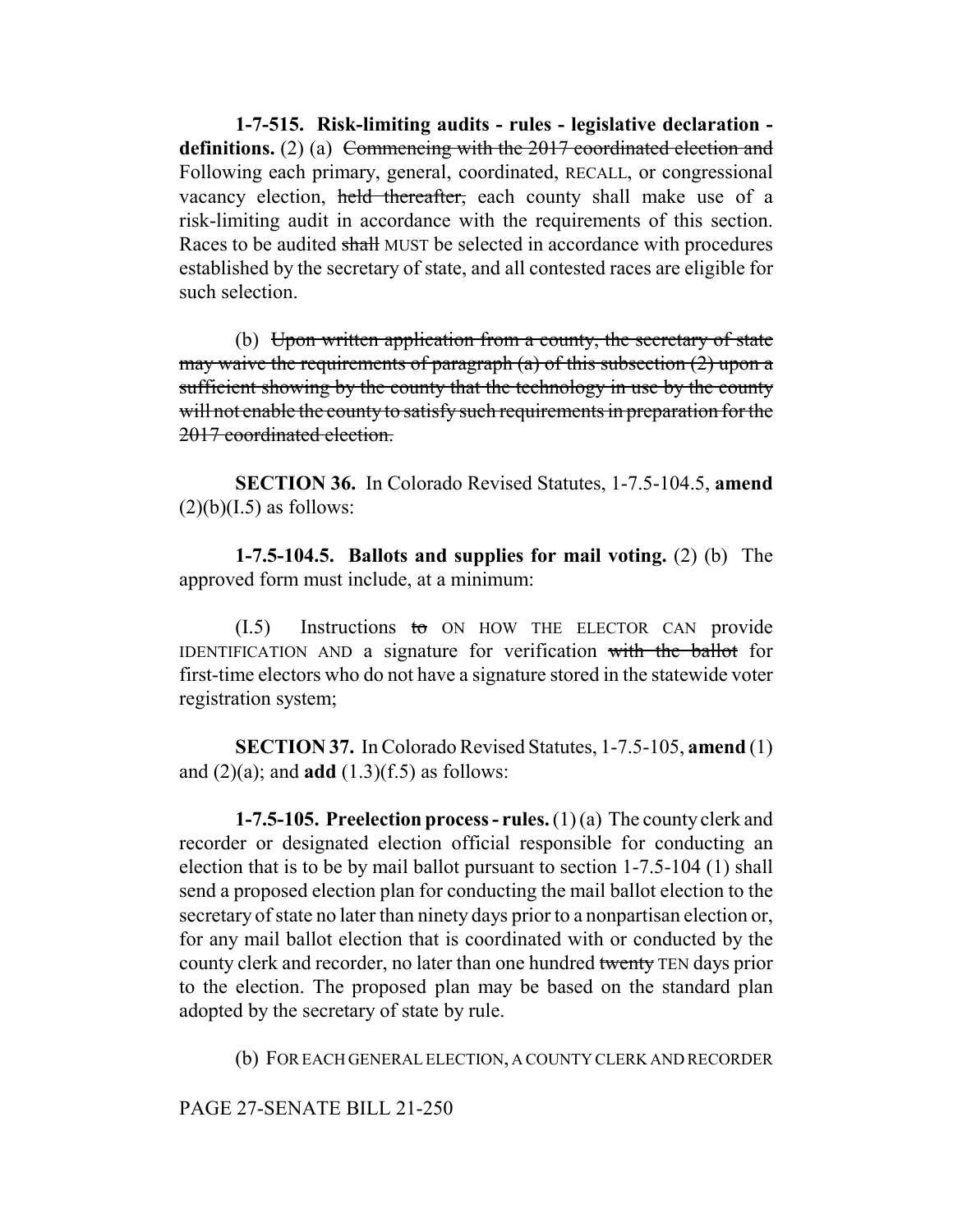**1-7-515. Risk-limiting audits - rules - legislative declaration - definitions.** (2) (a) ~~Commencing with the 2017 coordinated election and~~ Following each primary, general, coordinated, RECALL, or congressional vacancy election, ~~held thereafter,~~ each county shall make use of a risk-limiting audit in accordance with the requirements of this section. Races to be audited ~~shall~~ MUST be selected in accordance with procedures established by the secretary of state, and all contested races are eligible for such selection.

(b) ~~Upon written application from a county, the secretary of state may waive the requirements of paragraph (a) of this subsection (2) upon a sufficient showing by the county that the technology in use by the county will not enable the county to satisfy such requirements in preparation for the 2017 coordinated election.~~

**SECTION 36.** In Colorado Revised Statutes, 1-7.5-104.5, **amend** (2)(b)(I.5) as follows:

**1-7.5-104.5. Ballots and supplies for mail voting.** (2) (b) The approved form must include, at a minimum:

(I.5) Instructions ~~to~~ ON HOW THE ELECTOR CAN provide IDENTIFICATION AND a signature for verification ~~with the ballot~~ for first-time electors who do not have a signature stored in the statewide voter registration system;

**SECTION 37.** In Colorado Revised Statutes, 1-7.5-105, **amend** (1) and (2)(a); and **add** (1.3)(f.5) as follows:

**1-7.5-105. Preelection process - rules.** (1) (a) The county clerk and recorder or designated election official responsible for conducting an election that is to be by mail ballot pursuant to section 1-7.5-104 (1) shall send a proposed election plan for conducting the mail ballot election to the secretary of state no later than ninety days prior to a nonpartisan election or, for any mail ballot election that is coordinated with or conducted by the county clerk and recorder, no later than one hundred ~~twenty~~ TEN days prior to the election. The proposed plan may be based on the standard plan adopted by the secretary of state by rule.

(b) FOR EACH GENERAL ELECTION, A COUNTY CLERK AND RECORDER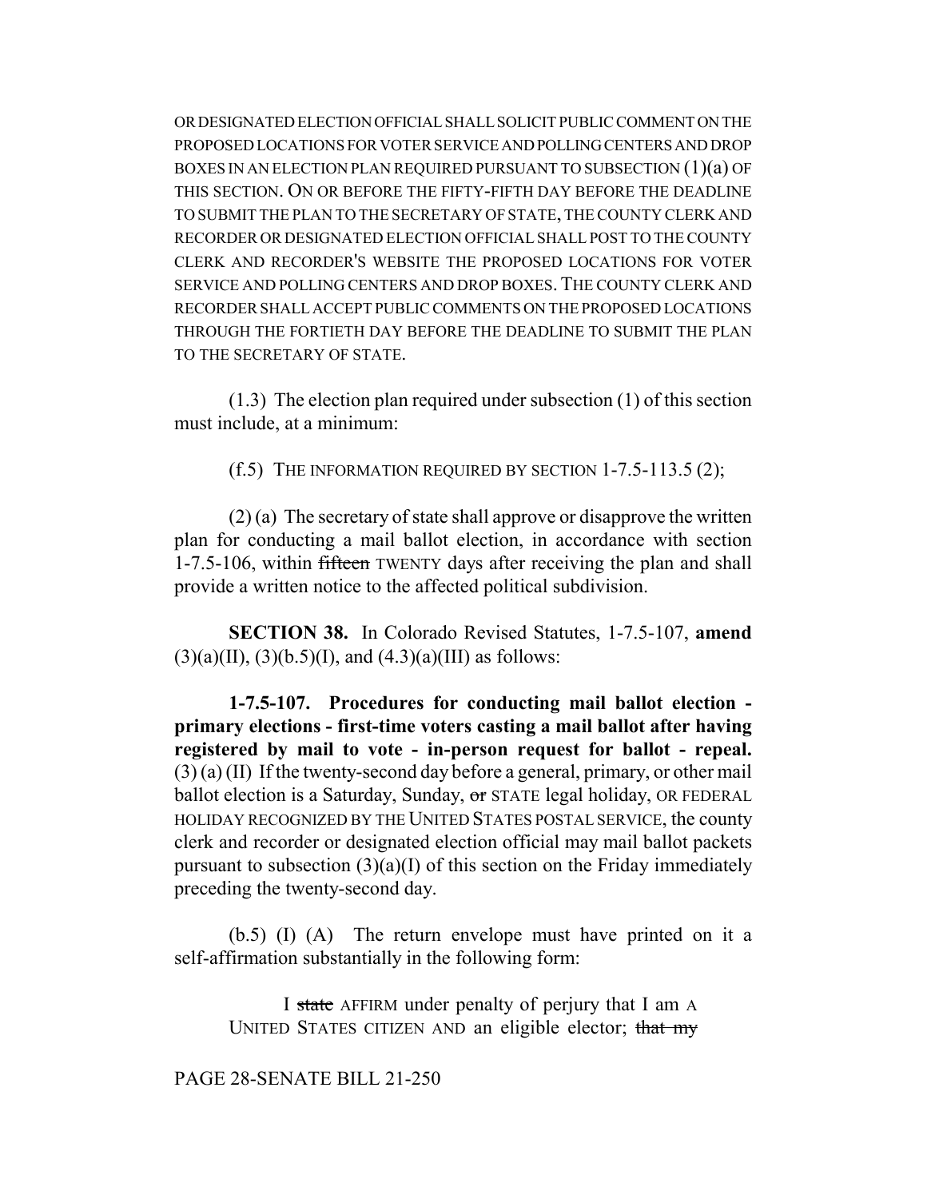OR DESIGNATED ELECTION OFFICIAL SHALL SOLICIT PUBLIC COMMENT ON THE PROPOSED LOCATIONS FOR VOTER SERVICE AND POLLING CENTERS AND DROP BOXES IN AN ELECTION PLAN REQUIRED PURSUANT TO SUBSECTION (1)(a) OF THIS SECTION. ON OR BEFORE THE FIFTY-FIFTH DAY BEFORE THE DEADLINE TO SUBMIT THE PLAN TO THE SECRETARY OF STATE, THE COUNTY CLERK AND RECORDER OR DESIGNATED ELECTION OFFICIAL SHALL POST TO THE COUNTY CLERK AND RECORDER'S WEBSITE THE PROPOSED LOCATIONS FOR VOTER SERVICE AND POLLING CENTERS AND DROP BOXES. THE COUNTY CLERK AND RECORDER SHALL ACCEPT PUBLIC COMMENTS ON THE PROPOSED LOCATIONS THROUGH THE FORTIETH DAY BEFORE THE DEADLINE TO SUBMIT THE PLAN TO THE SECRETARY OF STATE.

(1.3) The election plan required under subsection (1) of this section must include, at a minimum:

(f.5) THE INFORMATION REQUIRED BY SECTION 1-7.5-113.5 (2);

(2) (a) The secretary of state shall approve or disapprove the written plan for conducting a mail ballot election, in accordance with section 1-7.5-106, within ~~fifteen~~ TWENTY days after receiving the plan and shall provide a written notice to the affected political subdivision.

**SECTION 38.** In Colorado Revised Statutes, 1-7.5-107, **amend** (3)(a)(II), (3)(b.5)(I), and (4.3)(a)(III) as follows:

**1-7.5-107. Procedures for conducting mail ballot election - primary elections - first-time voters casting a mail ballot after having registered by mail to vote - in-person request for ballot - repeal.** (3) (a) (II) If the twenty-second day before a general, primary, or other mail ballot election is a Saturday, Sunday, ~~or~~ STATE legal holiday, OR FEDERAL HOLIDAY RECOGNIZED BY THE UNITED STATES POSTAL SERVICE, the county clerk and recorder or designated election official may mail ballot packets pursuant to subsection (3)(a)(I) of this section on the Friday immediately preceding the twenty-second day.

(b.5) (I) (A) The return envelope must have printed on it a self-affirmation substantially in the following form:

> I ~~state~~ AFFIRM under penalty of perjury that I am A UNITED STATES CITIZEN AND an eligible elector; ~~that my~~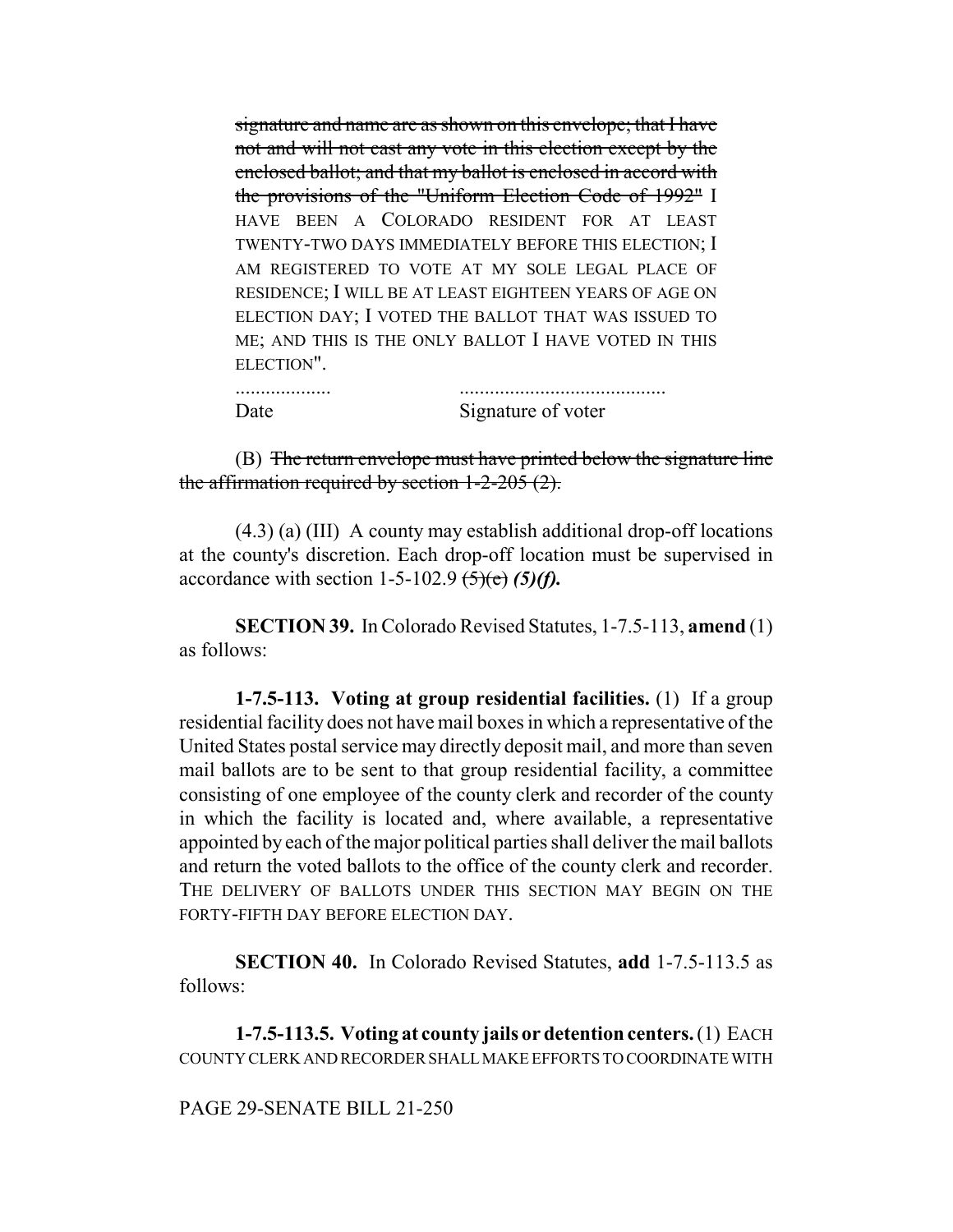~~signature and name are as shown on this envelope; that I have not and will not cast any vote in this election except by the enclosed ballot; and that my ballot is enclosed in accord with the provisions of the "Uniform Election Code of 1992"~~ I HAVE BEEN A COLORADO RESIDENT FOR AT LEAST TWENTY-TWO DAYS IMMEDIATELY BEFORE THIS ELECTION; I AM REGISTERED TO VOTE AT MY SOLE LEGAL PLACE OF RESIDENCE; I WILL BE AT LEAST EIGHTEEN YEARS OF AGE ON ELECTION DAY; I VOTED THE BALLOT THAT WAS ISSUED TO ME; AND THIS IS THE ONLY BALLOT I HAVE VOTED IN THIS ELECTION".

| ................... | ......................................... |
|---|---|
| Date | Signature of voter |

(B) ~~The return envelope must have printed below the signature line the affirmation required by section 1-2-205 (2).~~

(4.3) (a) (III) A county may establish additional drop-off locations at the county's discretion. Each drop-off location must be supervised in accordance with section 1-5-102.9 ~~(5)(e)~~ ***(5)(f).***

**SECTION 39.** In Colorado Revised Statutes, 1-7.5-113, **amend** (1) as follows:

**1-7.5-113. Voting at group residential facilities.** (1) If a group residential facility does not have mail boxes in which a representative of the United States postal service may directly deposit mail, and more than seven mail ballots are to be sent to that group residential facility, a committee consisting of one employee of the county clerk and recorder of the county in which the facility is located and, where available, a representative appointed by each of the major political parties shall deliver the mail ballots and return the voted ballots to the office of the county clerk and recorder. THE DELIVERY OF BALLOTS UNDER THIS SECTION MAY BEGIN ON THE FORTY-FIFTH DAY BEFORE ELECTION DAY.

**SECTION 40.** In Colorado Revised Statutes, **add** 1-7.5-113.5 as follows:

**1-7.5-113.5. Voting at county jails or detention centers.** (1) EACH COUNTY CLERK AND RECORDER SHALL MAKE EFFORTS TO COORDINATE WITH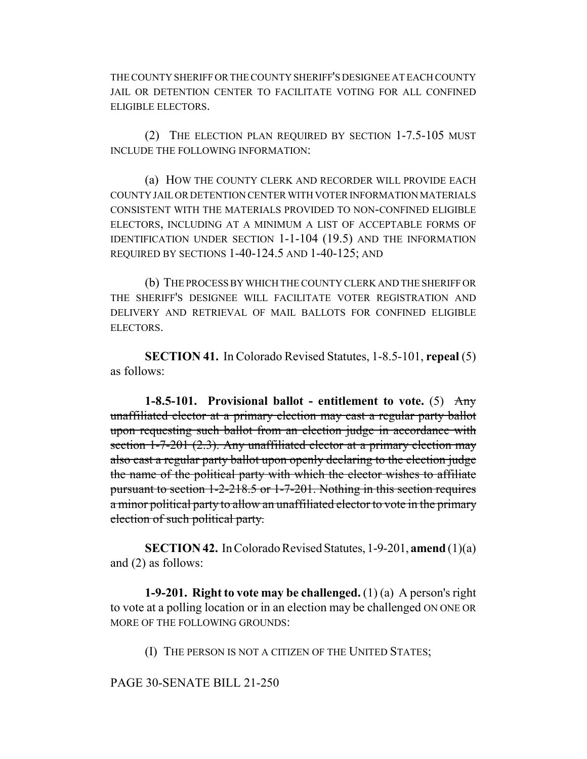THE COUNTY SHERIFF OR THE COUNTY SHERIFF'S DESIGNEE AT EACH COUNTY JAIL OR DETENTION CENTER TO FACILITATE VOTING FOR ALL CONFINED ELIGIBLE ELECTORS.

(2) THE ELECTION PLAN REQUIRED BY SECTION 1-7.5-105 MUST INCLUDE THE FOLLOWING INFORMATION:

(a) HOW THE COUNTY CLERK AND RECORDER WILL PROVIDE EACH COUNTY JAIL OR DETENTION CENTER WITH VOTER INFORMATION MATERIALS CONSISTENT WITH THE MATERIALS PROVIDED TO NON-CONFINED ELIGIBLE ELECTORS, INCLUDING AT A MINIMUM A LIST OF ACCEPTABLE FORMS OF IDENTIFICATION UNDER SECTION 1-1-104 (19.5) AND THE INFORMATION REQUIRED BY SECTIONS 1-40-124.5 AND 1-40-125; AND

(b) THE PROCESS BY WHICH THE COUNTY CLERK AND THE SHERIFF OR THE SHERIFF'S DESIGNEE WILL FACILITATE VOTER REGISTRATION AND DELIVERY AND RETRIEVAL OF MAIL BALLOTS FOR CONFINED ELIGIBLE ELECTORS.

**SECTION 41.** In Colorado Revised Statutes, 1-8.5-101, **repeal** (5) as follows:

**1-8.5-101. Provisional ballot - entitlement to vote.** (5) ~~Any unaffiliated elector at a primary election may cast a regular party ballot upon requesting such ballot from an election judge in accordance with section 1-7-201 (2.3). Any unaffiliated elector at a primary election may also cast a regular party ballot upon openly declaring to the election judge the name of the political party with which the elector wishes to affiliate pursuant to section 1-2-218.5 or 1-7-201. Nothing in this section requires a minor political party to allow an unaffiliated elector to vote in the primary election of such political party.~~

**SECTION 42.** In Colorado Revised Statutes, 1-9-201, **amend** (1)(a) and (2) as follows:

**1-9-201. Right to vote may be challenged.** (1) (a) A person's right to vote at a polling location or in an election may be challenged ON ONE OR MORE OF THE FOLLOWING GROUNDS:

(I) THE PERSON IS NOT A CITIZEN OF THE UNITED STATES;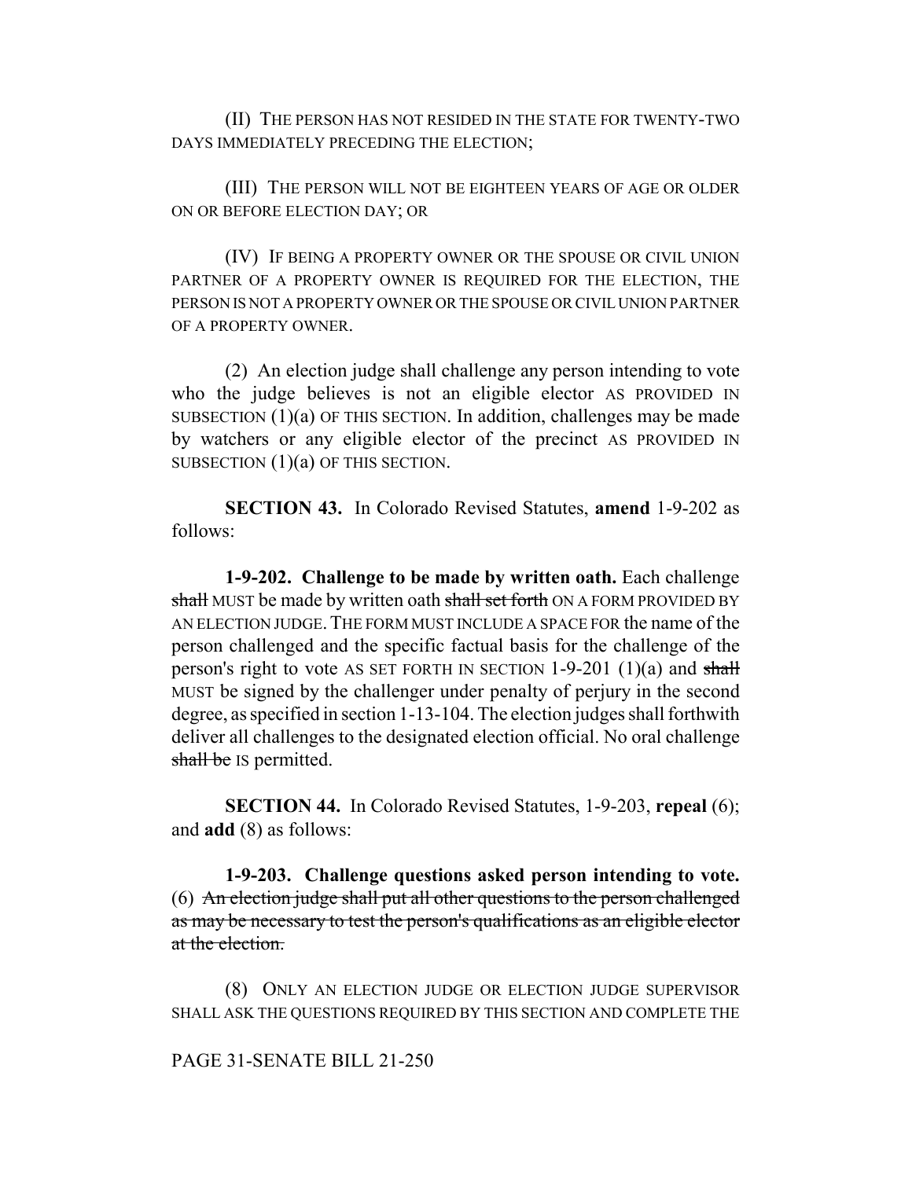(II) THE PERSON HAS NOT RESIDED IN THE STATE FOR TWENTY-TWO DAYS IMMEDIATELY PRECEDING THE ELECTION;

(III) THE PERSON WILL NOT BE EIGHTEEN YEARS OF AGE OR OLDER ON OR BEFORE ELECTION DAY; OR

(IV) IF BEING A PROPERTY OWNER OR THE SPOUSE OR CIVIL UNION PARTNER OF A PROPERTY OWNER IS REQUIRED FOR THE ELECTION, THE PERSON IS NOT A PROPERTY OWNER OR THE SPOUSE OR CIVIL UNION PARTNER OF A PROPERTY OWNER.

(2) An election judge shall challenge any person intending to vote who the judge believes is not an eligible elector AS PROVIDED IN SUBSECTION (1)(a) OF THIS SECTION. In addition, challenges may be made by watchers or any eligible elector of the precinct AS PROVIDED IN SUBSECTION (1)(a) OF THIS SECTION.

**SECTION 43.** In Colorado Revised Statutes, **amend** 1-9-202 as follows:

**1-9-202. Challenge to be made by written oath.** Each challenge ~~shall~~ MUST be made by written oath ~~shall set forth~~ ON A FORM PROVIDED BY AN ELECTION JUDGE. THE FORM MUST INCLUDE A SPACE FOR the name of the person challenged and the specific factual basis for the challenge of the person's right to vote AS SET FORTH IN SECTION 1-9-201 (1)(a) and ~~shall~~ MUST be signed by the challenger under penalty of perjury in the second degree, as specified in section 1-13-104. The election judges shall forthwith deliver all challenges to the designated election official. No oral challenge ~~shall be~~ IS permitted.

**SECTION 44.** In Colorado Revised Statutes, 1-9-203, **repeal** (6); and **add** (8) as follows:

**1-9-203. Challenge questions asked person intending to vote.** (6) ~~An election judge shall put all other questions to the person challenged as may be necessary to test the person's qualifications as an eligible elector at the election.~~

(8) ONLY AN ELECTION JUDGE OR ELECTION JUDGE SUPERVISOR SHALL ASK THE QUESTIONS REQUIRED BY THIS SECTION AND COMPLETE THE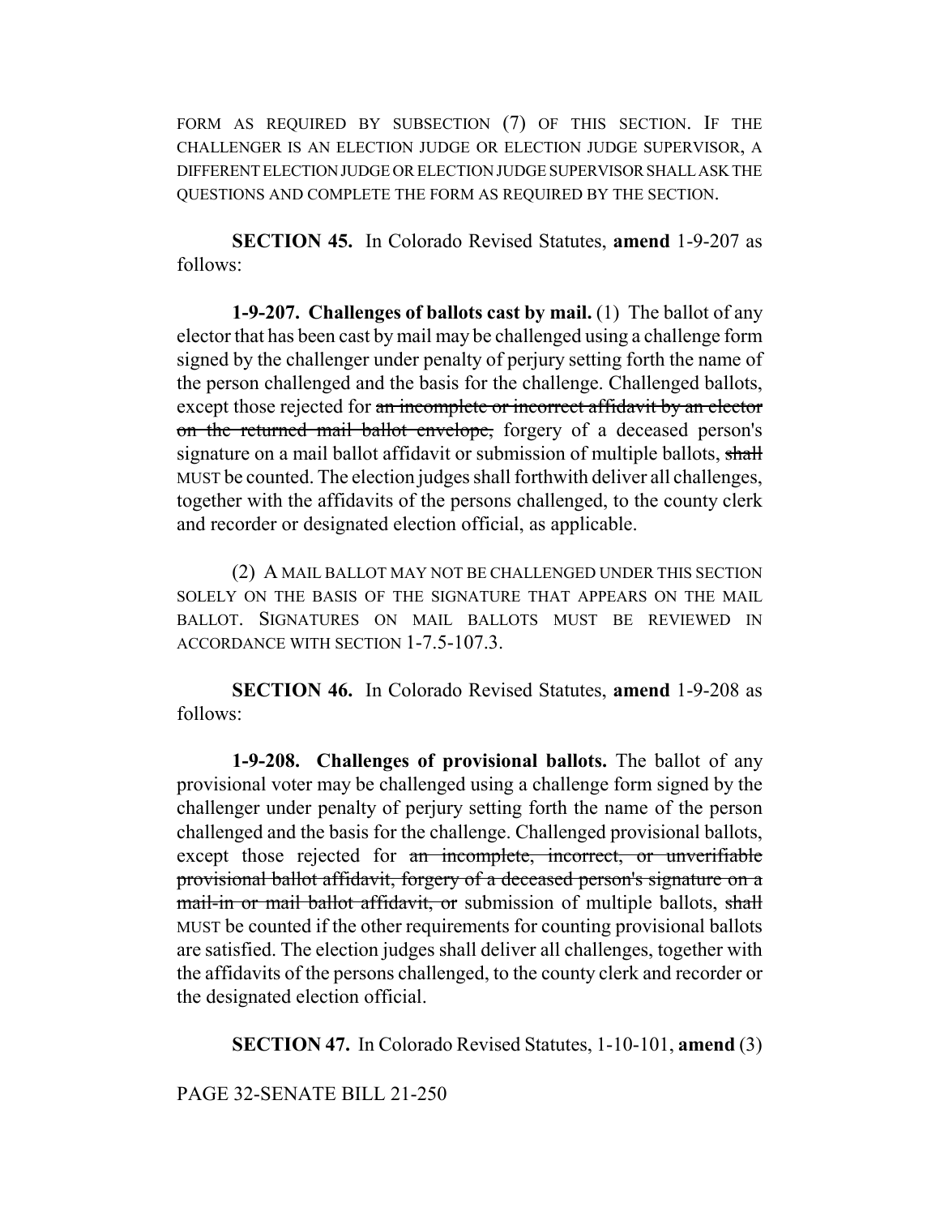FORM AS REQUIRED BY SUBSECTION (7) OF THIS SECTION. IF THE CHALLENGER IS AN ELECTION JUDGE OR ELECTION JUDGE SUPERVISOR, A DIFFERENT ELECTION JUDGE OR ELECTION JUDGE SUPERVISOR SHALL ASK THE QUESTIONS AND COMPLETE THE FORM AS REQUIRED BY THE SECTION.

**SECTION 45.** In Colorado Revised Statutes, **amend** 1-9-207 as follows:

**1-9-207. Challenges of ballots cast by mail.** (1) The ballot of any elector that has been cast by mail may be challenged using a challenge form signed by the challenger under penalty of perjury setting forth the name of the person challenged and the basis for the challenge. Challenged ballots, except those rejected for ~~an incomplete or incorrect affidavit by an elector on the returned mail ballot envelope,~~ forgery of a deceased person's signature on a mail ballot affidavit or submission of multiple ballots, ~~shall~~ MUST be counted. The election judges shall forthwith deliver all challenges, together with the affidavits of the persons challenged, to the county clerk and recorder or designated election official, as applicable.

(2) A MAIL BALLOT MAY NOT BE CHALLENGED UNDER THIS SECTION SOLELY ON THE BASIS OF THE SIGNATURE THAT APPEARS ON THE MAIL BALLOT. SIGNATURES ON MAIL BALLOTS MUST BE REVIEWED IN ACCORDANCE WITH SECTION 1-7.5-107.3.

**SECTION 46.** In Colorado Revised Statutes, **amend** 1-9-208 as follows:

**1-9-208. Challenges of provisional ballots.** The ballot of any provisional voter may be challenged using a challenge form signed by the challenger under penalty of perjury setting forth the name of the person challenged and the basis for the challenge. Challenged provisional ballots, except those rejected for ~~an incomplete, incorrect, or unverifiable provisional ballot affidavit, forgery of a deceased person's signature on a mail-in or mail ballot affidavit, or~~ submission of multiple ballots, ~~shall~~ MUST be counted if the other requirements for counting provisional ballots are satisfied. The election judges shall deliver all challenges, together with the affidavits of the persons challenged, to the county clerk and recorder or the designated election official.

**SECTION 47.** In Colorado Revised Statutes, 1-10-101, **amend** (3)

PAGE 32-SENATE BILL 21-250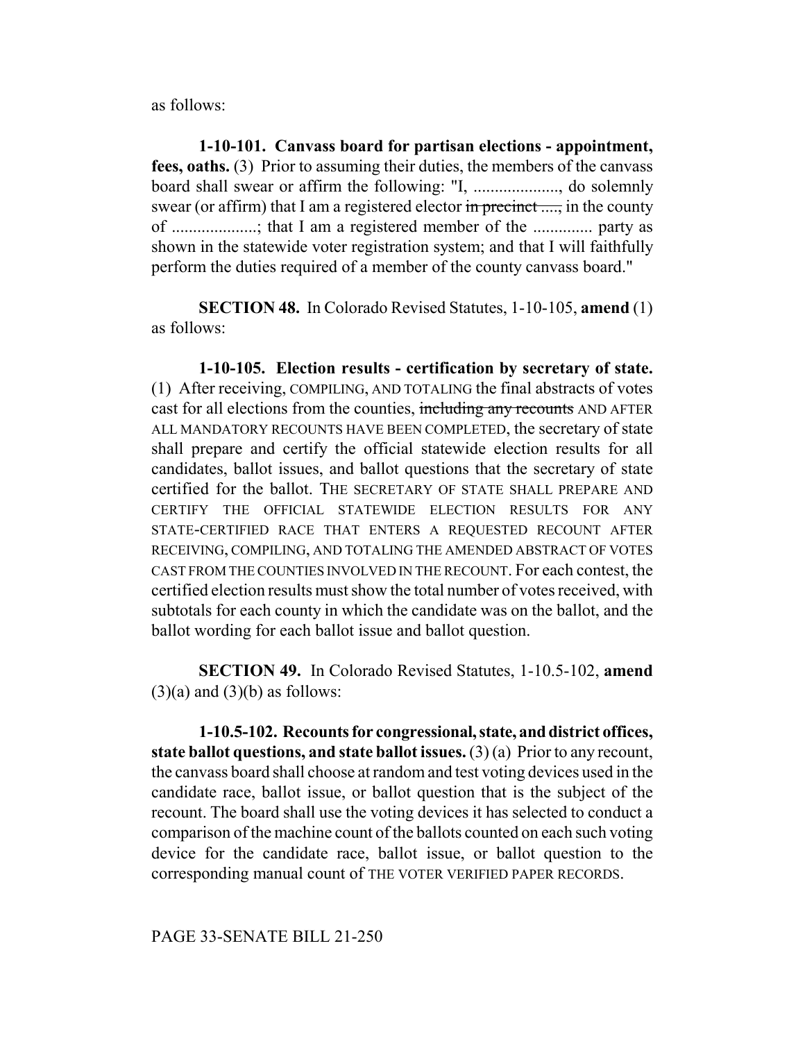as follows:

**1-10-101. Canvass board for partisan elections - appointment, fees, oaths.** (3) Prior to assuming their duties, the members of the canvass board shall swear or affirm the following: "I, ...................., do solemnly swear (or affirm) that I am a registered elector ~~in precinct ....,~~ in the county of ....................; that I am a registered member of the ............. party as shown in the statewide voter registration system; and that I will faithfully perform the duties required of a member of the county canvass board."

**SECTION 48.** In Colorado Revised Statutes, 1-10-105, **amend** (1) as follows:

**1-10-105. Election results - certification by secretary of state.** (1) After receiving, COMPILING, AND TOTALING the final abstracts of votes cast for all elections from the counties, ~~including any recounts~~ AND AFTER ALL MANDATORY RECOUNTS HAVE BEEN COMPLETED, the secretary of state shall prepare and certify the official statewide election results for all candidates, ballot issues, and ballot questions that the secretary of state certified for the ballot. THE SECRETARY OF STATE SHALL PREPARE AND CERTIFY THE OFFICIAL STATEWIDE ELECTION RESULTS FOR ANY STATE-CERTIFIED RACE THAT ENTERS A REQUESTED RECOUNT AFTER RECEIVING, COMPILING, AND TOTALING THE AMENDED ABSTRACT OF VOTES CAST FROM THE COUNTIES INVOLVED IN THE RECOUNT. For each contest, the certified election results must show the total number of votes received, with subtotals for each county in which the candidate was on the ballot, and the ballot wording for each ballot issue and ballot question.

**SECTION 49.** In Colorado Revised Statutes, 1-10.5-102, **amend** (3)(a) and (3)(b) as follows:

**1-10.5-102. Recounts for congressional, state, and district offices, state ballot questions, and state ballot issues.** (3) (a) Prior to any recount, the canvass board shall choose at random and test voting devices used in the candidate race, ballot issue, or ballot question that is the subject of the recount. The board shall use the voting devices it has selected to conduct a comparison of the machine count of the ballots counted on each such voting device for the candidate race, ballot issue, or ballot question to the corresponding manual count of THE VOTER VERIFIED PAPER RECORDS.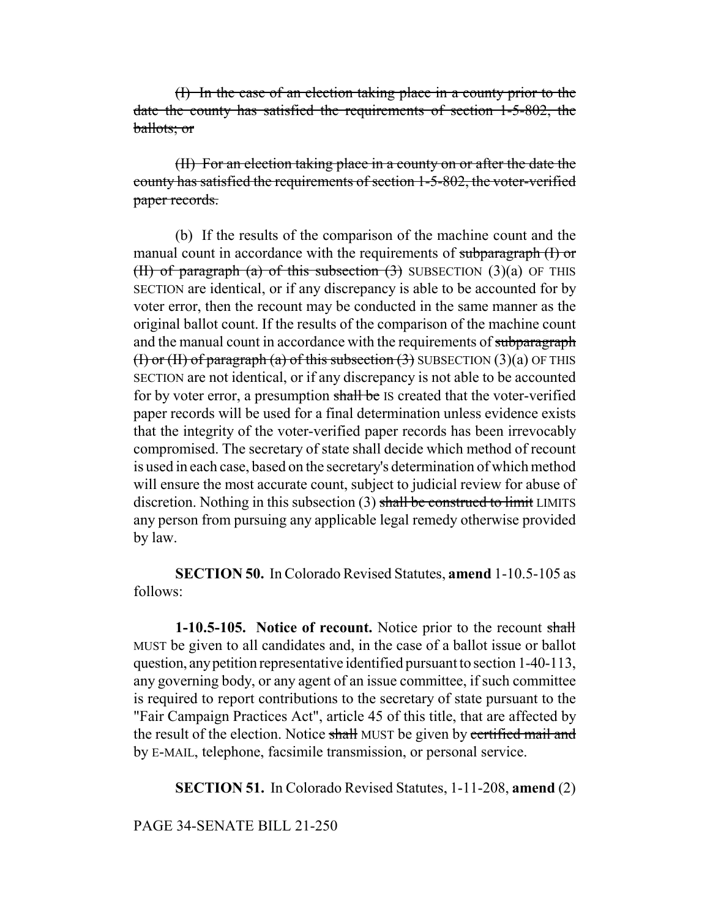~~(I) In the case of an election taking place in a county prior to the date the county has satisfied the requirements of section 1-5-802, the ballots; or~~

~~(II) For an election taking place in a county on or after the date the county has satisfied the requirements of section 1-5-802, the voter-verified paper records.~~

(b) If the results of the comparison of the machine count and the manual count in accordance with the requirements of ~~subparagraph (I) or (II) of paragraph (a) of this subsection (3)~~ SUBSECTION (3)(a) OF THIS SECTION are identical, or if any discrepancy is able to be accounted for by voter error, then the recount may be conducted in the same manner as the original ballot count. If the results of the comparison of the machine count and the manual count in accordance with the requirements of ~~subparagraph (I) or (II) of paragraph (a) of this subsection (3)~~ SUBSECTION (3)(a) OF THIS SECTION are not identical, or if any discrepancy is not able to be accounted for by voter error, a presumption ~~shall be~~ IS created that the voter-verified paper records will be used for a final determination unless evidence exists that the integrity of the voter-verified paper records has been irrevocably compromised. The secretary of state shall decide which method of recount is used in each case, based on the secretary's determination of which method will ensure the most accurate count, subject to judicial review for abuse of discretion. Nothing in this subsection (3) ~~shall be construed to limit~~ LIMITS any person from pursuing any applicable legal remedy otherwise provided by law.

**SECTION 50.** In Colorado Revised Statutes, **amend** 1-10.5-105 as follows:

**1-10.5-105. Notice of recount.** Notice prior to the recount ~~shall~~ MUST be given to all candidates and, in the case of a ballot issue or ballot question, any petition representative identified pursuant to section 1-40-113, any governing body, or any agent of an issue committee, if such committee is required to report contributions to the secretary of state pursuant to the "Fair Campaign Practices Act", article 45 of this title, that are affected by the result of the election. Notice ~~shall~~ MUST be given by ~~certified mail and~~ by E-MAIL, telephone, facsimile transmission, or personal service.

**SECTION 51.** In Colorado Revised Statutes, 1-11-208, **amend** (2)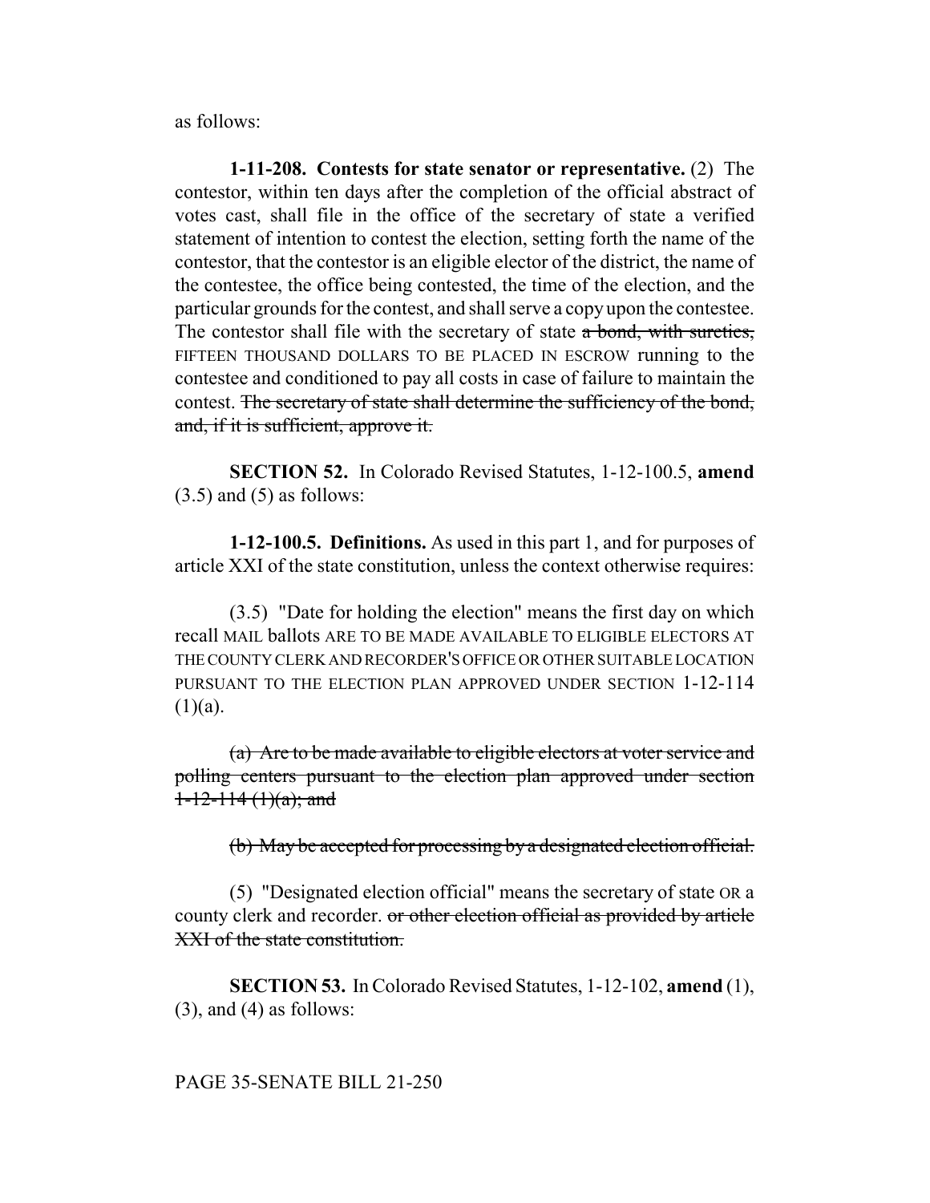as follows:

**1-11-208. Contests for state senator or representative.** (2) The contestor, within ten days after the completion of the official abstract of votes cast, shall file in the office of the secretary of state a verified statement of intention to contest the election, setting forth the name of the contestor, that the contestor is an eligible elector of the district, the name of the contestee, the office being contested, the time of the election, and the particular grounds for the contest, and shall serve a copy upon the contestee. The contestor shall file with the secretary of state ~~a bond, with sureties,~~ FIFTEEN THOUSAND DOLLARS TO BE PLACED IN ESCROW running to the contestee and conditioned to pay all costs in case of failure to maintain the contest. ~~The secretary of state shall determine the sufficiency of the bond, and, if it is sufficient, approve it.~~

**SECTION 52.** In Colorado Revised Statutes, 1-12-100.5, **amend** (3.5) and (5) as follows:

**1-12-100.5. Definitions.** As used in this part 1, and for purposes of article XXI of the state constitution, unless the context otherwise requires:

(3.5) "Date for holding the election" means the first day on which recall MAIL ballots ARE TO BE MADE AVAILABLE TO ELIGIBLE ELECTORS AT THE COUNTY CLERK AND RECORDER'S OFFICE OR OTHER SUITABLE LOCATION PURSUANT TO THE ELECTION PLAN APPROVED UNDER SECTION 1-12-114 (1)(a).

~~(a) Are to be made available to eligible electors at voter service and polling centers pursuant to the election plan approved under section 1-12-114 (1)(a); and~~

~~(b) May be accepted for processing by a designated election official.~~

(5) "Designated election official" means the secretary of state OR a county clerk and recorder. ~~or other election official as provided by article XXI of the state constitution.~~

**SECTION 53.** In Colorado Revised Statutes, 1-12-102, **amend** (1), (3), and (4) as follows: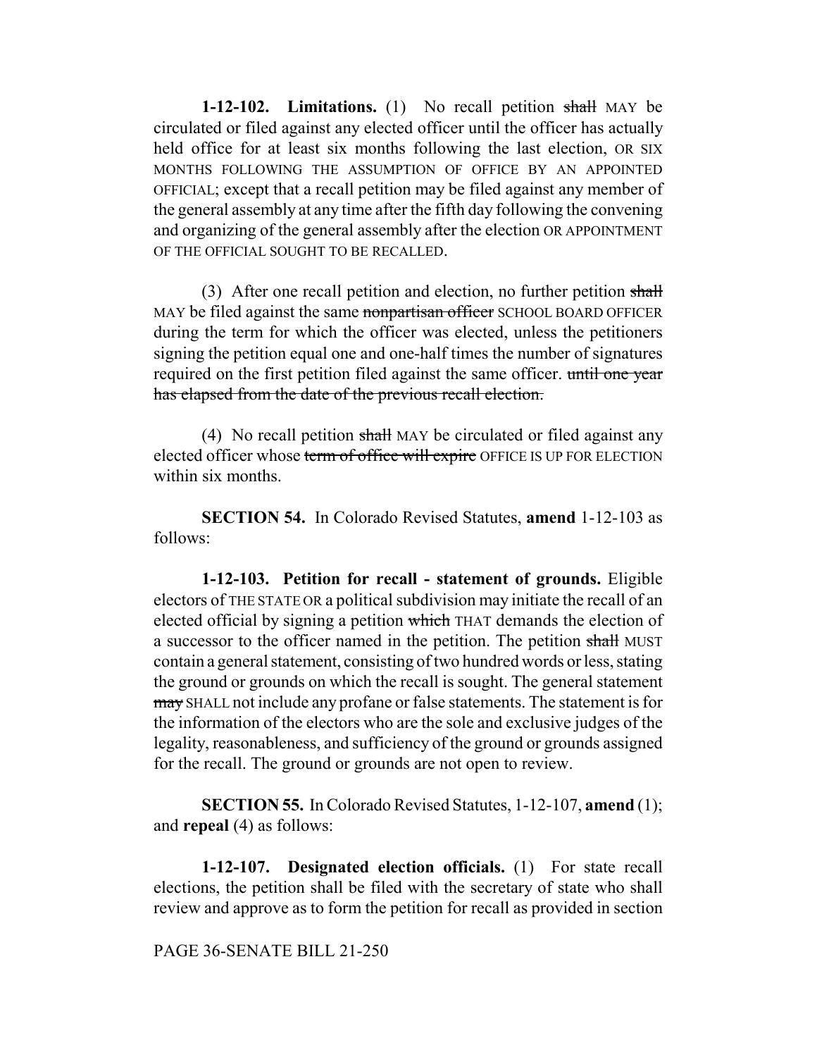**1-12-102. Limitations.** (1) No recall petition ~~shall~~ MAY be circulated or filed against any elected officer until the officer has actually held office for at least six months following the last election, OR SIX MONTHS FOLLOWING THE ASSUMPTION OF OFFICE BY AN APPOINTED OFFICIAL; except that a recall petition may be filed against any member of the general assembly at any time after the fifth day following the convening and organizing of the general assembly after the election OR APPOINTMENT OF THE OFFICIAL SOUGHT TO BE RECALLED.

(3) After one recall petition and election, no further petition ~~shall~~ MAY be filed against the same ~~nonpartisan officer~~ SCHOOL BOARD OFFICER during the term for which the officer was elected, unless the petitioners signing the petition equal one and one-half times the number of signatures required on the first petition filed against the same officer. ~~until one year has elapsed from the date of the previous recall election.~~

(4) No recall petition ~~shall~~ MAY be circulated or filed against any elected officer whose ~~term of office will expire~~ OFFICE IS UP FOR ELECTION within six months.

**SECTION 54.** In Colorado Revised Statutes, **amend** 1-12-103 as follows:

**1-12-103. Petition for recall - statement of grounds.** Eligible electors of THE STATE OR a political subdivision may initiate the recall of an elected official by signing a petition ~~which~~ THAT demands the election of a successor to the officer named in the petition. The petition ~~shall~~ MUST contain a general statement, consisting of two hundred words or less, stating the ground or grounds on which the recall is sought. The general statement ~~may~~ SHALL not include any profane or false statements. The statement is for the information of the electors who are the sole and exclusive judges of the legality, reasonableness, and sufficiency of the ground or grounds assigned for the recall. The ground or grounds are not open to review.

**SECTION 55.** In Colorado Revised Statutes, 1-12-107, **amend** (1); and **repeal** (4) as follows:

**1-12-107. Designated election officials.** (1) For state recall elections, the petition shall be filed with the secretary of state who shall review and approve as to form the petition for recall as provided in section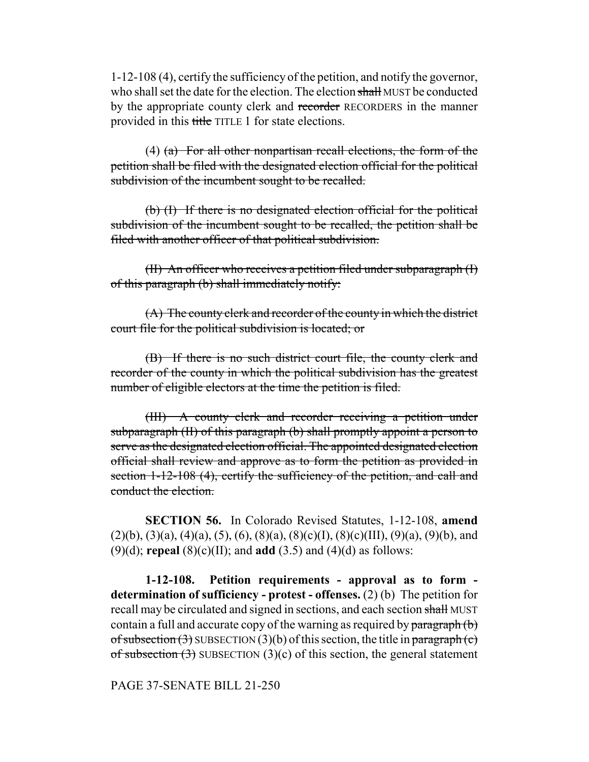1-12-108 (4), certify the sufficiency of the petition, and notify the governor, who shall set the date for the election. The election ~~shall~~ MUST be conducted by the appropriate county clerk and ~~recorder~~ RECORDERS in the manner provided in this ~~title~~ TITLE 1 for state elections.

(4) ~~(a) For all other nonpartisan recall elections, the form of the petition shall be filed with the designated election official for the political subdivision of the incumbent sought to be recalled.~~

~~(b) (I) If there is no designated election official for the political subdivision of the incumbent sought to be recalled, the petition shall be filed with another officer of that political subdivision.~~

~~(II) An officer who receives a petition filed under subparagraph (I) of this paragraph (b) shall immediately notify:~~

~~(A) The county clerk and recorder of the county in which the district court file for the political subdivision is located; or~~

~~(B) If there is no such district court file, the county clerk and recorder of the county in which the political subdivision has the greatest number of eligible electors at the time the petition is filed.~~

~~(III) A county clerk and recorder receiving a petition under subparagraph (II) of this paragraph (b) shall promptly appoint a person to serve as the designated election official. The appointed designated election official shall review and approve as to form the petition as provided in section 1-12-108 (4), certify the sufficiency of the petition, and call and conduct the election.~~

**SECTION 56.** In Colorado Revised Statutes, 1-12-108, **amend** (2)(b), (3)(a), (4)(a), (5), (6), (8)(a), (8)(c)(I), (8)(c)(III), (9)(a), (9)(b), and (9)(d); **repeal** (8)(c)(II); and **add** (3.5) and (4)(d) as follows:

**1-12-108. Petition requirements - approval as to form - determination of sufficiency - protest - offenses.** (2) (b) The petition for recall may be circulated and signed in sections, and each section ~~shall~~ MUST contain a full and accurate copy of the warning as required by ~~paragraph (b) of subsection (3)~~ SUBSECTION (3)(b) of this section, the title in ~~paragraph (c) of subsection (3)~~ SUBSECTION (3)(c) of this section, the general statement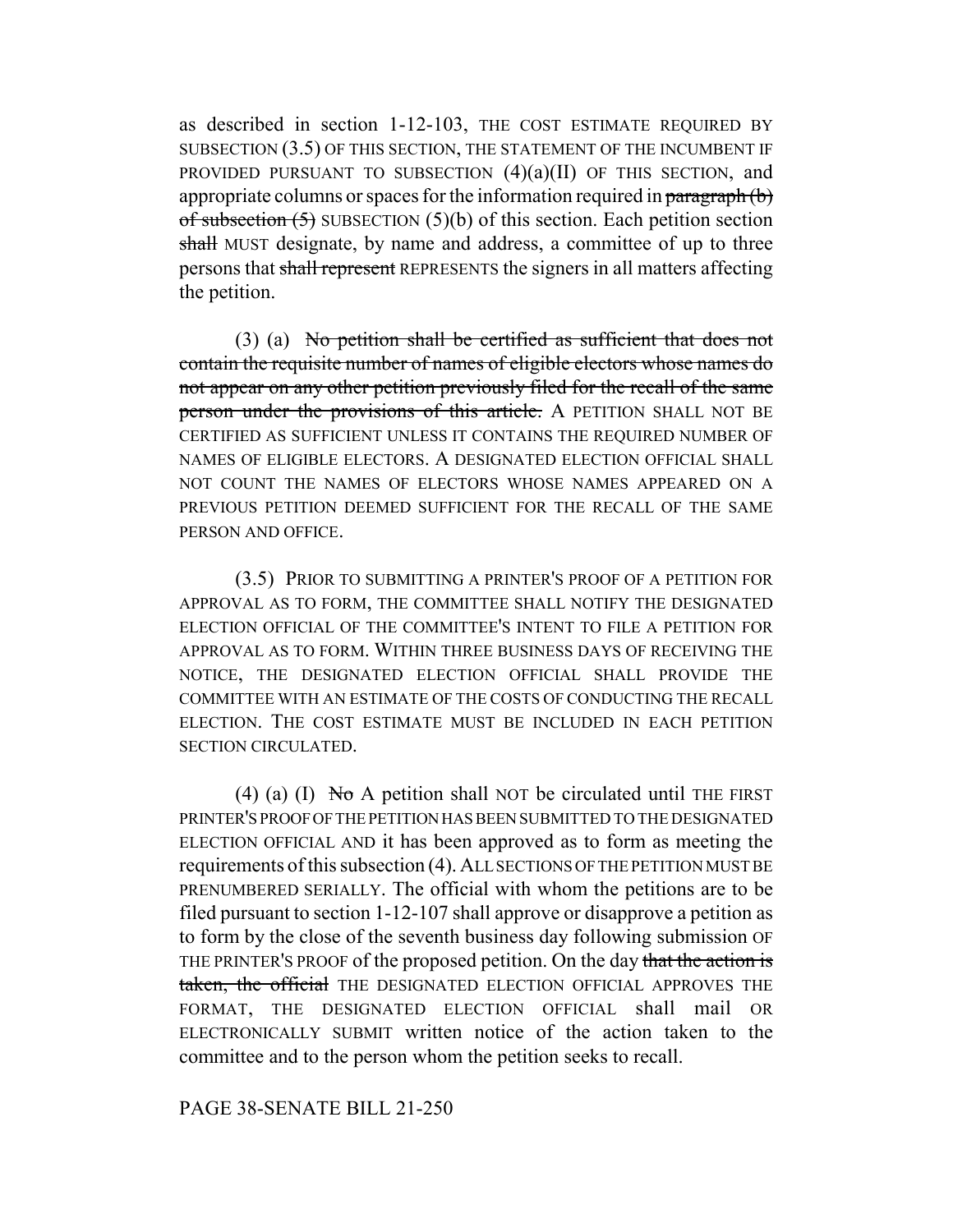as described in section 1-12-103, THE COST ESTIMATE REQUIRED BY SUBSECTION (3.5) OF THIS SECTION, THE STATEMENT OF THE INCUMBENT IF PROVIDED PURSUANT TO SUBSECTION (4)(a)(II) OF THIS SECTION, and appropriate columns or spaces for the information required in ~~paragraph (b) of subsection (5)~~ SUBSECTION (5)(b) of this section. Each petition section ~~shall~~ MUST designate, by name and address, a committee of up to three persons that ~~shall represent~~ REPRESENTS the signers in all matters affecting the petition.

(3) (a) ~~No petition shall be certified as sufficient that does not contain the requisite number of names of eligible electors whose names do not appear on any other petition previously filed for the recall of the same person under the provisions of this article.~~ A PETITION SHALL NOT BE CERTIFIED AS SUFFICIENT UNLESS IT CONTAINS THE REQUIRED NUMBER OF NAMES OF ELIGIBLE ELECTORS. A DESIGNATED ELECTION OFFICIAL SHALL NOT COUNT THE NAMES OF ELECTORS WHOSE NAMES APPEARED ON A PREVIOUS PETITION DEEMED SUFFICIENT FOR THE RECALL OF THE SAME PERSON AND OFFICE.

(3.5) PRIOR TO SUBMITTING A PRINTER'S PROOF OF A PETITION FOR APPROVAL AS TO FORM, THE COMMITTEE SHALL NOTIFY THE DESIGNATED ELECTION OFFICIAL OF THE COMMITTEE'S INTENT TO FILE A PETITION FOR APPROVAL AS TO FORM. WITHIN THREE BUSINESS DAYS OF RECEIVING THE NOTICE, THE DESIGNATED ELECTION OFFICIAL SHALL PROVIDE THE COMMITTEE WITH AN ESTIMATE OF THE COSTS OF CONDUCTING THE RECALL ELECTION. THE COST ESTIMATE MUST BE INCLUDED IN EACH PETITION SECTION CIRCULATED.

(4) (a) (I) ~~No~~ A petition shall NOT be circulated until THE FIRST PRINTER'S PROOF OF THE PETITION HAS BEEN SUBMITTED TO THE DESIGNATED ELECTION OFFICIAL AND it has been approved as to form as meeting the requirements of this subsection (4). ALL SECTIONS OF THE PETITION MUST BE PRENUMBERED SERIALLY. The official with whom the petitions are to be filed pursuant to section 1-12-107 shall approve or disapprove a petition as to form by the close of the seventh business day following submission OF THE PRINTER'S PROOF of the proposed petition. On the day ~~that the action is taken, the official~~ THE DESIGNATED ELECTION OFFICIAL APPROVES THE FORMAT, THE DESIGNATED ELECTION OFFICIAL shall mail OR ELECTRONICALLY SUBMIT written notice of the action taken to the committee and to the person whom the petition seeks to recall.

PAGE 38-SENATE BILL 21-250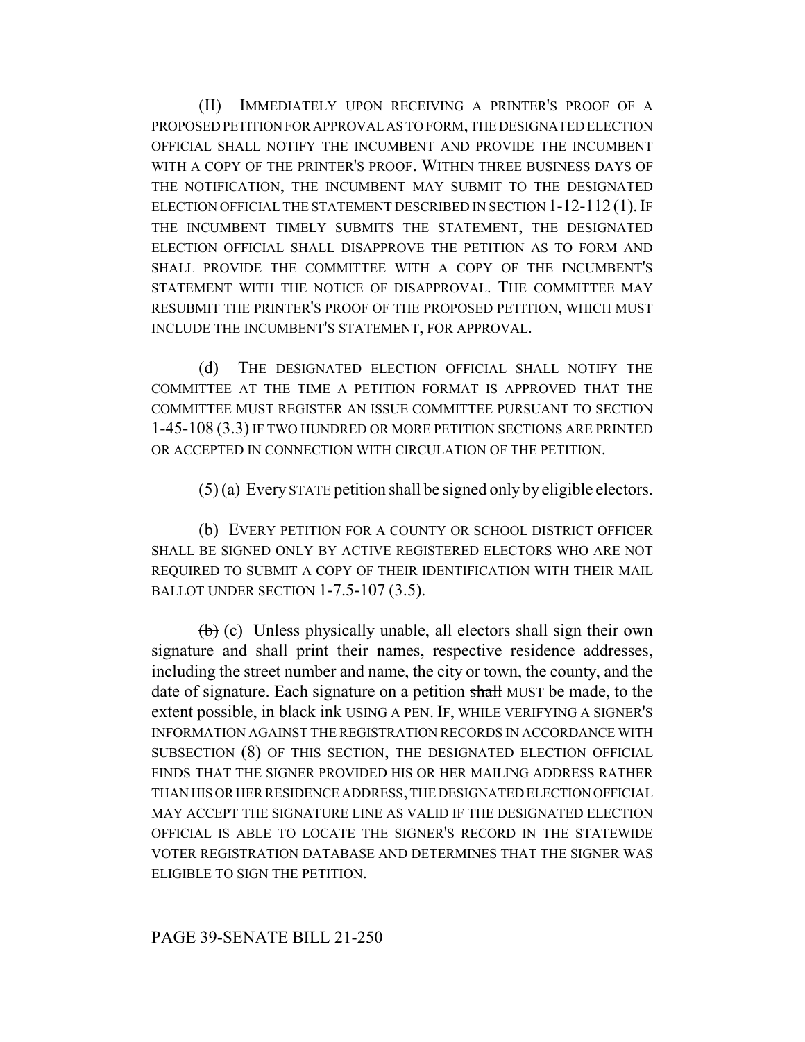(II) IMMEDIATELY UPON RECEIVING A PRINTER'S PROOF OF A PROPOSED PETITION FOR APPROVAL AS TO FORM, THE DESIGNATED ELECTION OFFICIAL SHALL NOTIFY THE INCUMBENT AND PROVIDE THE INCUMBENT WITH A COPY OF THE PRINTER'S PROOF. WITHIN THREE BUSINESS DAYS OF THE NOTIFICATION, THE INCUMBENT MAY SUBMIT TO THE DESIGNATED ELECTION OFFICIAL THE STATEMENT DESCRIBED IN SECTION 1-12-112 (1). IF THE INCUMBENT TIMELY SUBMITS THE STATEMENT, THE DESIGNATED ELECTION OFFICIAL SHALL DISAPPROVE THE PETITION AS TO FORM AND SHALL PROVIDE THE COMMITTEE WITH A COPY OF THE INCUMBENT'S STATEMENT WITH THE NOTICE OF DISAPPROVAL. THE COMMITTEE MAY RESUBMIT THE PRINTER'S PROOF OF THE PROPOSED PETITION, WHICH MUST INCLUDE THE INCUMBENT'S STATEMENT, FOR APPROVAL.

(d) THE DESIGNATED ELECTION OFFICIAL SHALL NOTIFY THE COMMITTEE AT THE TIME A PETITION FORMAT IS APPROVED THAT THE COMMITTEE MUST REGISTER AN ISSUE COMMITTEE PURSUANT TO SECTION 1-45-108 (3.3) IF TWO HUNDRED OR MORE PETITION SECTIONS ARE PRINTED OR ACCEPTED IN CONNECTION WITH CIRCULATION OF THE PETITION.

(5) (a) Every STATE petition shall be signed only by eligible electors.

(b) EVERY PETITION FOR A COUNTY OR SCHOOL DISTRICT OFFICER SHALL BE SIGNED ONLY BY ACTIVE REGISTERED ELECTORS WHO ARE NOT REQUIRED TO SUBMIT A COPY OF THEIR IDENTIFICATION WITH THEIR MAIL BALLOT UNDER SECTION 1-7.5-107 (3.5).

~~(b)~~ (c) Unless physically unable, all electors shall sign their own signature and shall print their names, respective residence addresses, including the street number and name, the city or town, the county, and the date of signature. Each signature on a petition ~~shall~~ MUST be made, to the extent possible, ~~in black ink~~ USING A PEN. IF, WHILE VERIFYING A SIGNER'S INFORMATION AGAINST THE REGISTRATION RECORDS IN ACCORDANCE WITH SUBSECTION (8) OF THIS SECTION, THE DESIGNATED ELECTION OFFICIAL FINDS THAT THE SIGNER PROVIDED HIS OR HER MAILING ADDRESS RATHER THAN HIS OR HER RESIDENCE ADDRESS, THE DESIGNATED ELECTION OFFICIAL MAY ACCEPT THE SIGNATURE LINE AS VALID IF THE DESIGNATED ELECTION OFFICIAL IS ABLE TO LOCATE THE SIGNER'S RECORD IN THE STATEWIDE VOTER REGISTRATION DATABASE AND DETERMINES THAT THE SIGNER WAS ELIGIBLE TO SIGN THE PETITION.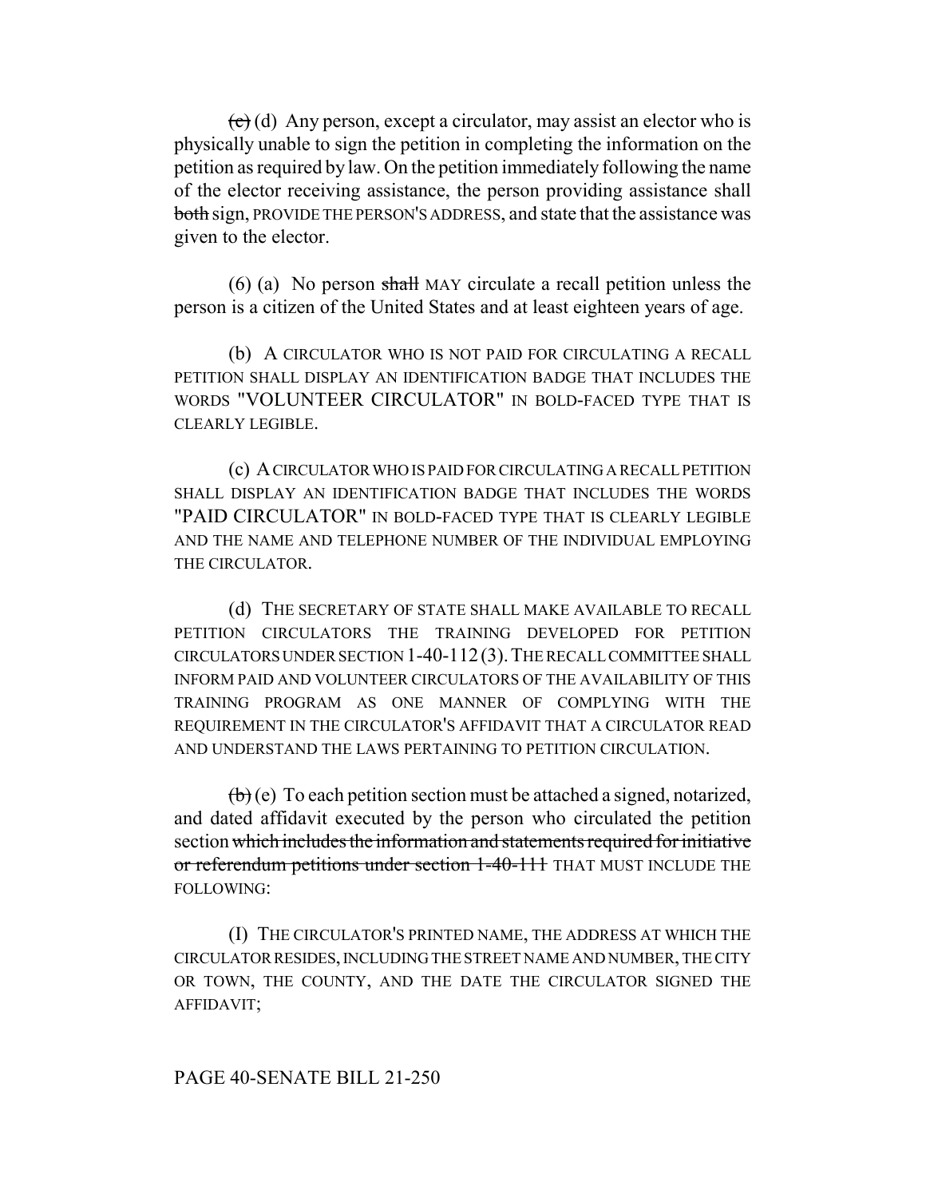~~(c)~~ (d) Any person, except a circulator, may assist an elector who is physically unable to sign the petition in completing the information on the petition as required by law. On the petition immediately following the name of the elector receiving assistance, the person providing assistance shall ~~both~~ sign, PROVIDE THE PERSON'S ADDRESS, and state that the assistance was given to the elector.

(6) (a) No person ~~shall~~ MAY circulate a recall petition unless the person is a citizen of the United States and at least eighteen years of age.

(b) A CIRCULATOR WHO IS NOT PAID FOR CIRCULATING A RECALL PETITION SHALL DISPLAY AN IDENTIFICATION BADGE THAT INCLUDES THE WORDS "VOLUNTEER CIRCULATOR" IN BOLD-FACED TYPE THAT IS CLEARLY LEGIBLE.

(c) A CIRCULATOR WHO IS PAID FOR CIRCULATING A RECALL PETITION SHALL DISPLAY AN IDENTIFICATION BADGE THAT INCLUDES THE WORDS "PAID CIRCULATOR" IN BOLD-FACED TYPE THAT IS CLEARLY LEGIBLE AND THE NAME AND TELEPHONE NUMBER OF THE INDIVIDUAL EMPLOYING THE CIRCULATOR.

(d) THE SECRETARY OF STATE SHALL MAKE AVAILABLE TO RECALL PETITION CIRCULATORS THE TRAINING DEVELOPED FOR PETITION CIRCULATORS UNDER SECTION 1-40-112 (3). THE RECALL COMMITTEE SHALL INFORM PAID AND VOLUNTEER CIRCULATORS OF THE AVAILABILITY OF THIS TRAINING PROGRAM AS ONE MANNER OF COMPLYING WITH THE REQUIREMENT IN THE CIRCULATOR'S AFFIDAVIT THAT A CIRCULATOR READ AND UNDERSTAND THE LAWS PERTAINING TO PETITION CIRCULATION.

~~(b)~~ (e) To each petition section must be attached a signed, notarized, and dated affidavit executed by the person who circulated the petition section ~~which includes the information and statements required for initiative or referendum petitions under section 1-40-111~~ THAT MUST INCLUDE THE FOLLOWING:

(I) THE CIRCULATOR'S PRINTED NAME, THE ADDRESS AT WHICH THE CIRCULATOR RESIDES, INCLUDING THE STREET NAME AND NUMBER, THE CITY OR TOWN, THE COUNTY, AND THE DATE THE CIRCULATOR SIGNED THE AFFIDAVIT;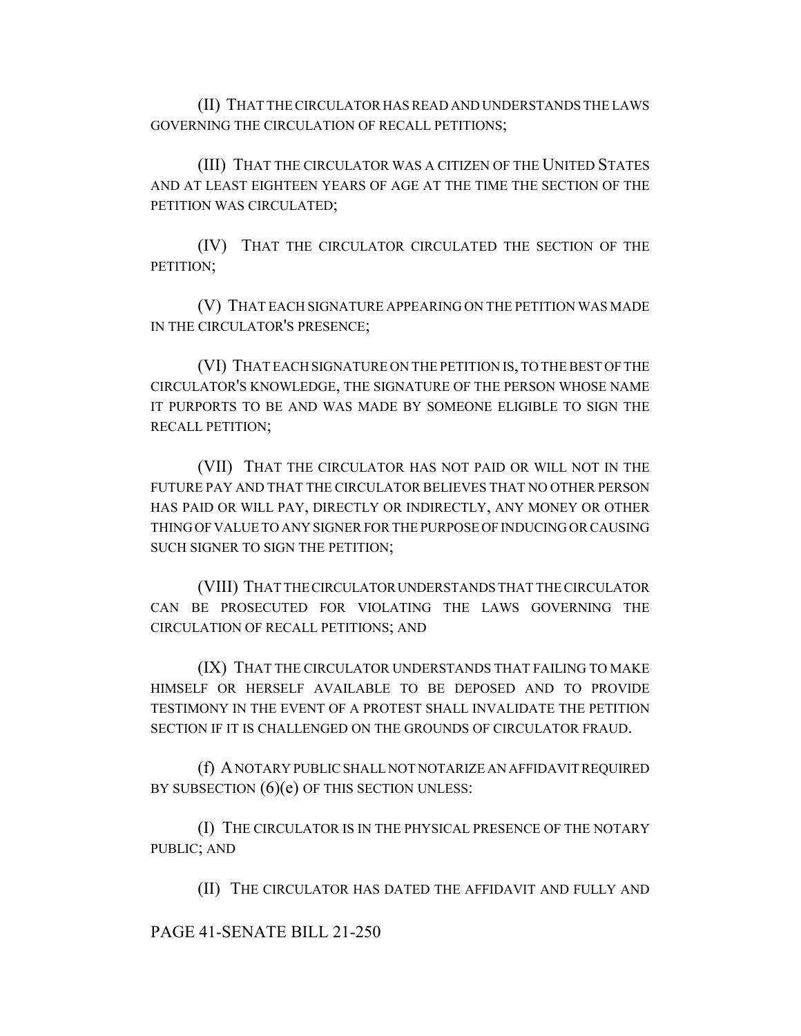(II) THAT THE CIRCULATOR HAS READ AND UNDERSTANDS THE LAWS GOVERNING THE CIRCULATION OF RECALL PETITIONS;

(III) THAT THE CIRCULATOR WAS A CITIZEN OF THE UNITED STATES AND AT LEAST EIGHTEEN YEARS OF AGE AT THE TIME THE SECTION OF THE PETITION WAS CIRCULATED;

(IV) THAT THE CIRCULATOR CIRCULATED THE SECTION OF THE PETITION;

(V) THAT EACH SIGNATURE APPEARING ON THE PETITION WAS MADE IN THE CIRCULATOR'S PRESENCE;

(VI) THAT EACH SIGNATURE ON THE PETITION IS, TO THE BEST OF THE CIRCULATOR'S KNOWLEDGE, THE SIGNATURE OF THE PERSON WHOSE NAME IT PURPORTS TO BE AND WAS MADE BY SOMEONE ELIGIBLE TO SIGN THE RECALL PETITION;

(VII) THAT THE CIRCULATOR HAS NOT PAID OR WILL NOT IN THE FUTURE PAY AND THAT THE CIRCULATOR BELIEVES THAT NO OTHER PERSON HAS PAID OR WILL PAY, DIRECTLY OR INDIRECTLY, ANY MONEY OR OTHER THING OF VALUE TO ANY SIGNER FOR THE PURPOSE OF INDUCING OR CAUSING SUCH SIGNER TO SIGN THE PETITION;

(VIII) THAT THE CIRCULATOR UNDERSTANDS THAT THE CIRCULATOR CAN BE PROSECUTED FOR VIOLATING THE LAWS GOVERNING THE CIRCULATION OF RECALL PETITIONS; AND

(IX) THAT THE CIRCULATOR UNDERSTANDS THAT FAILING TO MAKE HIMSELF OR HERSELF AVAILABLE TO BE DEPOSED AND TO PROVIDE TESTIMONY IN THE EVENT OF A PROTEST SHALL INVALIDATE THE PETITION SECTION IF IT IS CHALLENGED ON THE GROUNDS OF CIRCULATOR FRAUD.

(f) A NOTARY PUBLIC SHALL NOT NOTARIZE AN AFFIDAVIT REQUIRED BY SUBSECTION (6)(e) OF THIS SECTION UNLESS:

(I) THE CIRCULATOR IS IN THE PHYSICAL PRESENCE OF THE NOTARY PUBLIC; AND

(II) THE CIRCULATOR HAS DATED THE AFFIDAVIT AND FULLY AND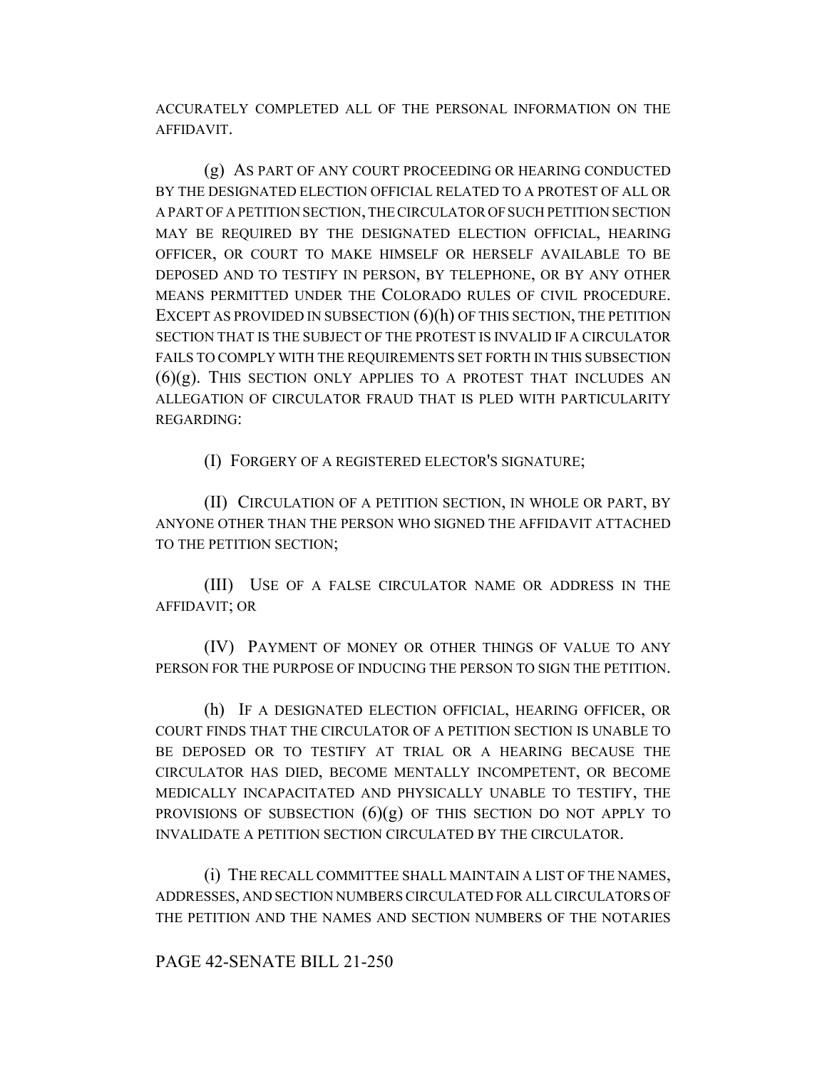ACCURATELY COMPLETED ALL OF THE PERSONAL INFORMATION ON THE AFFIDAVIT.

(g) AS PART OF ANY COURT PROCEEDING OR HEARING CONDUCTED BY THE DESIGNATED ELECTION OFFICIAL RELATED TO A PROTEST OF ALL OR A PART OF A PETITION SECTION, THE CIRCULATOR OF SUCH PETITION SECTION MAY BE REQUIRED BY THE DESIGNATED ELECTION OFFICIAL, HEARING OFFICER, OR COURT TO MAKE HIMSELF OR HERSELF AVAILABLE TO BE DEPOSED AND TO TESTIFY IN PERSON, BY TELEPHONE, OR BY ANY OTHER MEANS PERMITTED UNDER THE COLORADO RULES OF CIVIL PROCEDURE. EXCEPT AS PROVIDED IN SUBSECTION (6)(h) OF THIS SECTION, THE PETITION SECTION THAT IS THE SUBJECT OF THE PROTEST IS INVALID IF A CIRCULATOR FAILS TO COMPLY WITH THE REQUIREMENTS SET FORTH IN THIS SUBSECTION (6)(g). THIS SECTION ONLY APPLIES TO A PROTEST THAT INCLUDES AN ALLEGATION OF CIRCULATOR FRAUD THAT IS PLED WITH PARTICULARITY REGARDING:

(I) FORGERY OF A REGISTERED ELECTOR'S SIGNATURE;

(II) CIRCULATION OF A PETITION SECTION, IN WHOLE OR PART, BY ANYONE OTHER THAN THE PERSON WHO SIGNED THE AFFIDAVIT ATTACHED TO THE PETITION SECTION;

(III) USE OF A FALSE CIRCULATOR NAME OR ADDRESS IN THE AFFIDAVIT; OR

(IV) PAYMENT OF MONEY OR OTHER THINGS OF VALUE TO ANY PERSON FOR THE PURPOSE OF INDUCING THE PERSON TO SIGN THE PETITION.

(h) IF A DESIGNATED ELECTION OFFICIAL, HEARING OFFICER, OR COURT FINDS THAT THE CIRCULATOR OF A PETITION SECTION IS UNABLE TO BE DEPOSED OR TO TESTIFY AT TRIAL OR A HEARING BECAUSE THE CIRCULATOR HAS DIED, BECOME MENTALLY INCOMPETENT, OR BECOME MEDICALLY INCAPACITATED AND PHYSICALLY UNABLE TO TESTIFY, THE PROVISIONS OF SUBSECTION (6)(g) OF THIS SECTION DO NOT APPLY TO INVALIDATE A PETITION SECTION CIRCULATED BY THE CIRCULATOR.

(i) THE RECALL COMMITTEE SHALL MAINTAIN A LIST OF THE NAMES, ADDRESSES, AND SECTION NUMBERS CIRCULATED FOR ALL CIRCULATORS OF THE PETITION AND THE NAMES AND SECTION NUMBERS OF THE NOTARIES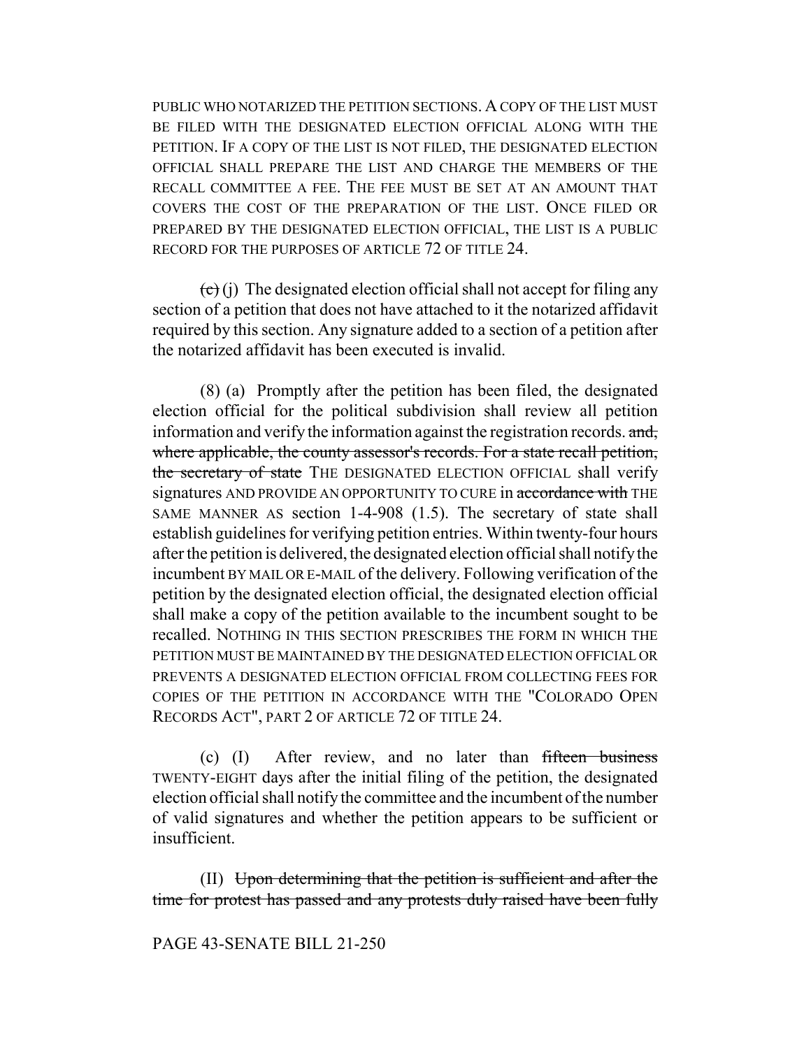PUBLIC WHO NOTARIZED THE PETITION SECTIONS. A COPY OF THE LIST MUST BE FILED WITH THE DESIGNATED ELECTION OFFICIAL ALONG WITH THE PETITION. IF A COPY OF THE LIST IS NOT FILED, THE DESIGNATED ELECTION OFFICIAL SHALL PREPARE THE LIST AND CHARGE THE MEMBERS OF THE RECALL COMMITTEE A FEE. THE FEE MUST BE SET AT AN AMOUNT THAT COVERS THE COST OF THE PREPARATION OF THE LIST. ONCE FILED OR PREPARED BY THE DESIGNATED ELECTION OFFICIAL, THE LIST IS A PUBLIC RECORD FOR THE PURPOSES OF ARTICLE 72 OF TITLE 24.

~~(c)~~ (j) The designated election official shall not accept for filing any section of a petition that does not have attached to it the notarized affidavit required by this section. Any signature added to a section of a petition after the notarized affidavit has been executed is invalid.

(8) (a) Promptly after the petition has been filed, the designated election official for the political subdivision shall review all petition information and verify the information against the registration records. ~~and, where applicable, the county assessor's records. For a state recall petition, the secretary of state~~ THE DESIGNATED ELECTION OFFICIAL shall verify signatures AND PROVIDE AN OPPORTUNITY TO CURE in ~~accordance with~~ THE SAME MANNER AS section 1-4-908 (1.5). The secretary of state shall establish guidelines for verifying petition entries. Within twenty-four hours after the petition is delivered, the designated election official shall notify the incumbent BY MAIL OR E-MAIL of the delivery. Following verification of the petition by the designated election official, the designated election official shall make a copy of the petition available to the incumbent sought to be recalled. NOTHING IN THIS SECTION PRESCRIBES THE FORM IN WHICH THE PETITION MUST BE MAINTAINED BY THE DESIGNATED ELECTION OFFICIAL OR PREVENTS A DESIGNATED ELECTION OFFICIAL FROM COLLECTING FEES FOR COPIES OF THE PETITION IN ACCORDANCE WITH THE "COLORADO OPEN RECORDS ACT", PART 2 OF ARTICLE 72 OF TITLE 24.

(c) (I) After review, and no later than ~~fifteen business~~ TWENTY-EIGHT days after the initial filing of the petition, the designated election official shall notify the committee and the incumbent of the number of valid signatures and whether the petition appears to be sufficient or insufficient.

(II) ~~Upon determining that the petition is sufficient and after the time for protest has passed and any protests duly raised have been fully~~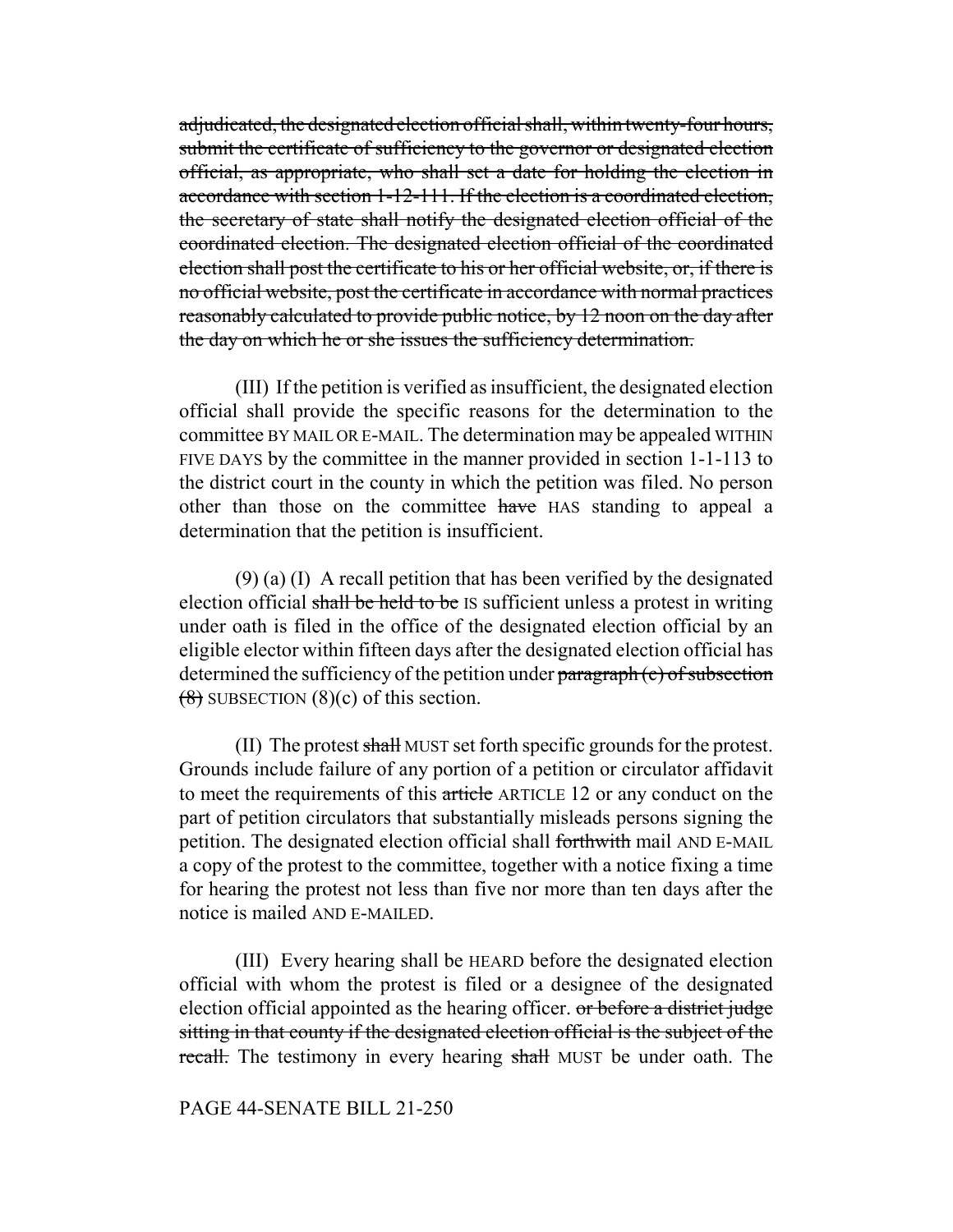~~adjudicated, the designated election official shall, within twenty-four hours, submit the certificate of sufficiency to the governor or designated election official, as appropriate, who shall set a date for holding the election in accordance with section 1-12-111. If the election is a coordinated election, the secretary of state shall notify the designated election official of the coordinated election. The designated election official of the coordinated election shall post the certificate to his or her official website, or, if there is no official website, post the certificate in accordance with normal practices reasonably calculated to provide public notice, by 12 noon on the day after the day on which he or she issues the sufficiency determination.~~

(III) If the petition is verified as insufficient, the designated election official shall provide the specific reasons for the determination to the committee BY MAIL OR E-MAIL. The determination may be appealed WITHIN FIVE DAYS by the committee in the manner provided in section 1-1-113 to the district court in the county in which the petition was filed. No person other than those on the committee ~~have~~ HAS standing to appeal a determination that the petition is insufficient.

(9) (a) (I) A recall petition that has been verified by the designated election official ~~shall be held to be~~ IS sufficient unless a protest in writing under oath is filed in the office of the designated election official by an eligible elector within fifteen days after the designated election official has determined the sufficiency of the petition under ~~paragraph (c) of subsection (8)~~ SUBSECTION (8)(c) of this section.

(II) The protest ~~shall~~ MUST set forth specific grounds for the protest. Grounds include failure of any portion of a petition or circulator affidavit to meet the requirements of this ~~article~~ ARTICLE 12 or any conduct on the part of petition circulators that substantially misleads persons signing the petition. The designated election official shall ~~forthwith~~ mail AND E-MAIL a copy of the protest to the committee, together with a notice fixing a time for hearing the protest not less than five nor more than ten days after the notice is mailed AND E-MAILED.

(III) Every hearing shall be HEARD before the designated election official with whom the protest is filed or a designee of the designated election official appointed as the hearing officer. ~~or before a district judge sitting in that county if the designated election official is the subject of the recall.~~ The testimony in every hearing ~~shall~~ MUST be under oath. The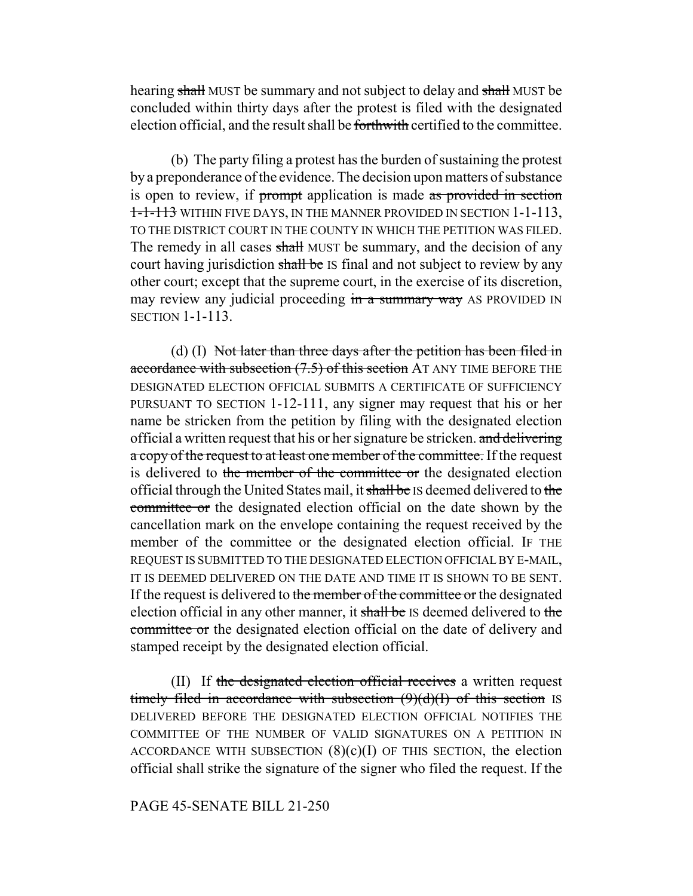hearing ~~shall~~ MUST be summary and not subject to delay and ~~shall~~ MUST be concluded within thirty days after the protest is filed with the designated election official, and the result shall be ~~forthwith~~ certified to the committee.

(b) The party filing a protest has the burden of sustaining the protest by a preponderance of the evidence. The decision upon matters of substance is open to review, if ~~prompt~~ application is made ~~as provided in section 1-1-113~~ WITHIN FIVE DAYS, IN THE MANNER PROVIDED IN SECTION 1-1-113, TO THE DISTRICT COURT IN THE COUNTY IN WHICH THE PETITION WAS FILED. The remedy in all cases ~~shall~~ MUST be summary, and the decision of any court having jurisdiction ~~shall be~~ IS final and not subject to review by any other court; except that the supreme court, in the exercise of its discretion, may review any judicial proceeding ~~in a summary way~~ AS PROVIDED IN SECTION 1-1-113.

(d) (I) ~~Not later than three days after the petition has been filed in accordance with subsection (7.5) of this section~~ AT ANY TIME BEFORE THE DESIGNATED ELECTION OFFICIAL SUBMITS A CERTIFICATE OF SUFFICIENCY PURSUANT TO SECTION 1-12-111, any signer may request that his or her name be stricken from the petition by filing with the designated election official a written request that his or her signature be stricken. ~~and delivering a copy of the request to at least one member of the committee.~~ If the request is delivered to ~~the member of the committee or~~ the designated election official through the United States mail, it ~~shall be~~ IS deemed delivered to ~~the committee or~~ the designated election official on the date shown by the cancellation mark on the envelope containing the request received by the member of the committee or the designated election official. IF THE REQUEST IS SUBMITTED TO THE DESIGNATED ELECTION OFFICIAL BY E-MAIL, IT IS DEEMED DELIVERED ON THE DATE AND TIME IT IS SHOWN TO BE SENT. If the request is delivered to ~~the member of the committee or~~ the designated election official in any other manner, it ~~shall be~~ IS deemed delivered to ~~the committee or~~ the designated election official on the date of delivery and stamped receipt by the designated election official.

(II) If ~~the designated election official receives~~ a written request ~~timely filed in accordance with subsection (9)(d)(I) of this section~~ IS DELIVERED BEFORE THE DESIGNATED ELECTION OFFICIAL NOTIFIES THE COMMITTEE OF THE NUMBER OF VALID SIGNATURES ON A PETITION IN ACCORDANCE WITH SUBSECTION (8)(c)(I) OF THIS SECTION, the election official shall strike the signature of the signer who filed the request. If the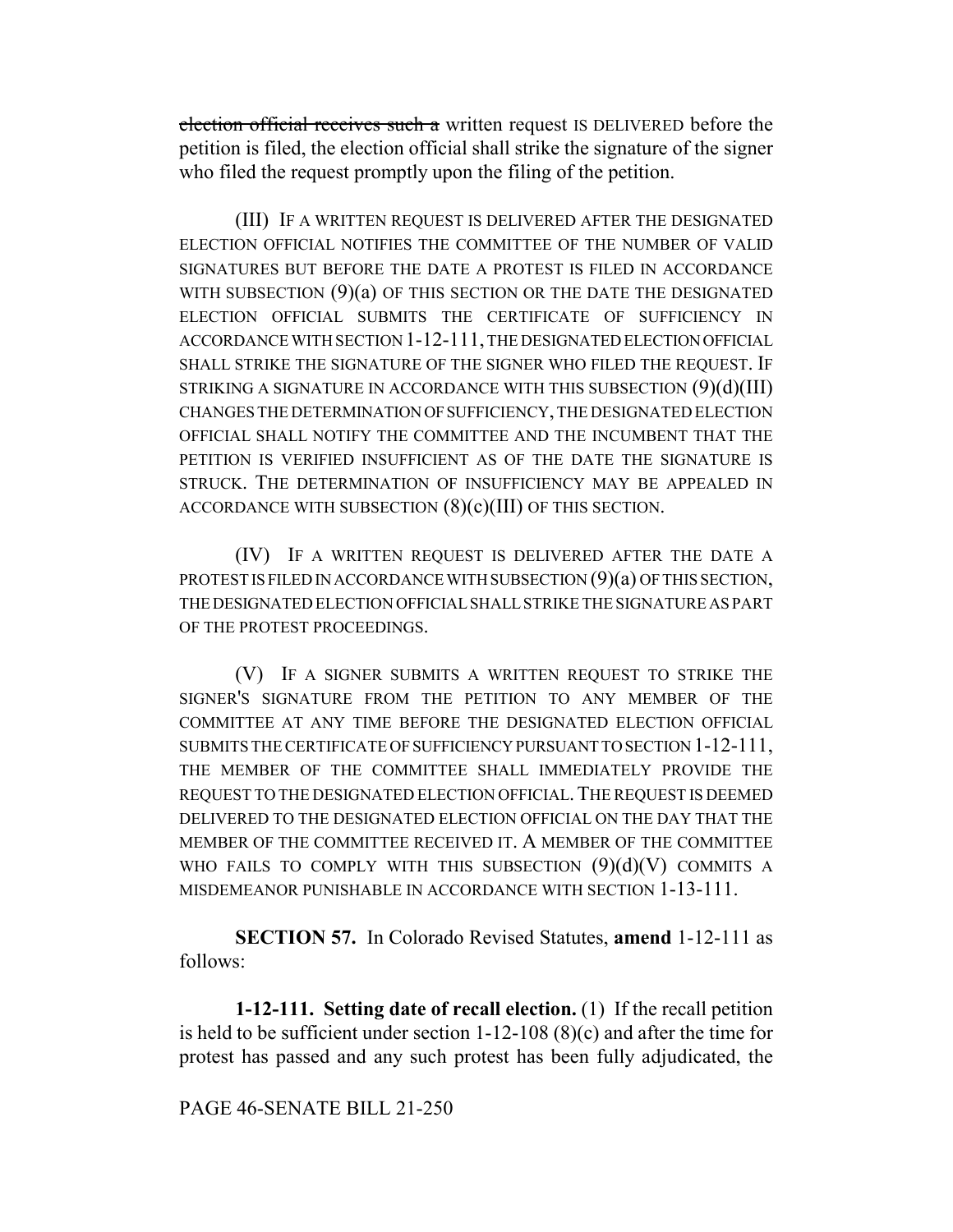~~election official receives such a~~ written request IS DELIVERED before the petition is filed, the election official shall strike the signature of the signer who filed the request promptly upon the filing of the petition.

(III) IF A WRITTEN REQUEST IS DELIVERED AFTER THE DESIGNATED ELECTION OFFICIAL NOTIFIES THE COMMITTEE OF THE NUMBER OF VALID SIGNATURES BUT BEFORE THE DATE A PROTEST IS FILED IN ACCORDANCE WITH SUBSECTION (9)(a) OF THIS SECTION OR THE DATE THE DESIGNATED ELECTION OFFICIAL SUBMITS THE CERTIFICATE OF SUFFICIENCY IN ACCORDANCE WITH SECTION 1-12-111, THE DESIGNATED ELECTION OFFICIAL SHALL STRIKE THE SIGNATURE OF THE SIGNER WHO FILED THE REQUEST. IF STRIKING A SIGNATURE IN ACCORDANCE WITH THIS SUBSECTION (9)(d)(III) CHANGES THE DETERMINATION OF SUFFICIENCY, THE DESIGNATED ELECTION OFFICIAL SHALL NOTIFY THE COMMITTEE AND THE INCUMBENT THAT THE PETITION IS VERIFIED INSUFFICIENT AS OF THE DATE THE SIGNATURE IS STRUCK. THE DETERMINATION OF INSUFFICIENCY MAY BE APPEALED IN ACCORDANCE WITH SUBSECTION (8)(c)(III) OF THIS SECTION.

(IV) IF A WRITTEN REQUEST IS DELIVERED AFTER THE DATE A PROTEST IS FILED IN ACCORDANCE WITH SUBSECTION (9)(a) OF THIS SECTION, THE DESIGNATED ELECTION OFFICIAL SHALL STRIKE THE SIGNATURE AS PART OF THE PROTEST PROCEEDINGS.

(V) IF A SIGNER SUBMITS A WRITTEN REQUEST TO STRIKE THE SIGNER'S SIGNATURE FROM THE PETITION TO ANY MEMBER OF THE COMMITTEE AT ANY TIME BEFORE THE DESIGNATED ELECTION OFFICIAL SUBMITS THE CERTIFICATE OF SUFFICIENCY PURSUANT TO SECTION 1-12-111, THE MEMBER OF THE COMMITTEE SHALL IMMEDIATELY PROVIDE THE REQUEST TO THE DESIGNATED ELECTION OFFICIAL. THE REQUEST IS DEEMED DELIVERED TO THE DESIGNATED ELECTION OFFICIAL ON THE DAY THAT THE MEMBER OF THE COMMITTEE RECEIVED IT. A MEMBER OF THE COMMITTEE WHO FAILS TO COMPLY WITH THIS SUBSECTION (9)(d)(V) COMMITS A MISDEMEANOR PUNISHABLE IN ACCORDANCE WITH SECTION 1-13-111.

**SECTION 57.** In Colorado Revised Statutes, **amend** 1-12-111 as follows:

**1-12-111. Setting date of recall election.** (1) If the recall petition is held to be sufficient under section 1-12-108 (8)(c) and after the time for protest has passed and any such protest has been fully adjudicated, the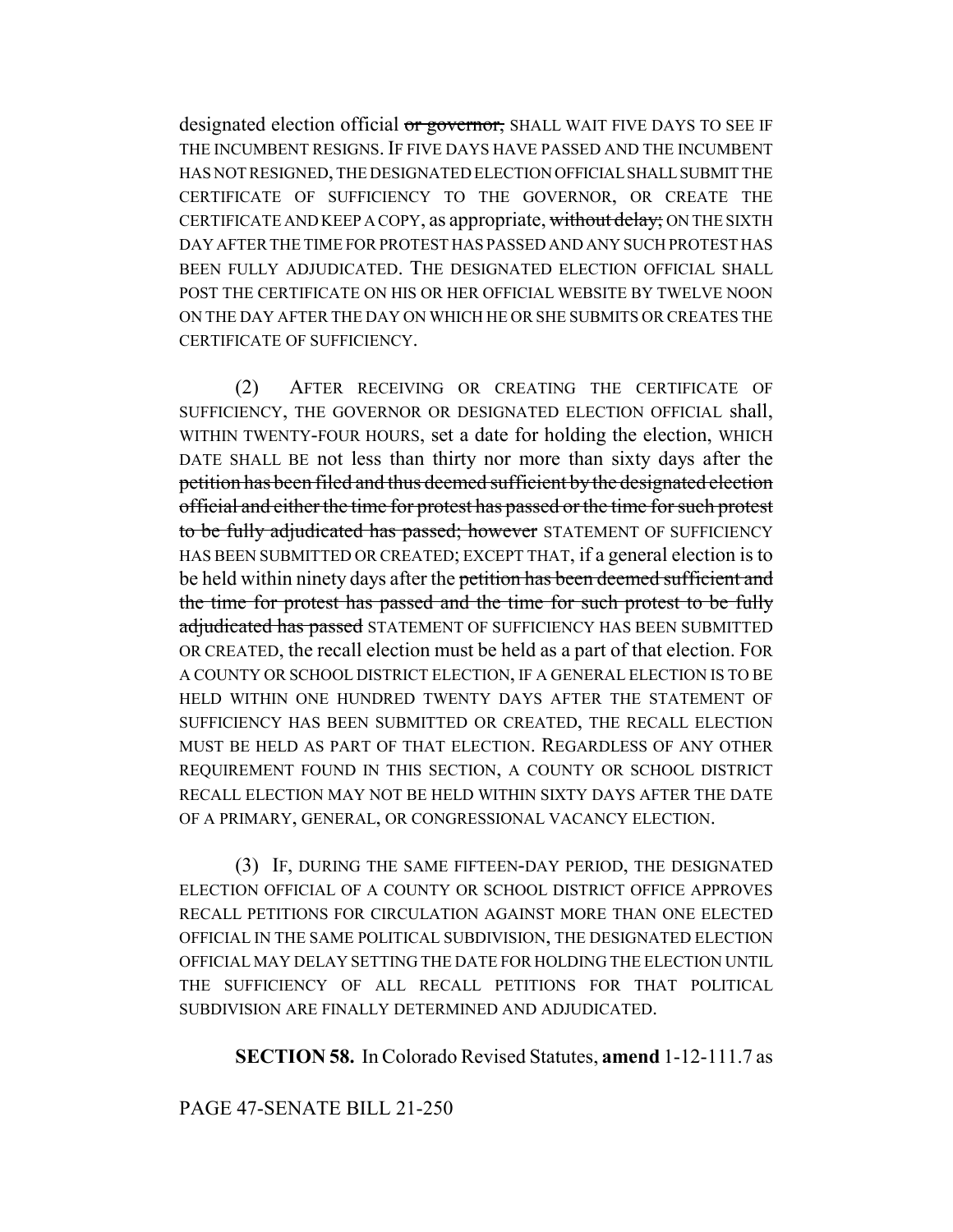designated election official ~~or governor,~~ SHALL WAIT FIVE DAYS TO SEE IF THE INCUMBENT RESIGNS. IF FIVE DAYS HAVE PASSED AND THE INCUMBENT HAS NOT RESIGNED, THE DESIGNATED ELECTION OFFICIAL SHALL SUBMIT THE CERTIFICATE OF SUFFICIENCY TO THE GOVERNOR, OR CREATE THE CERTIFICATE AND KEEP A COPY, as appropriate, ~~without delay;~~ ON THE SIXTH DAY AFTER THE TIME FOR PROTEST HAS PASSED AND ANY SUCH PROTEST HAS BEEN FULLY ADJUDICATED. THE DESIGNATED ELECTION OFFICIAL SHALL POST THE CERTIFICATE ON HIS OR HER OFFICIAL WEBSITE BY TWELVE NOON ON THE DAY AFTER THE DAY ON WHICH HE OR SHE SUBMITS OR CREATES THE CERTIFICATE OF SUFFICIENCY.

(2) AFTER RECEIVING OR CREATING THE CERTIFICATE OF SUFFICIENCY, THE GOVERNOR OR DESIGNATED ELECTION OFFICIAL shall, WITHIN TWENTY-FOUR HOURS, set a date for holding the election, WHICH DATE SHALL BE not less than thirty nor more than sixty days after the ~~petition has been filed and thus deemed sufficient by the designated election official and either the time for protest has passed or the time for such protest to be fully adjudicated has passed; however~~ STATEMENT OF SUFFICIENCY HAS BEEN SUBMITTED OR CREATED; EXCEPT THAT, if a general election is to be held within ninety days after the ~~petition has been deemed sufficient and the time for protest has passed and the time for such protest to be fully adjudicated has passed~~ STATEMENT OF SUFFICIENCY HAS BEEN SUBMITTED OR CREATED, the recall election must be held as a part of that election. FOR A COUNTY OR SCHOOL DISTRICT ELECTION, IF A GENERAL ELECTION IS TO BE HELD WITHIN ONE HUNDRED TWENTY DAYS AFTER THE STATEMENT OF SUFFICIENCY HAS BEEN SUBMITTED OR CREATED, THE RECALL ELECTION MUST BE HELD AS PART OF THAT ELECTION. REGARDLESS OF ANY OTHER REQUIREMENT FOUND IN THIS SECTION, A COUNTY OR SCHOOL DISTRICT RECALL ELECTION MAY NOT BE HELD WITHIN SIXTY DAYS AFTER THE DATE OF A PRIMARY, GENERAL, OR CONGRESSIONAL VACANCY ELECTION.

(3) IF, DURING THE SAME FIFTEEN-DAY PERIOD, THE DESIGNATED ELECTION OFFICIAL OF A COUNTY OR SCHOOL DISTRICT OFFICE APPROVES RECALL PETITIONS FOR CIRCULATION AGAINST MORE THAN ONE ELECTED OFFICIAL IN THE SAME POLITICAL SUBDIVISION, THE DESIGNATED ELECTION OFFICIAL MAY DELAY SETTING THE DATE FOR HOLDING THE ELECTION UNTIL THE SUFFICIENCY OF ALL RECALL PETITIONS FOR THAT POLITICAL SUBDIVISION ARE FINALLY DETERMINED AND ADJUDICATED.

**SECTION 58.** In Colorado Revised Statutes, **amend** 1-12-111.7 as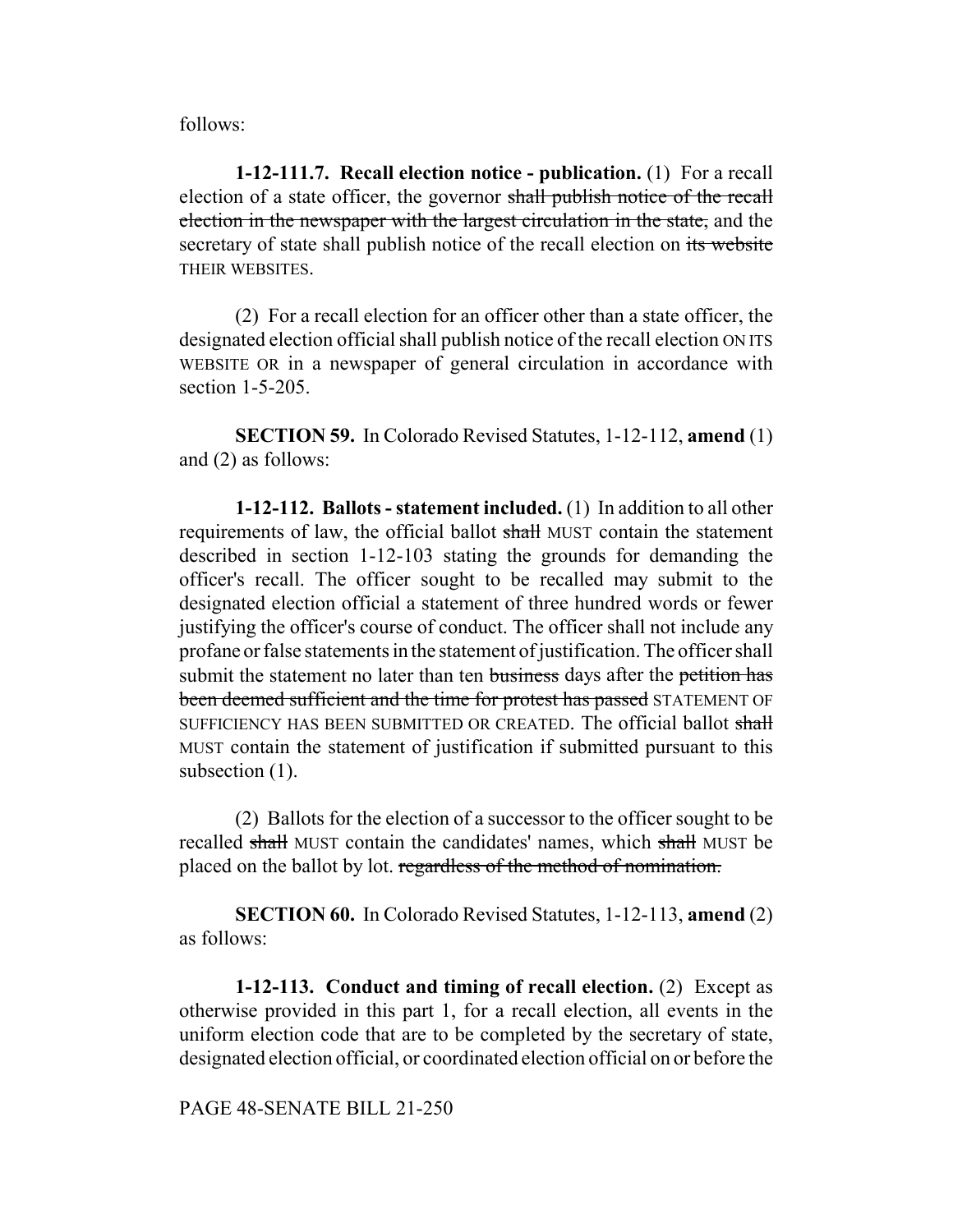follows:

**1-12-111.7. Recall election notice - publication.** (1) For a recall election of a state officer, the governor ~~shall publish notice of the recall election in the newspaper with the largest circulation in the state,~~ and the secretary of state shall publish notice of the recall election on ~~its website~~ THEIR WEBSITES.

(2) For a recall election for an officer other than a state officer, the designated election official shall publish notice of the recall election ON ITS WEBSITE OR in a newspaper of general circulation in accordance with section 1-5-205.

**SECTION 59.** In Colorado Revised Statutes, 1-12-112, **amend** (1) and (2) as follows:

**1-12-112. Ballots - statement included.** (1) In addition to all other requirements of law, the official ballot ~~shall~~ MUST contain the statement described in section 1-12-103 stating the grounds for demanding the officer's recall. The officer sought to be recalled may submit to the designated election official a statement of three hundred words or fewer justifying the officer's course of conduct. The officer shall not include any profane or false statements in the statement of justification. The officer shall submit the statement no later than ten ~~business~~ days after the ~~petition has been deemed sufficient and the time for protest has passed~~ STATEMENT OF SUFFICIENCY HAS BEEN SUBMITTED OR CREATED. The official ballot ~~shall~~ MUST contain the statement of justification if submitted pursuant to this subsection (1).

(2) Ballots for the election of a successor to the officer sought to be recalled ~~shall~~ MUST contain the candidates' names, which ~~shall~~ MUST be placed on the ballot by lot. ~~regardless of the method of nomination.~~

**SECTION 60.** In Colorado Revised Statutes, 1-12-113, **amend** (2) as follows:

**1-12-113. Conduct and timing of recall election.** (2) Except as otherwise provided in this part 1, for a recall election, all events in the uniform election code that are to be completed by the secretary of state, designated election official, or coordinated election official on or before the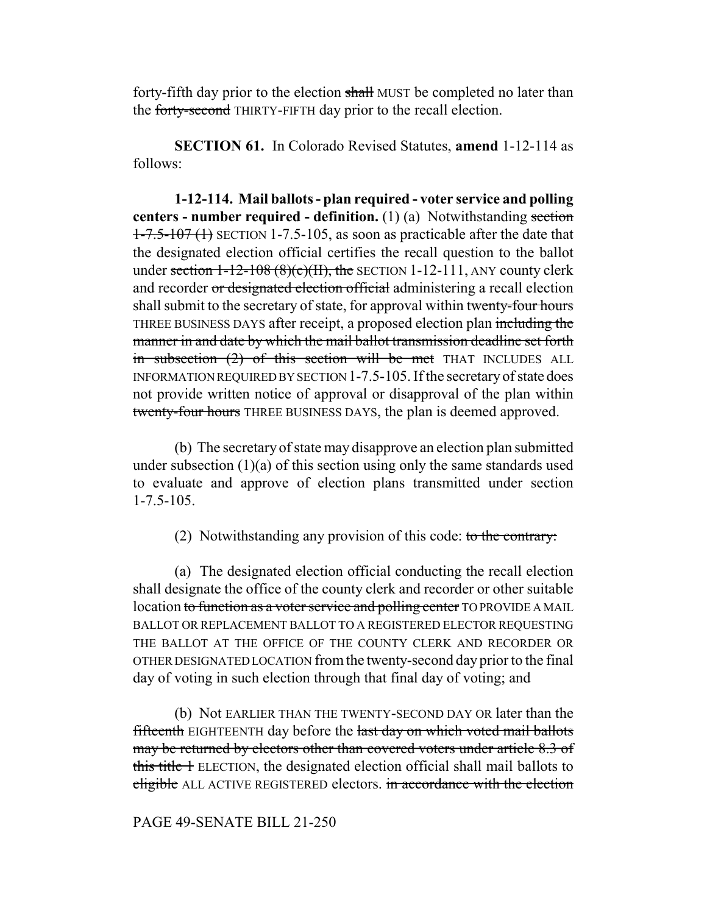forty-fifth day prior to the election ~~shall~~ MUST be completed no later than the ~~forty-second~~ THIRTY-FIFTH day prior to the recall election.

**SECTION 61.** In Colorado Revised Statutes, **amend** 1-12-114 as follows:

**1-12-114. Mail ballots - plan required - voter service and polling centers - number required - definition.** (1) (a) Notwithstanding ~~section 1-7.5-107 (1)~~ SECTION 1-7.5-105, as soon as practicable after the date that the designated election official certifies the recall question to the ballot under ~~section 1-12-108 (8)(c)(II), the~~ SECTION 1-12-111, ANY county clerk and recorder ~~or designated election official~~ administering a recall election shall submit to the secretary of state, for approval within ~~twenty-four hours~~ THREE BUSINESS DAYS after receipt, a proposed election plan ~~including the manner in and date by which the mail ballot transmission deadline set forth in subsection (2) of this section will be met~~ THAT INCLUDES ALL INFORMATION REQUIRED BY SECTION 1-7.5-105. If the secretary of state does not provide written notice of approval or disapproval of the plan within ~~twenty-four hours~~ THREE BUSINESS DAYS, the plan is deemed approved.

(b) The secretary of state may disapprove an election plan submitted under subsection (1)(a) of this section using only the same standards used to evaluate and approve of election plans transmitted under section 1-7.5-105.

(2) Notwithstanding any provision of this code: ~~to the contrary:~~

(a) The designated election official conducting the recall election shall designate the office of the county clerk and recorder or other suitable location ~~to function as a voter service and polling center~~ TO PROVIDE A MAIL BALLOT OR REPLACEMENT BALLOT TO A REGISTERED ELECTOR REQUESTING THE BALLOT AT THE OFFICE OF THE COUNTY CLERK AND RECORDER OR OTHER DESIGNATED LOCATION from the twenty-second day prior to the final day of voting in such election through that final day of voting; and

(b) Not EARLIER THAN THE TWENTY-SECOND DAY OR later than the ~~fifteenth~~ EIGHTEENTH day before the ~~last day on which voted mail ballots may be returned by electors other than covered voters under article 8.3 of this title 1~~ ELECTION, the designated election official shall mail ballots to ~~eligible~~ ALL ACTIVE REGISTERED electors. ~~in accordance with the election~~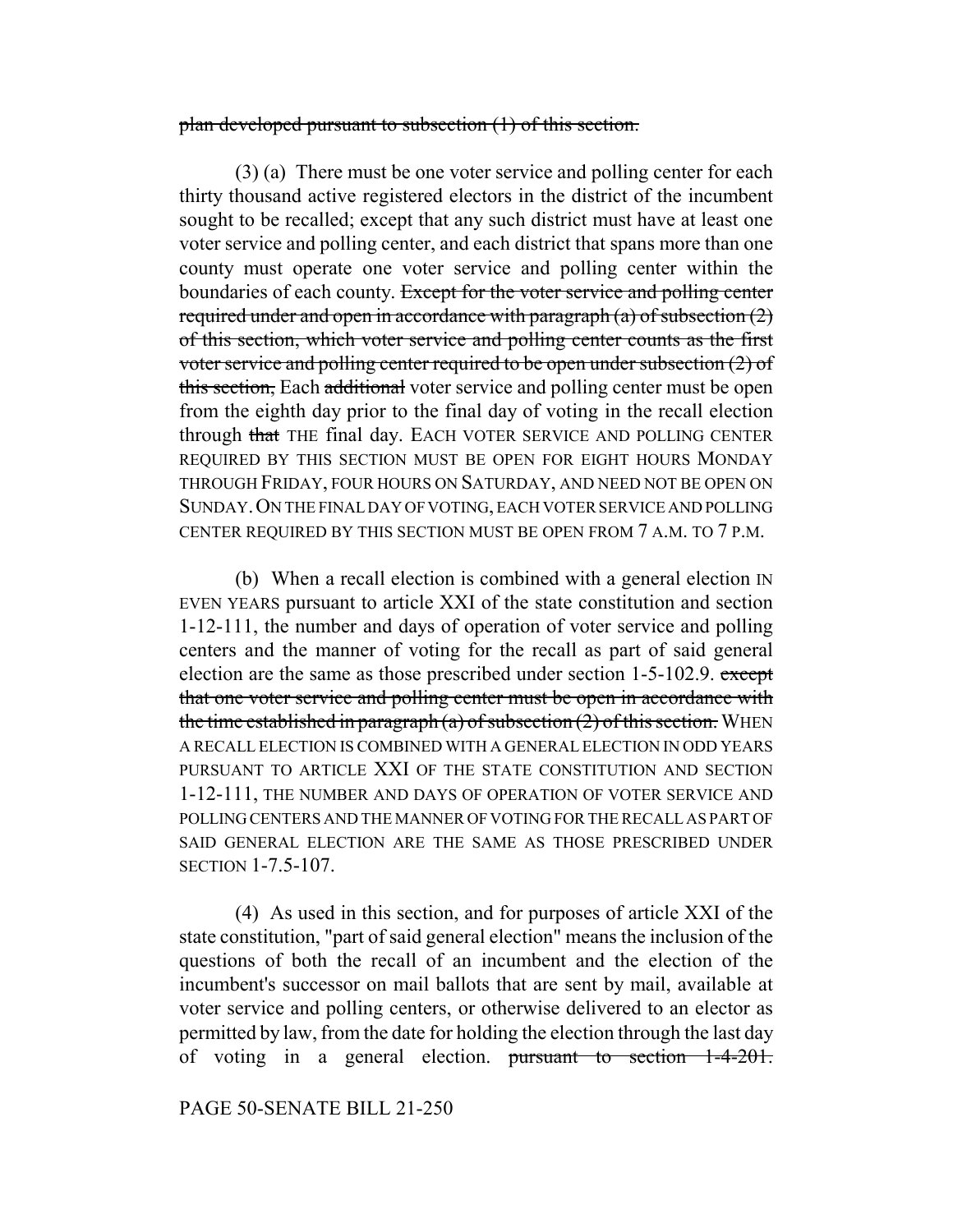~~plan developed pursuant to subsection (1) of this section.~~

(3) (a) There must be one voter service and polling center for each thirty thousand active registered electors in the district of the incumbent sought to be recalled; except that any such district must have at least one voter service and polling center, and each district that spans more than one county must operate one voter service and polling center within the boundaries of each county. ~~Except for the voter service and polling center required under and open in accordance with paragraph (a) of subsection (2) of this section, which voter service and polling center counts as the first voter service and polling center required to be open under subsection (2) of this section,~~ Each ~~additional~~ voter service and polling center must be open from the eighth day prior to the final day of voting in the recall election through ~~that~~ THE final day. EACH VOTER SERVICE AND POLLING CENTER REQUIRED BY THIS SECTION MUST BE OPEN FOR EIGHT HOURS MONDAY THROUGH FRIDAY, FOUR HOURS ON SATURDAY, AND NEED NOT BE OPEN ON SUNDAY. ON THE FINAL DAY OF VOTING, EACH VOTER SERVICE AND POLLING CENTER REQUIRED BY THIS SECTION MUST BE OPEN FROM 7 A.M. TO 7 P.M.

(b) When a recall election is combined with a general election IN EVEN YEARS pursuant to article XXI of the state constitution and section 1-12-111, the number and days of operation of voter service and polling centers and the manner of voting for the recall as part of said general election are the same as those prescribed under section 1-5-102.9. ~~except that one voter service and polling center must be open in accordance with the time established in paragraph (a) of subsection (2) of this section.~~ WHEN A RECALL ELECTION IS COMBINED WITH A GENERAL ELECTION IN ODD YEARS PURSUANT TO ARTICLE XXI OF THE STATE CONSTITUTION AND SECTION 1-12-111, THE NUMBER AND DAYS OF OPERATION OF VOTER SERVICE AND POLLING CENTERS AND THE MANNER OF VOTING FOR THE RECALL AS PART OF SAID GENERAL ELECTION ARE THE SAME AS THOSE PRESCRIBED UNDER SECTION 1-7.5-107.

(4) As used in this section, and for purposes of article XXI of the state constitution, "part of said general election" means the inclusion of the questions of both the recall of an incumbent and the election of the incumbent's successor on mail ballots that are sent by mail, available at voter service and polling centers, or otherwise delivered to an elector as permitted by law, from the date for holding the election through the last day of voting in a general election. ~~pursuant to section 1-4-201.~~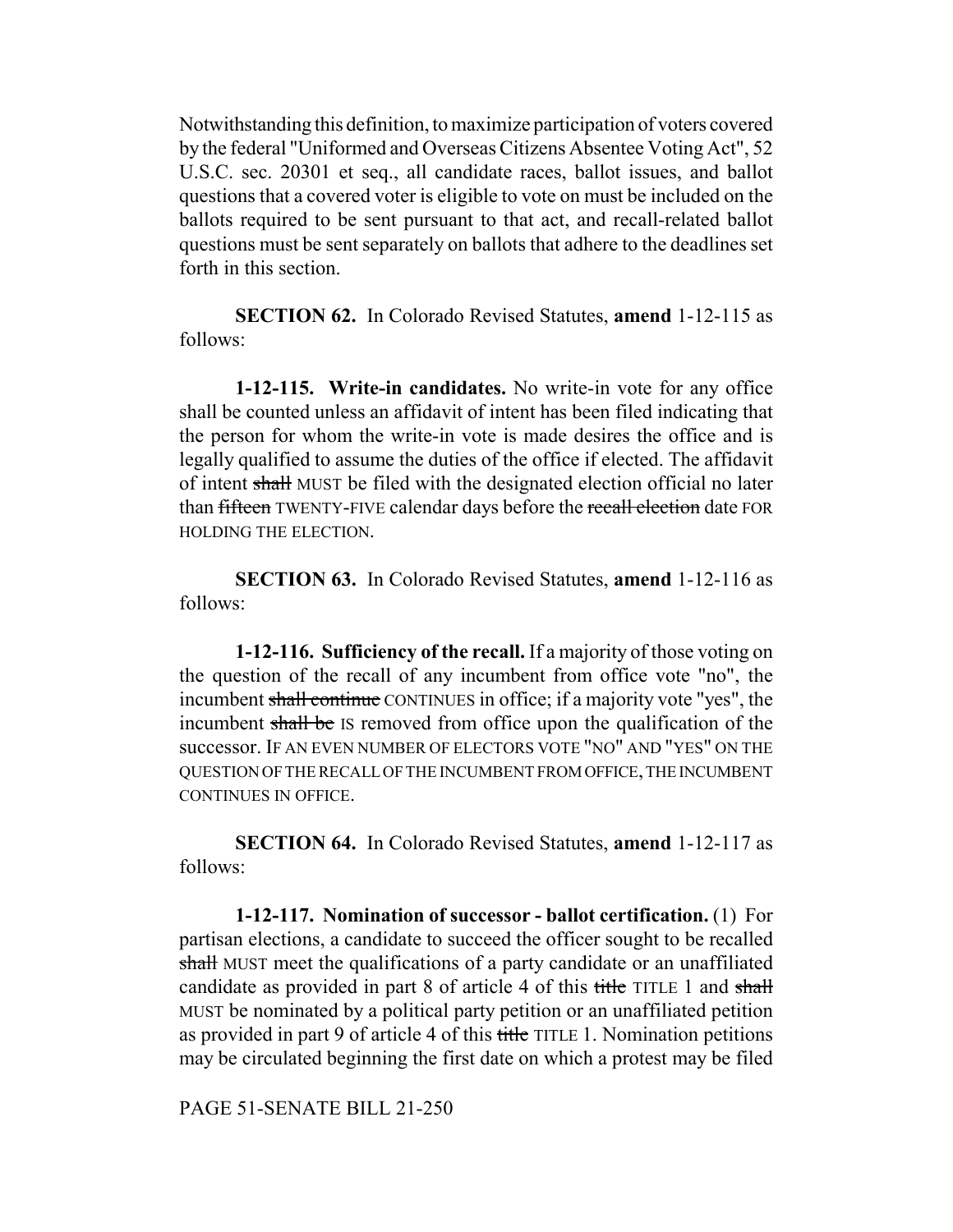Notwithstanding this definition, to maximize participation of voters covered by the federal "Uniformed and Overseas Citizens Absentee Voting Act", 52 U.S.C. sec. 20301 et seq., all candidate races, ballot issues, and ballot questions that a covered voter is eligible to vote on must be included on the ballots required to be sent pursuant to that act, and recall-related ballot questions must be sent separately on ballots that adhere to the deadlines set forth in this section.

**SECTION 62.** In Colorado Revised Statutes, **amend** 1-12-115 as follows:

**1-12-115. Write-in candidates.** No write-in vote for any office shall be counted unless an affidavit of intent has been filed indicating that the person for whom the write-in vote is made desires the office and is legally qualified to assume the duties of the office if elected. The affidavit of intent ~~shall~~ MUST be filed with the designated election official no later than ~~fifteen~~ TWENTY-FIVE calendar days before the ~~recall election~~ date FOR HOLDING THE ELECTION.

**SECTION 63.** In Colorado Revised Statutes, **amend** 1-12-116 as follows:

**1-12-116. Sufficiency of the recall.** If a majority of those voting on the question of the recall of any incumbent from office vote "no", the incumbent ~~shall continue~~ CONTINUES in office; if a majority vote "yes", the incumbent ~~shall be~~ IS removed from office upon the qualification of the successor. IF AN EVEN NUMBER OF ELECTORS VOTE "NO" AND "YES" ON THE QUESTION OF THE RECALL OF THE INCUMBENT FROM OFFICE, THE INCUMBENT CONTINUES IN OFFICE.

**SECTION 64.** In Colorado Revised Statutes, **amend** 1-12-117 as follows:

**1-12-117. Nomination of successor - ballot certification.** (1) For partisan elections, a candidate to succeed the officer sought to be recalled ~~shall~~ MUST meet the qualifications of a party candidate or an unaffiliated candidate as provided in part 8 of article 4 of this ~~title~~ TITLE 1 and ~~shall~~ MUST be nominated by a political party petition or an unaffiliated petition as provided in part 9 of article 4 of this ~~title~~ TITLE 1. Nomination petitions may be circulated beginning the first date on which a protest may be filed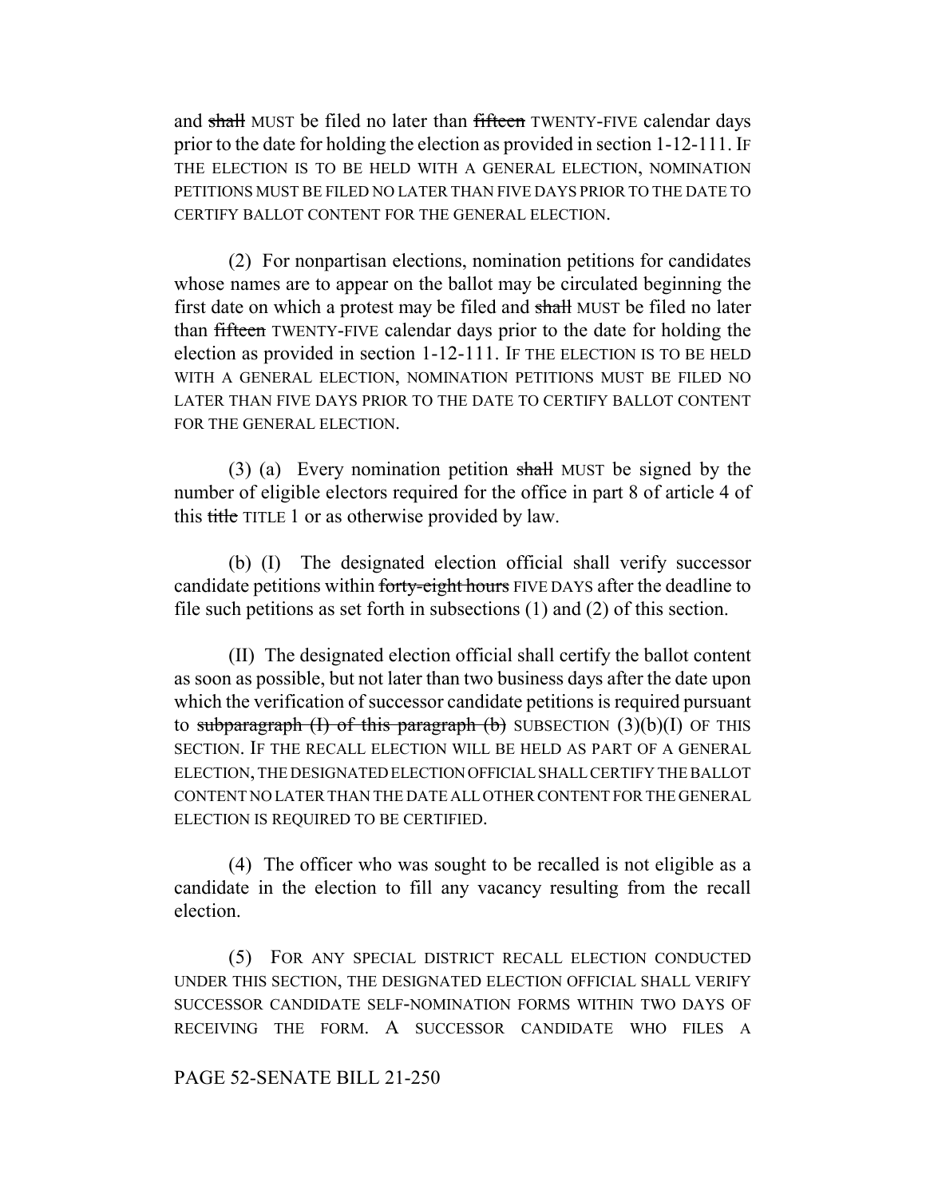and ~~shall~~ MUST be filed no later than ~~fifteen~~ TWENTY-FIVE calendar days prior to the date for holding the election as provided in section 1-12-111. IF THE ELECTION IS TO BE HELD WITH A GENERAL ELECTION, NOMINATION PETITIONS MUST BE FILED NO LATER THAN FIVE DAYS PRIOR TO THE DATE TO CERTIFY BALLOT CONTENT FOR THE GENERAL ELECTION.

(2) For nonpartisan elections, nomination petitions for candidates whose names are to appear on the ballot may be circulated beginning the first date on which a protest may be filed and ~~shall~~ MUST be filed no later than ~~fifteen~~ TWENTY-FIVE calendar days prior to the date for holding the election as provided in section 1-12-111. IF THE ELECTION IS TO BE HELD WITH A GENERAL ELECTION, NOMINATION PETITIONS MUST BE FILED NO LATER THAN FIVE DAYS PRIOR TO THE DATE TO CERTIFY BALLOT CONTENT FOR THE GENERAL ELECTION.

(3) (a) Every nomination petition ~~shall~~ MUST be signed by the number of eligible electors required for the office in part 8 of article 4 of this ~~title~~ TITLE 1 or as otherwise provided by law.

(b) (I) The designated election official shall verify successor candidate petitions within ~~forty-eight hours~~ FIVE DAYS after the deadline to file such petitions as set forth in subsections (1) and (2) of this section.

(II) The designated election official shall certify the ballot content as soon as possible, but not later than two business days after the date upon which the verification of successor candidate petitions is required pursuant to ~~subparagraph (I) of this paragraph (b)~~ SUBSECTION (3)(b)(I) OF THIS SECTION. IF THE RECALL ELECTION WILL BE HELD AS PART OF A GENERAL ELECTION, THE DESIGNATED ELECTION OFFICIAL SHALL CERTIFY THE BALLOT CONTENT NO LATER THAN THE DATE ALL OTHER CONTENT FOR THE GENERAL ELECTION IS REQUIRED TO BE CERTIFIED.

(4) The officer who was sought to be recalled is not eligible as a candidate in the election to fill any vacancy resulting from the recall election.

(5) FOR ANY SPECIAL DISTRICT RECALL ELECTION CONDUCTED UNDER THIS SECTION, THE DESIGNATED ELECTION OFFICIAL SHALL VERIFY SUCCESSOR CANDIDATE SELF-NOMINATION FORMS WITHIN TWO DAYS OF RECEIVING THE FORM. A SUCCESSOR CANDIDATE WHO FILES A

PAGE 52-SENATE BILL 21-250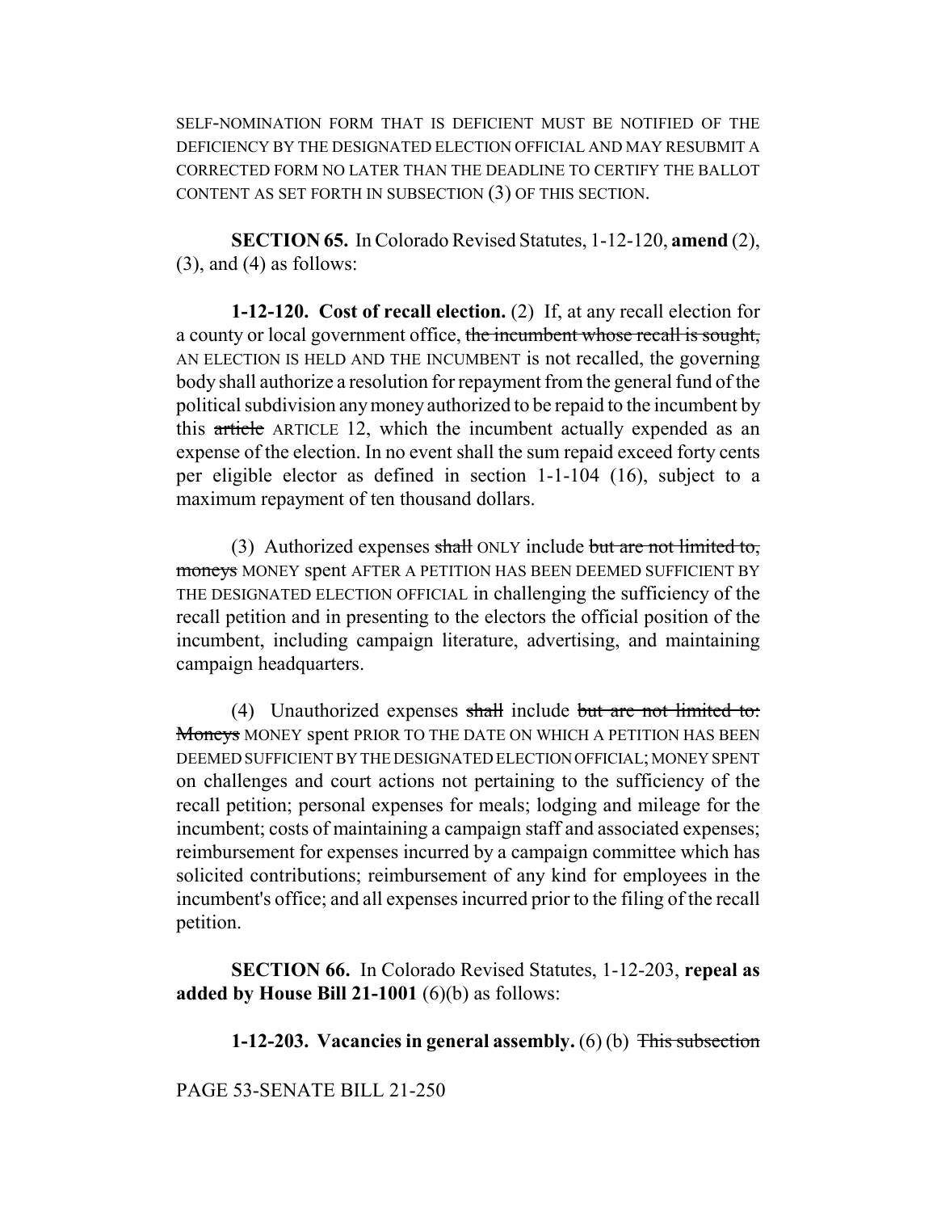SELF-NOMINATION FORM THAT IS DEFICIENT MUST BE NOTIFIED OF THE DEFICIENCY BY THE DESIGNATED ELECTION OFFICIAL AND MAY RESUBMIT A CORRECTED FORM NO LATER THAN THE DEADLINE TO CERTIFY THE BALLOT CONTENT AS SET FORTH IN SUBSECTION (3) OF THIS SECTION.

**SECTION 65.** In Colorado Revised Statutes, 1-12-120, **amend** (2), (3), and (4) as follows:

**1-12-120. Cost of recall election.** (2) If, at any recall election for a county or local government office, ~~the incumbent whose recall is sought,~~ AN ELECTION IS HELD AND THE INCUMBENT is not recalled, the governing body shall authorize a resolution for repayment from the general fund of the political subdivision any money authorized to be repaid to the incumbent by this ~~article~~ ARTICLE 12, which the incumbent actually expended as an expense of the election. In no event shall the sum repaid exceed forty cents per eligible elector as defined in section 1-1-104 (16), subject to a maximum repayment of ten thousand dollars.

(3) Authorized expenses ~~shall~~ ONLY include ~~but are not limited to, moneys~~ MONEY spent AFTER A PETITION HAS BEEN DEEMED SUFFICIENT BY THE DESIGNATED ELECTION OFFICIAL in challenging the sufficiency of the recall petition and in presenting to the electors the official position of the incumbent, including campaign literature, advertising, and maintaining campaign headquarters.

(4) Unauthorized expenses ~~shall~~ include ~~but are not limited to: Moneys~~ MONEY spent PRIOR TO THE DATE ON WHICH A PETITION HAS BEEN DEEMED SUFFICIENT BY THE DESIGNATED ELECTION OFFICIAL; MONEY SPENT on challenges and court actions not pertaining to the sufficiency of the recall petition; personal expenses for meals; lodging and mileage for the incumbent; costs of maintaining a campaign staff and associated expenses; reimbursement for expenses incurred by a campaign committee which has solicited contributions; reimbursement of any kind for employees in the incumbent's office; and all expenses incurred prior to the filing of the recall petition.

**SECTION 66.** In Colorado Revised Statutes, 1-12-203, **repeal as added by House Bill 21-1001** (6)(b) as follows:

**1-12-203. Vacancies in general assembly.** (6) (b) ~~This subsection~~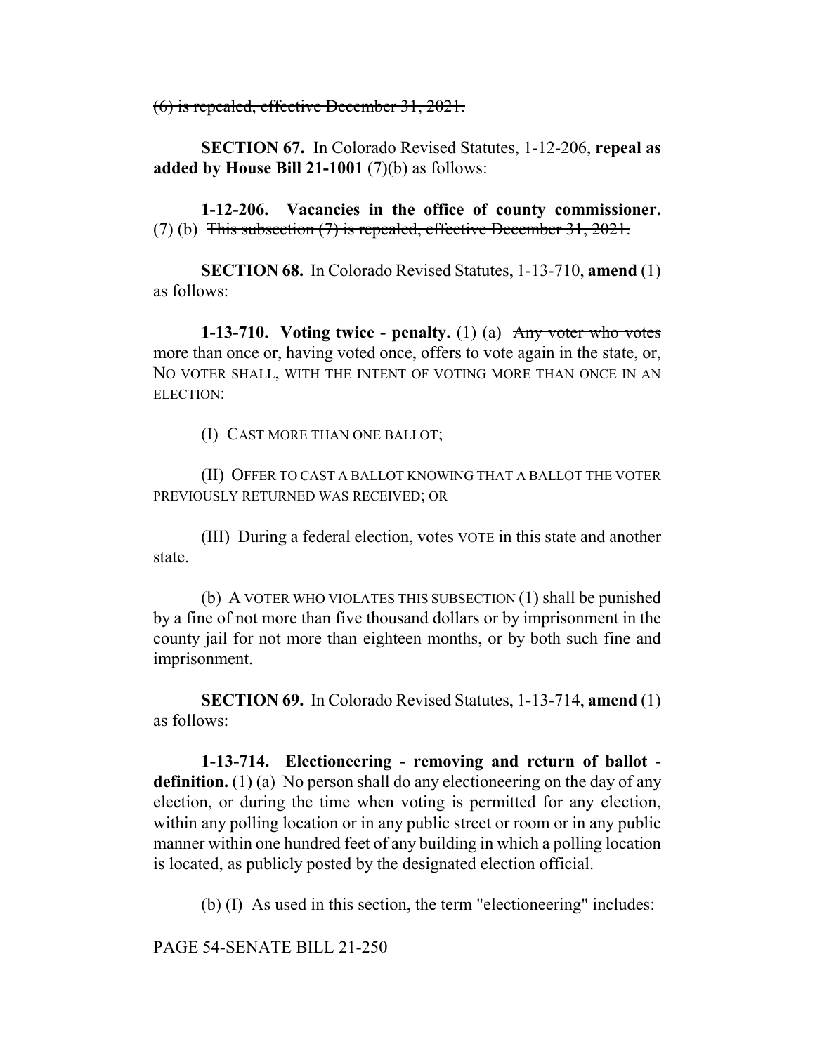~~(6) is repealed, effective December 31, 2021.~~

**SECTION 67.** In Colorado Revised Statutes, 1-12-206, **repeal as added by House Bill 21-1001** (7)(b) as follows:

**1-12-206. Vacancies in the office of county commissioner.** (7) (b) ~~This subsection (7) is repealed, effective December 31, 2021.~~

**SECTION 68.** In Colorado Revised Statutes, 1-13-710, **amend** (1) as follows:

**1-13-710. Voting twice - penalty.** (1) (a) ~~Any voter who votes more than once or, having voted once, offers to vote again in the state, or,~~ NO VOTER SHALL, WITH THE INTENT OF VOTING MORE THAN ONCE IN AN ELECTION:

(I) CAST MORE THAN ONE BALLOT;

(II) OFFER TO CAST A BALLOT KNOWING THAT A BALLOT THE VOTER PREVIOUSLY RETURNED WAS RECEIVED; OR

(III) During a federal election, ~~votes~~ VOTE in this state and another state.

(b) A VOTER WHO VIOLATES THIS SUBSECTION (1) shall be punished by a fine of not more than five thousand dollars or by imprisonment in the county jail for not more than eighteen months, or by both such fine and imprisonment.

**SECTION 69.** In Colorado Revised Statutes, 1-13-714, **amend** (1) as follows:

**1-13-714. Electioneering - removing and return of ballot - definition.** (1) (a) No person shall do any electioneering on the day of any election, or during the time when voting is permitted for any election, within any polling location or in any public street or room or in any public manner within one hundred feet of any building in which a polling location is located, as publicly posted by the designated election official.

(b) (I) As used in this section, the term "electioneering" includes: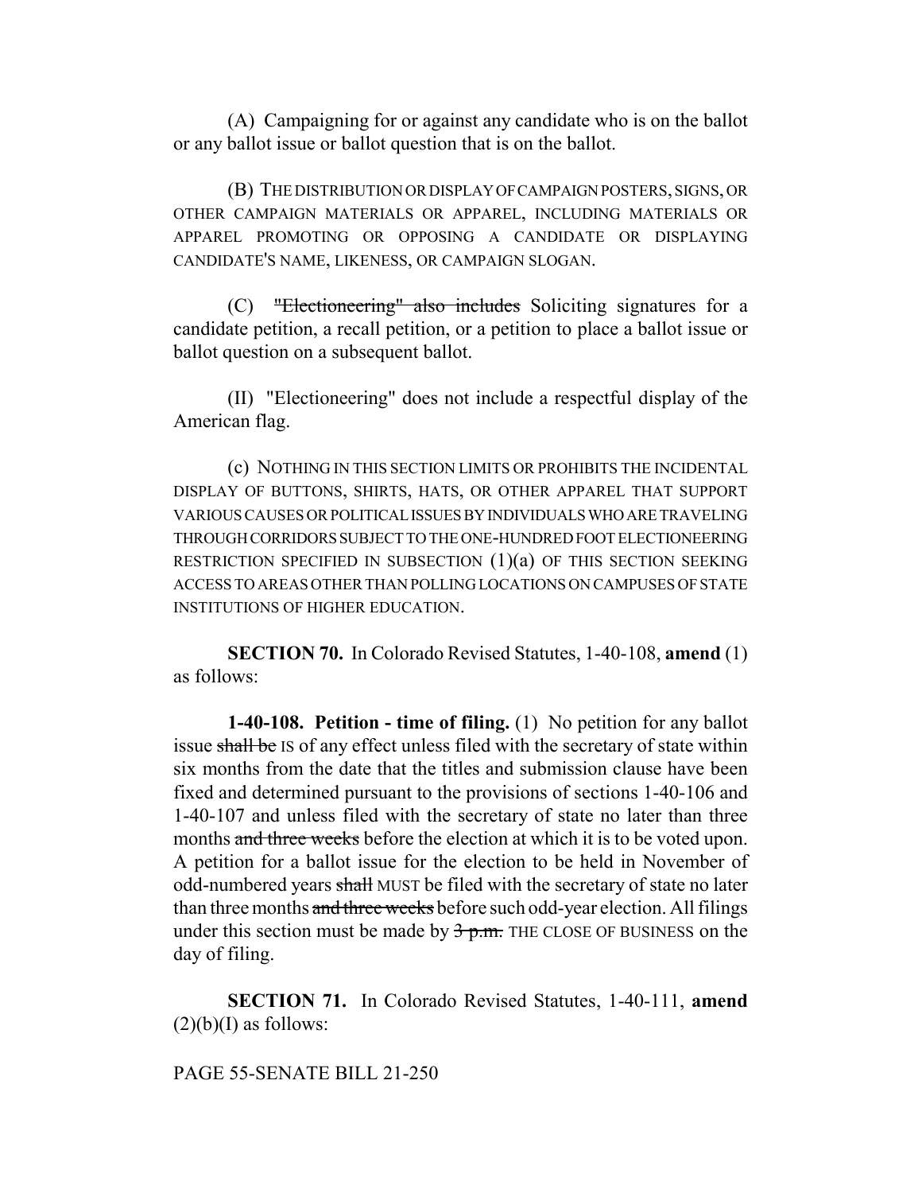(A) Campaigning for or against any candidate who is on the ballot or any ballot issue or ballot question that is on the ballot.

(B) THE DISTRIBUTION OR DISPLAY OF CAMPAIGN POSTERS, SIGNS, OR OTHER CAMPAIGN MATERIALS OR APPAREL, INCLUDING MATERIALS OR APPAREL PROMOTING OR OPPOSING A CANDIDATE OR DISPLAYING CANDIDATE'S NAME, LIKENESS, OR CAMPAIGN SLOGAN.

(C) ~~"Electioneering" also includes~~ Soliciting signatures for a candidate petition, a recall petition, or a petition to place a ballot issue or ballot question on a subsequent ballot.

(II) "Electioneering" does not include a respectful display of the American flag.

(c) NOTHING IN THIS SECTION LIMITS OR PROHIBITS THE INCIDENTAL DISPLAY OF BUTTONS, SHIRTS, HATS, OR OTHER APPAREL THAT SUPPORT VARIOUS CAUSES OR POLITICAL ISSUES BY INDIVIDUALS WHO ARE TRAVELING THROUGH CORRIDORS SUBJECT TO THE ONE-HUNDRED FOOT ELECTIONEERING RESTRICTION SPECIFIED IN SUBSECTION (1)(a) OF THIS SECTION SEEKING ACCESS TO AREAS OTHER THAN POLLING LOCATIONS ON CAMPUSES OF STATE INSTITUTIONS OF HIGHER EDUCATION.

**SECTION 70.** In Colorado Revised Statutes, 1-40-108, **amend** (1) as follows:

**1-40-108. Petition - time of filing.** (1) No petition for any ballot issue ~~shall be~~ IS of any effect unless filed with the secretary of state within six months from the date that the titles and submission clause have been fixed and determined pursuant to the provisions of sections 1-40-106 and 1-40-107 and unless filed with the secretary of state no later than three months ~~and three weeks~~ before the election at which it is to be voted upon. A petition for a ballot issue for the election to be held in November of odd-numbered years ~~shall~~ MUST be filed with the secretary of state no later than three months ~~and three weeks~~ before such odd-year election. All filings under this section must be made by ~~3 p.m.~~ THE CLOSE OF BUSINESS on the day of filing.

**SECTION 71.** In Colorado Revised Statutes, 1-40-111, **amend** (2)(b)(I) as follows: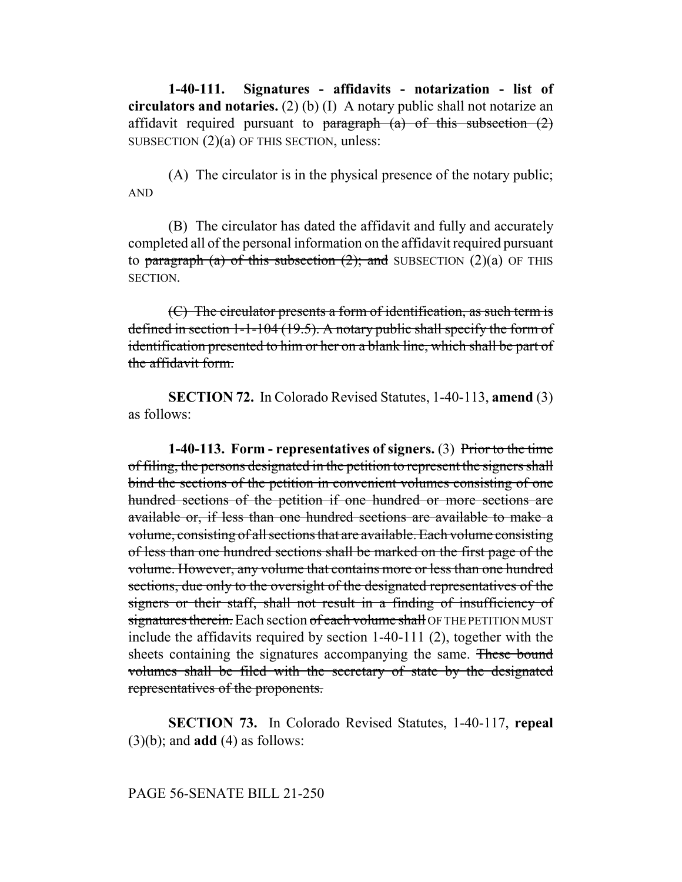**1-40-111. Signatures - affidavits - notarization - list of circulators and notaries.** (2) (b) (I) A notary public shall not notarize an affidavit required pursuant to ~~paragraph (a) of this subsection (2)~~ SUBSECTION (2)(a) OF THIS SECTION, unless:

(A) The circulator is in the physical presence of the notary public; AND

(B) The circulator has dated the affidavit and fully and accurately completed all of the personal information on the affidavit required pursuant to ~~paragraph (a) of this subsection (2); and~~ SUBSECTION (2)(a) OF THIS SECTION.

~~(C) The circulator presents a form of identification, as such term is defined in section 1-1-104 (19.5). A notary public shall specify the form of identification presented to him or her on a blank line, which shall be part of the affidavit form.~~

**SECTION 72.** In Colorado Revised Statutes, 1-40-113, **amend** (3) as follows:

**1-40-113. Form - representatives of signers.** (3) ~~Prior to the time of filing, the persons designated in the petition to represent the signers shall bind the sections of the petition in convenient volumes consisting of one hundred sections of the petition if one hundred or more sections are available or, if less than one hundred sections are available to make a volume, consisting of all sections that are available. Each volume consisting of less than one hundred sections shall be marked on the first page of the volume. However, any volume that contains more or less than one hundred sections, due only to the oversight of the designated representatives of the signers or their staff, shall not result in a finding of insufficiency of signatures therein.~~ Each section ~~of each volume shall~~ OF THE PETITION MUST include the affidavits required by section 1-40-111 (2), together with the sheets containing the signatures accompanying the same. ~~These bound volumes shall be filed with the secretary of state by the designated representatives of the proponents.~~

**SECTION 73.** In Colorado Revised Statutes, 1-40-117, **repeal** (3)(b); and **add** (4) as follows: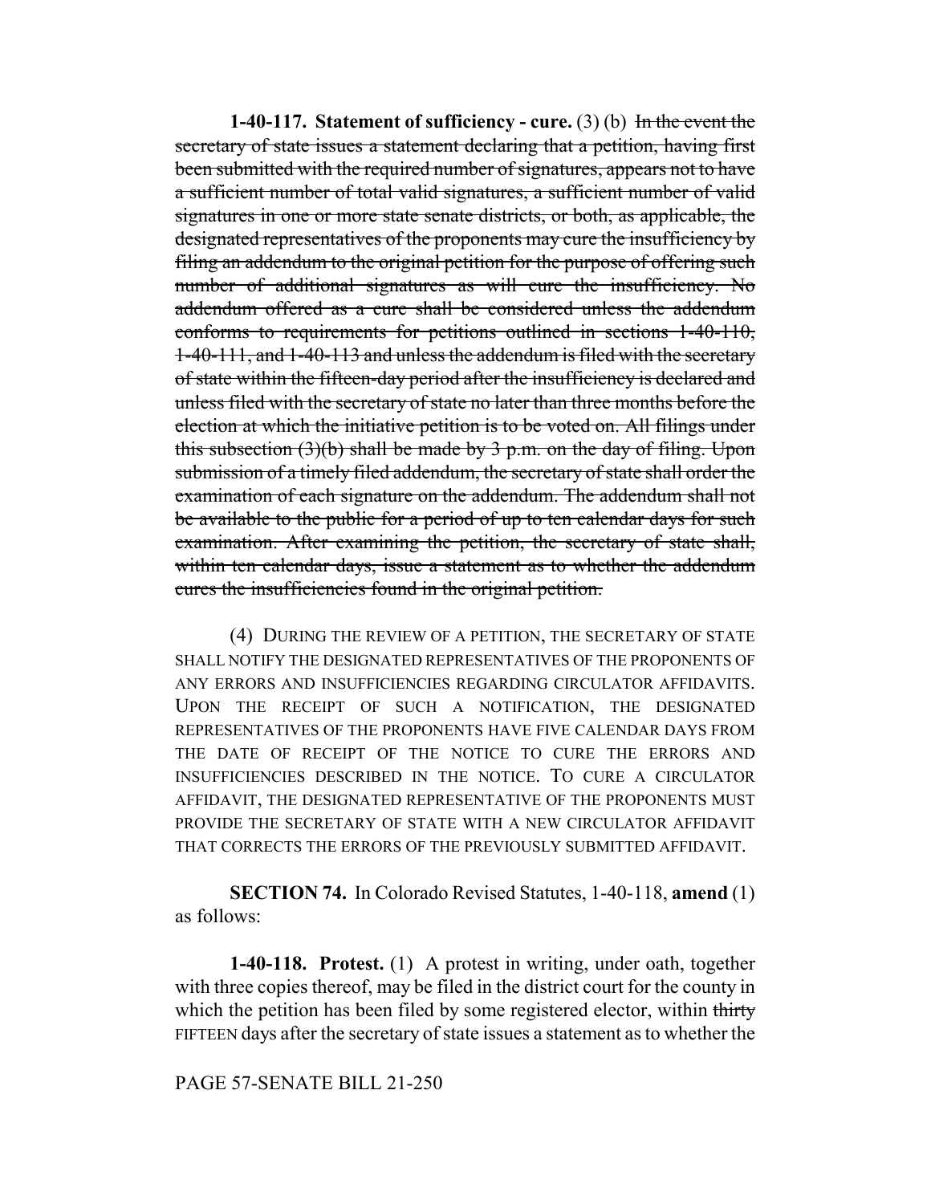**1-40-117. Statement of sufficiency - cure.** (3) (b) ~~In the event the secretary of state issues a statement declaring that a petition, having first been submitted with the required number of signatures, appears not to have a sufficient number of total valid signatures, a sufficient number of valid signatures in one or more state senate districts, or both, as applicable, the designated representatives of the proponents may cure the insufficiency by filing an addendum to the original petition for the purpose of offering such number of additional signatures as will cure the insufficiency. No addendum offered as a cure shall be considered unless the addendum conforms to requirements for petitions outlined in sections 1-40-110, 1-40-111, and 1-40-113 and unless the addendum is filed with the secretary of state within the fifteen-day period after the insufficiency is declared and unless filed with the secretary of state no later than three months before the election at which the initiative petition is to be voted on. All filings under this subsection (3)(b) shall be made by 3 p.m. on the day of filing. Upon submission of a timely filed addendum, the secretary of state shall order the examination of each signature on the addendum. The addendum shall not be available to the public for a period of up to ten calendar days for such examination. After examining the petition, the secretary of state shall, within ten calendar days, issue a statement as to whether the addendum cures the insufficiencies found in the original petition.~~

(4) DURING THE REVIEW OF A PETITION, THE SECRETARY OF STATE SHALL NOTIFY THE DESIGNATED REPRESENTATIVES OF THE PROPONENTS OF ANY ERRORS AND INSUFFICIENCIES REGARDING CIRCULATOR AFFIDAVITS. UPON THE RECEIPT OF SUCH A NOTIFICATION, THE DESIGNATED REPRESENTATIVES OF THE PROPONENTS HAVE FIVE CALENDAR DAYS FROM THE DATE OF RECEIPT OF THE NOTICE TO CURE THE ERRORS AND INSUFFICIENCIES DESCRIBED IN THE NOTICE. TO CURE A CIRCULATOR AFFIDAVIT, THE DESIGNATED REPRESENTATIVE OF THE PROPONENTS MUST PROVIDE THE SECRETARY OF STATE WITH A NEW CIRCULATOR AFFIDAVIT THAT CORRECTS THE ERRORS OF THE PREVIOUSLY SUBMITTED AFFIDAVIT.

**SECTION 74.** In Colorado Revised Statutes, 1-40-118, **amend** (1) as follows:

**1-40-118. Protest.** (1) A protest in writing, under oath, together with three copies thereof, may be filed in the district court for the county in which the petition has been filed by some registered elector, within ~~thirty~~ FIFTEEN days after the secretary of state issues a statement as to whether the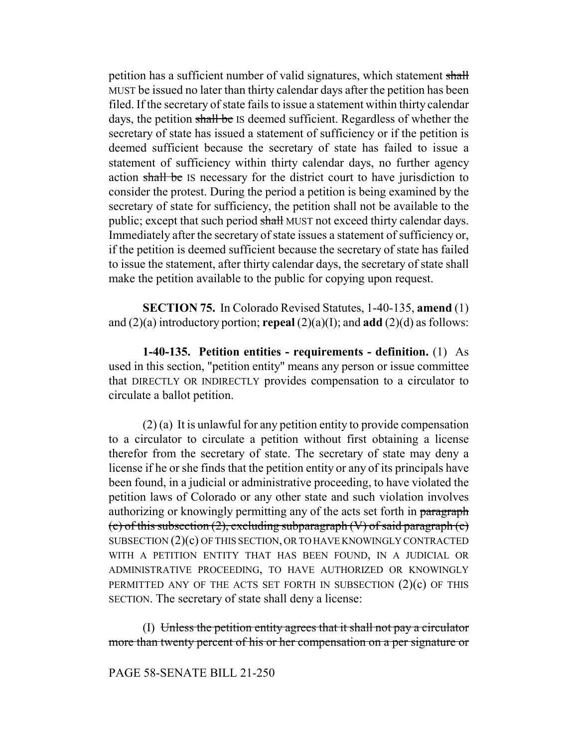petition has a sufficient number of valid signatures, which statement ~~shall~~ MUST be issued no later than thirty calendar days after the petition has been filed. If the secretary of state fails to issue a statement within thirty calendar days, the petition ~~shall be~~ IS deemed sufficient. Regardless of whether the secretary of state has issued a statement of sufficiency or if the petition is deemed sufficient because the secretary of state has failed to issue a statement of sufficiency within thirty calendar days, no further agency action ~~shall be~~ IS necessary for the district court to have jurisdiction to consider the protest. During the period a petition is being examined by the secretary of state for sufficiency, the petition shall not be available to the public; except that such period ~~shall~~ MUST not exceed thirty calendar days. Immediately after the secretary of state issues a statement of sufficiency or, if the petition is deemed sufficient because the secretary of state has failed to issue the statement, after thirty calendar days, the secretary of state shall make the petition available to the public for copying upon request.

**SECTION 75.** In Colorado Revised Statutes, 1-40-135, **amend** (1) and (2)(a) introductory portion; **repeal** (2)(a)(I); and **add** (2)(d) as follows:

**1-40-135. Petition entities - requirements - definition.** (1) As used in this section, "petition entity" means any person or issue committee that DIRECTLY OR INDIRECTLY provides compensation to a circulator to circulate a ballot petition.

(2) (a) It is unlawful for any petition entity to provide compensation to a circulator to circulate a petition without first obtaining a license therefor from the secretary of state. The secretary of state may deny a license if he or she finds that the petition entity or any of its principals have been found, in a judicial or administrative proceeding, to have violated the petition laws of Colorado or any other state and such violation involves authorizing or knowingly permitting any of the acts set forth in ~~paragraph (c) of this subsection (2), excluding subparagraph (V) of said paragraph (c)~~ SUBSECTION (2)(c) OF THIS SECTION, OR TO HAVE KNOWINGLY CONTRACTED WITH A PETITION ENTITY THAT HAS BEEN FOUND, IN A JUDICIAL OR ADMINISTRATIVE PROCEEDING, TO HAVE AUTHORIZED OR KNOWINGLY PERMITTED ANY OF THE ACTS SET FORTH IN SUBSECTION (2)(c) OF THIS SECTION. The secretary of state shall deny a license:

(I) ~~Unless the petition entity agrees that it shall not pay a circulator more than twenty percent of his or her compensation on a per signature or~~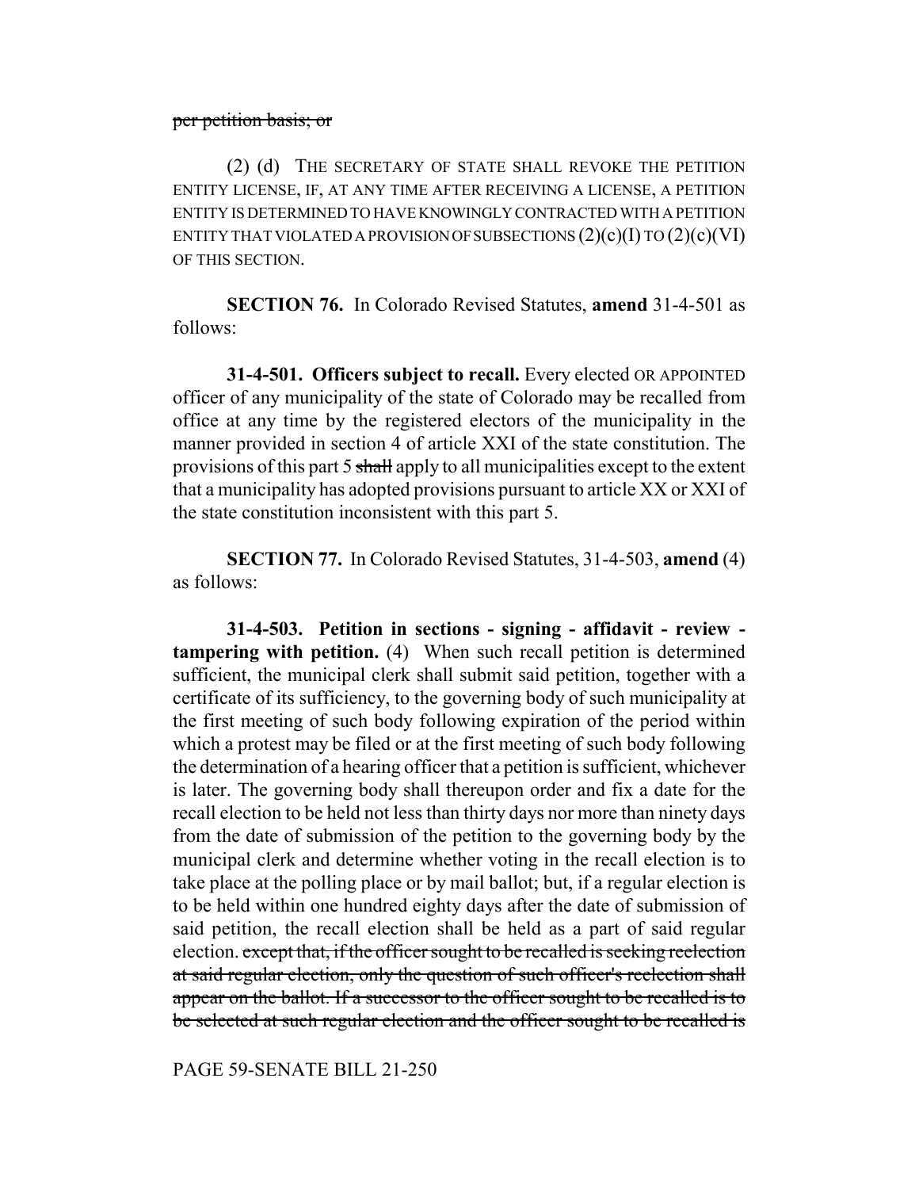~~per petition basis; or~~

(2) (d) THE SECRETARY OF STATE SHALL REVOKE THE PETITION ENTITY LICENSE, IF, AT ANY TIME AFTER RECEIVING A LICENSE, A PETITION ENTITY IS DETERMINED TO HAVE KNOWINGLY CONTRACTED WITH A PETITION ENTITY THAT VIOLATED A PROVISION OF SUBSECTIONS (2)(c)(I) TO (2)(c)(VI) OF THIS SECTION.

**SECTION 76.** In Colorado Revised Statutes, **amend** 31-4-501 as follows:

**31-4-501. Officers subject to recall.** Every elected OR APPOINTED officer of any municipality of the state of Colorado may be recalled from office at any time by the registered electors of the municipality in the manner provided in section 4 of article XXI of the state constitution. The provisions of this part 5 ~~shall~~ apply to all municipalities except to the extent that a municipality has adopted provisions pursuant to article XX or XXI of the state constitution inconsistent with this part 5.

**SECTION 77.** In Colorado Revised Statutes, 31-4-503, **amend** (4) as follows:

**31-4-503. Petition in sections - signing - affidavit - review - tampering with petition.** (4) When such recall petition is determined sufficient, the municipal clerk shall submit said petition, together with a certificate of its sufficiency, to the governing body of such municipality at the first meeting of such body following expiration of the period within which a protest may be filed or at the first meeting of such body following the determination of a hearing officer that a petition is sufficient, whichever is later. The governing body shall thereupon order and fix a date for the recall election to be held not less than thirty days nor more than ninety days from the date of submission of the petition to the governing body by the municipal clerk and determine whether voting in the recall election is to take place at the polling place or by mail ballot; but, if a regular election is to be held within one hundred eighty days after the date of submission of said petition, the recall election shall be held as a part of said regular election. ~~except that, if the officer sought to be recalled is seeking reelection at said regular election, only the question of such officer's reelection shall appear on the ballot. If a successor to the officer sought to be recalled is to be selected at such regular election and the officer sought to be recalled is~~

PAGE 59-SENATE BILL 21-250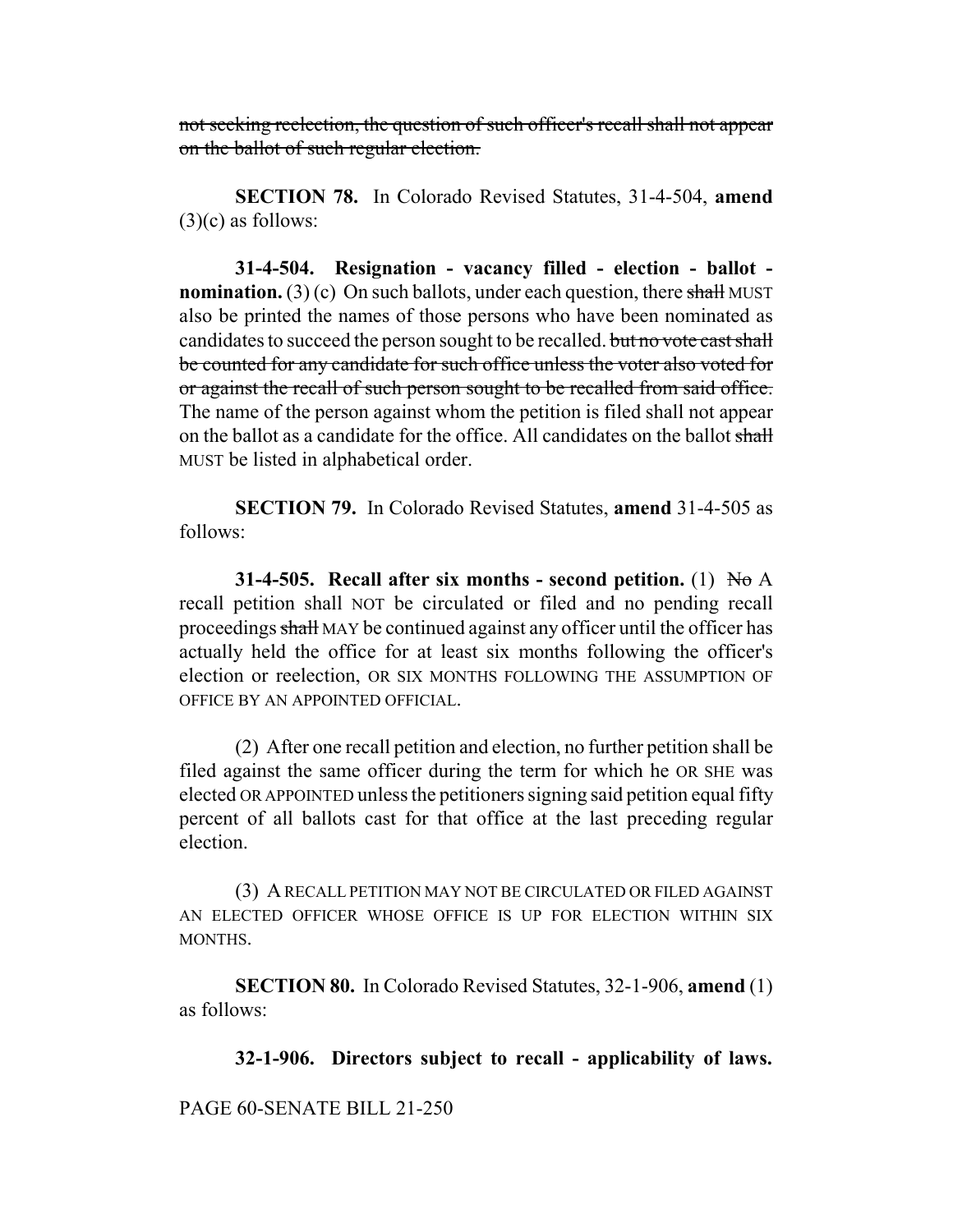~~not seeking reelection, the question of such officer's recall shall not appear on the ballot of such regular election.~~

**SECTION 78.** In Colorado Revised Statutes, 31-4-504, **amend** (3)(c) as follows:

**31-4-504. Resignation - vacancy filled - election - ballot - nomination.** (3) (c) On such ballots, under each question, there ~~shall~~ MUST also be printed the names of those persons who have been nominated as candidates to succeed the person sought to be recalled. ~~but no vote cast shall be counted for any candidate for such office unless the voter also voted for or against the recall of such person sought to be recalled from said office.~~ The name of the person against whom the petition is filed shall not appear on the ballot as a candidate for the office. All candidates on the ballot ~~shall~~ MUST be listed in alphabetical order.

**SECTION 79.** In Colorado Revised Statutes, **amend** 31-4-505 as follows:

**31-4-505. Recall after six months - second petition.** (1) ~~No~~ A recall petition shall NOT be circulated or filed and no pending recall proceedings ~~shall~~ MAY be continued against any officer until the officer has actually held the office for at least six months following the officer's election or reelection, OR SIX MONTHS FOLLOWING THE ASSUMPTION OF OFFICE BY AN APPOINTED OFFICIAL.

(2) After one recall petition and election, no further petition shall be filed against the same officer during the term for which he OR SHE was elected OR APPOINTED unless the petitioners signing said petition equal fifty percent of all ballots cast for that office at the last preceding regular election.

(3) A RECALL PETITION MAY NOT BE CIRCULATED OR FILED AGAINST AN ELECTED OFFICER WHOSE OFFICE IS UP FOR ELECTION WITHIN SIX MONTHS.

**SECTION 80.** In Colorado Revised Statutes, 32-1-906, **amend** (1) as follows:

**32-1-906. Directors subject to recall - applicability of laws.**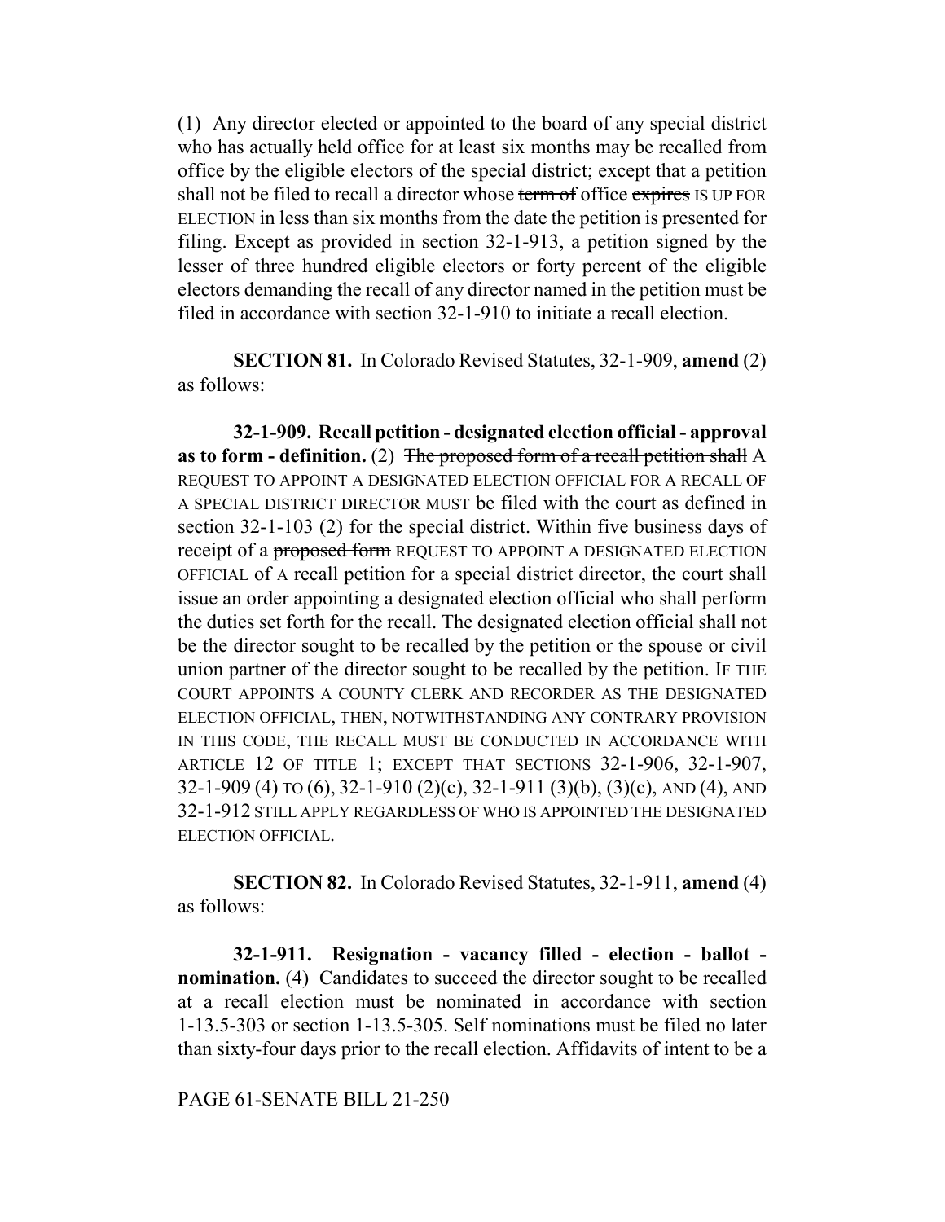(1) Any director elected or appointed to the board of any special district who has actually held office for at least six months may be recalled from office by the eligible electors of the special district; except that a petition shall not be filed to recall a director whose ~~term of~~ office ~~expires~~ IS UP FOR ELECTION in less than six months from the date the petition is presented for filing. Except as provided in section 32-1-913, a petition signed by the lesser of three hundred eligible electors or forty percent of the eligible electors demanding the recall of any director named in the petition must be filed in accordance with section 32-1-910 to initiate a recall election.

**SECTION 81.** In Colorado Revised Statutes, 32-1-909, **amend** (2) as follows:

**32-1-909. Recall petition - designated election official - approval as to form - definition.** (2) ~~The proposed form of a recall petition shall~~ A REQUEST TO APPOINT A DESIGNATED ELECTION OFFICIAL FOR A RECALL OF A SPECIAL DISTRICT DIRECTOR MUST be filed with the court as defined in section 32-1-103 (2) for the special district. Within five business days of receipt of a ~~proposed form~~ REQUEST TO APPOINT A DESIGNATED ELECTION OFFICIAL of A recall petition for a special district director, the court shall issue an order appointing a designated election official who shall perform the duties set forth for the recall. The designated election official shall not be the director sought to be recalled by the petition or the spouse or civil union partner of the director sought to be recalled by the petition. IF THE COURT APPOINTS A COUNTY CLERK AND RECORDER AS THE DESIGNATED ELECTION OFFICIAL, THEN, NOTWITHSTANDING ANY CONTRARY PROVISION IN THIS CODE, THE RECALL MUST BE CONDUCTED IN ACCORDANCE WITH ARTICLE 12 OF TITLE 1; EXCEPT THAT SECTIONS 32-1-906, 32-1-907, 32-1-909 (4) TO (6), 32-1-910 (2)(c), 32-1-911 (3)(b), (3)(c), AND (4), AND 32-1-912 STILL APPLY REGARDLESS OF WHO IS APPOINTED THE DESIGNATED ELECTION OFFICIAL.

**SECTION 82.** In Colorado Revised Statutes, 32-1-911, **amend** (4) as follows:

**32-1-911. Resignation - vacancy filled - election - ballot - nomination.** (4) Candidates to succeed the director sought to be recalled at a recall election must be nominated in accordance with section 1-13.5-303 or section 1-13.5-305. Self nominations must be filed no later than sixty-four days prior to the recall election. Affidavits of intent to be a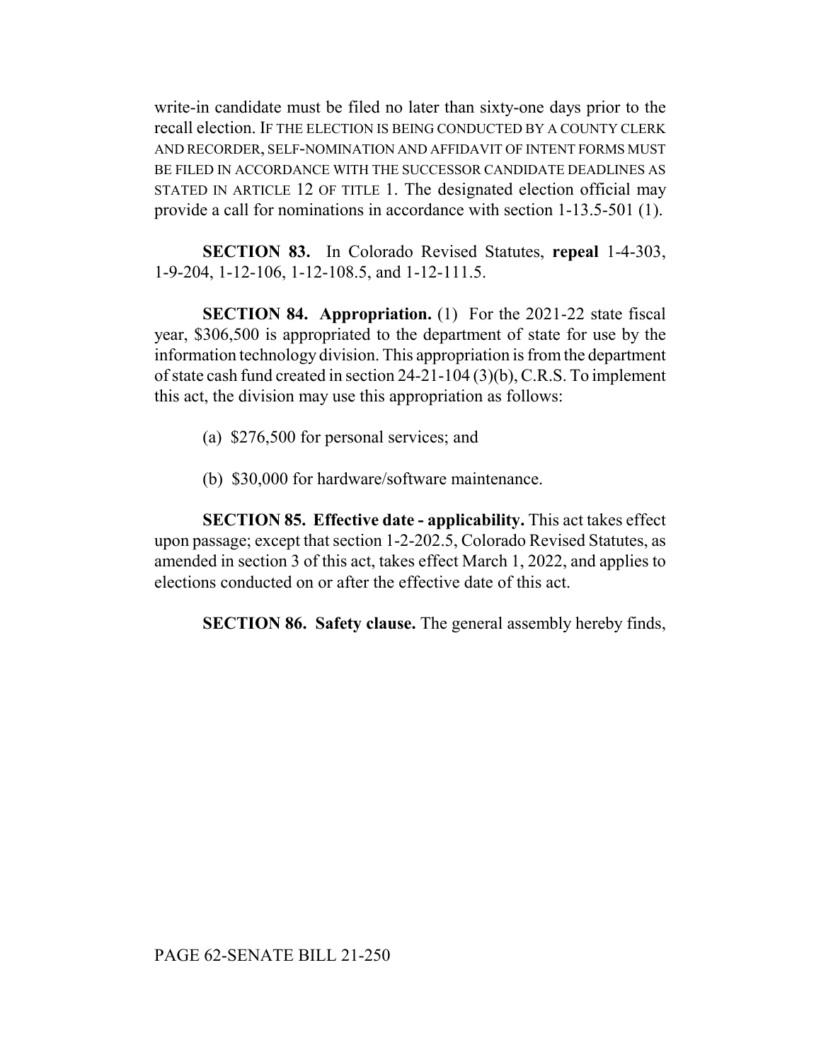write-in candidate must be filed no later than sixty-one days prior to the recall election. IF THE ELECTION IS BEING CONDUCTED BY A COUNTY CLERK AND RECORDER, SELF-NOMINATION AND AFFIDAVIT OF INTENT FORMS MUST BE FILED IN ACCORDANCE WITH THE SUCCESSOR CANDIDATE DEADLINES AS STATED IN ARTICLE 12 OF TITLE 1. The designated election official may provide a call for nominations in accordance with section 1-13.5-501 (1).

**SECTION 83.** In Colorado Revised Statutes, **repeal** 1-4-303, 1-9-204, 1-12-106, 1-12-108.5, and 1-12-111.5.

**SECTION 84. Appropriation.** (1) For the 2021-22 state fiscal year, $306,500 is appropriated to the department of state for use by the information technology division. This appropriation is from the department of state cash fund created in section 24-21-104 (3)(b), C.R.S. To implement this act, the division may use this appropriation as follows:

(a) $276,500 for personal services; and

(b) $30,000 for hardware/software maintenance.

**SECTION 85. Effective date - applicability.** This act takes effect upon passage; except that section 1-2-202.5, Colorado Revised Statutes, as amended in section 3 of this act, takes effect March 1, 2022, and applies to elections conducted on or after the effective date of this act.

**SECTION 86. Safety clause.** The general assembly hereby finds,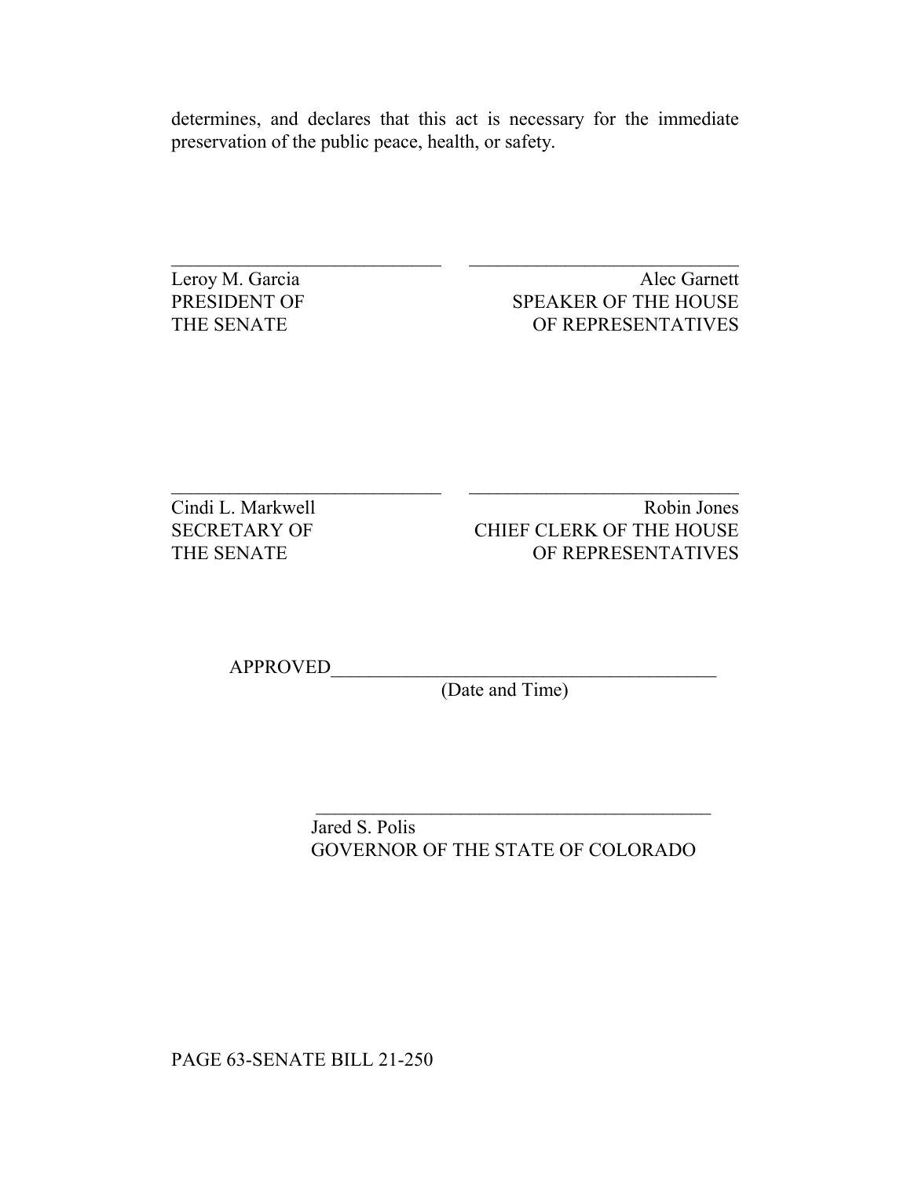determines, and declares that this act is necessary for the immediate preservation of the public peace, health, or safety.

\_\_\_\_\_\_\_\_\_\_\_\_\_\_\_\_\_\_\_\_\_\_\_\_\_\_\_\_
Leroy M. Garcia
PRESIDENT OF
THE SENATE

\_\_\_\_\_\_\_\_\_\_\_\_\_\_\_\_\_\_\_\_\_\_\_\_\_\_\_\_
Alec Garnett
SPEAKER OF THE HOUSE
OF REPRESENTATIVES

\_\_\_\_\_\_\_\_\_\_\_\_\_\_\_\_\_\_\_\_\_\_\_\_\_\_\_\_
Cindi L. Markwell
SECRETARY OF
THE SENATE

\_\_\_\_\_\_\_\_\_\_\_\_\_\_\_\_\_\_\_\_\_\_\_\_\_\_\_\_
Robin Jones
CHIEF CLERK OF THE HOUSE
OF REPRESENTATIVES

APPROVED\_\_\_\_\_\_\_\_\_\_\_\_\_\_\_\_\_\_\_\_\_\_\_\_\_\_\_\_\_\_\_\_\_\_\_\_\_\_\_\_
(Date and Time)

\_\_\_\_\_\_\_\_\_\_\_\_\_\_\_\_\_\_\_\_\_\_\_\_\_\_\_\_\_\_\_\_\_\_\_\_\_\_\_\_
Jared S. Polis
GOVERNOR OF THE STATE OF COLORADO

PAGE 63-SENATE BILL 21-250